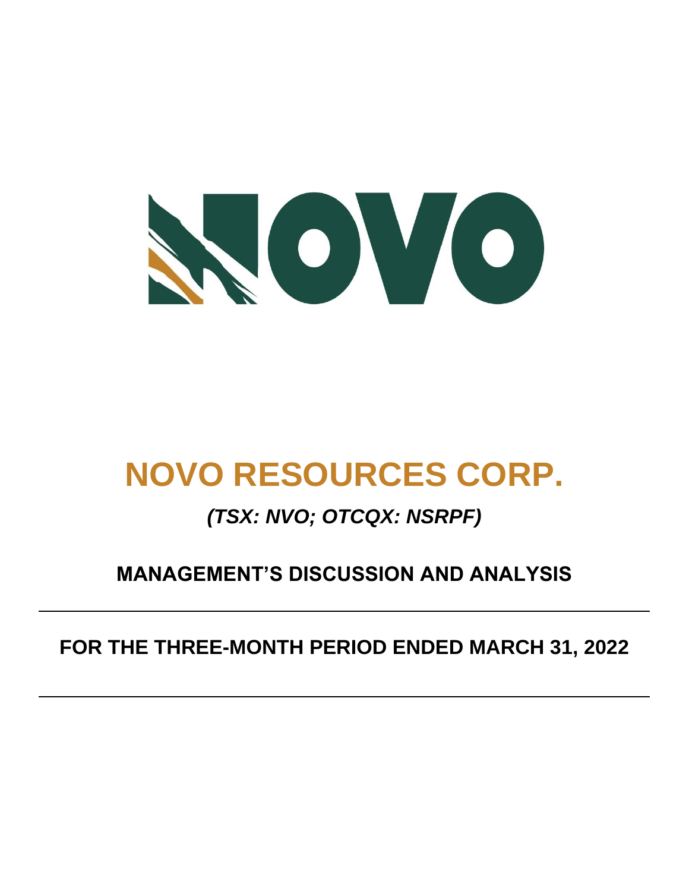# NOVO

# NOVO RESOURCES CORP.

## *(TSX: NVO; OTCQX: NSRPF)*

## MANAGEMENT'S DISCUSSION AND ANALYSIS

---

## FOR THE THREE-MONTH PERIOD ENDED MARCH 31, 2022

---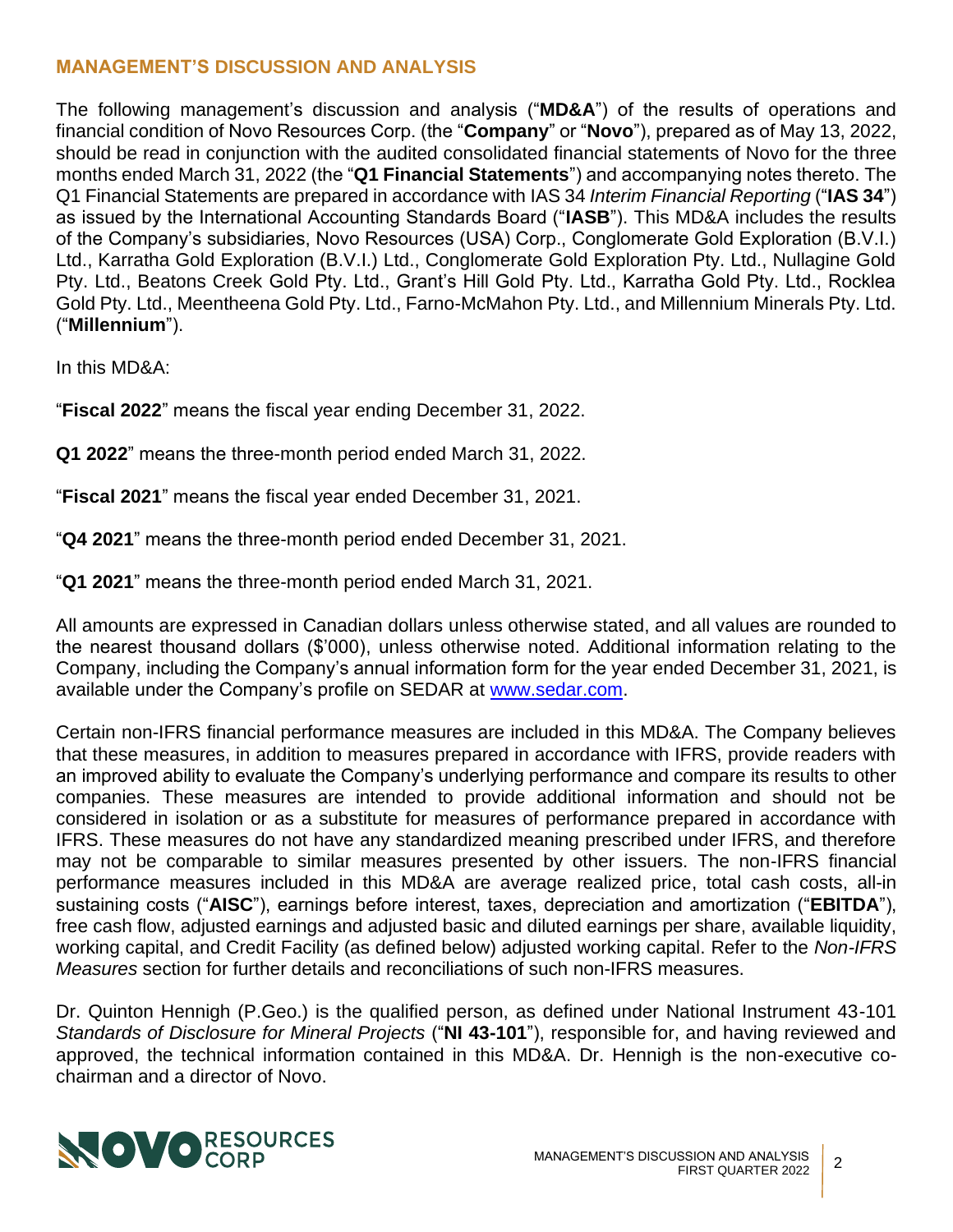## MANAGEMENT'S DISCUSSION AND ANALYSIS

The following management's discussion and analysis ("**MD&A**") of the results of operations and financial condition of Novo Resources Corp. (the "**Company**" or "**Novo**"), prepared as of May 13, 2022, should be read in conjunction with the audited consolidated financial statements of Novo for the three months ended March 31, 2022 (the "**Q1 Financial Statements**") and accompanying notes thereto. The Q1 Financial Statements are prepared in accordance with IAS 34 *Interim Financial Reporting* ("**IAS 34**") as issued by the International Accounting Standards Board ("**IASB**"). This MD&A includes the results of the Company's subsidiaries, Novo Resources (USA) Corp., Conglomerate Gold Exploration (B.V.I.) Ltd., Karratha Gold Exploration (B.V.I.) Ltd., Conglomerate Gold Exploration Pty. Ltd., Nullagine Gold Pty. Ltd., Beatons Creek Gold Pty. Ltd., Grant's Hill Gold Pty. Ltd., Karratha Gold Pty. Ltd., Rocklea Gold Pty. Ltd., Meentheena Gold Pty. Ltd., Farno-McMahon Pty. Ltd., and Millennium Minerals Pty. Ltd. ("**Millennium**").

In this MD&A:

"**Fiscal 2022**" means the fiscal year ending December 31, 2022.

**Q1 2022**" means the three-month period ended March 31, 2022.

"**Fiscal 2021**" means the fiscal year ended December 31, 2021.

"**Q4 2021**" means the three-month period ended December 31, 2021.

"**Q1 2021**" means the three-month period ended March 31, 2021.

All amounts are expressed in Canadian dollars unless otherwise stated, and all values are rounded to the nearest thousand dollars ($'000), unless otherwise noted. Additional information relating to the Company, including the Company's annual information form for the year ended December 31, 2021, is available under the Company's profile on SEDAR at www.sedar.com.

Certain non-IFRS financial performance measures are included in this MD&A. The Company believes that these measures, in addition to measures prepared in accordance with IFRS, provide readers with an improved ability to evaluate the Company's underlying performance and compare its results to other companies. These measures are intended to provide additional information and should not be considered in isolation or as a substitute for measures of performance prepared in accordance with IFRS. These measures do not have any standardized meaning prescribed under IFRS, and therefore may not be comparable to similar measures presented by other issuers. The non-IFRS financial performance measures included in this MD&A are average realized price, total cash costs, all-in sustaining costs ("**AISC**"), earnings before interest, taxes, depreciation and amortization ("**EBITDA**"), free cash flow, adjusted earnings and adjusted basic and diluted earnings per share, available liquidity, working capital, and Credit Facility (as defined below) adjusted working capital. Refer to the *Non-IFRS Measures* section for further details and reconciliations of such non-IFRS measures.

Dr. Quinton Hennigh (P.Geo.) is the qualified person, as defined under National Instrument 43-101 *Standards of Disclosure for Mineral Projects* ("**NI 43-101**"), responsible for, and having reviewed and approved, the technical information contained in this MD&A. Dr. Hennigh is the non-executive co-chairman and a director of Novo.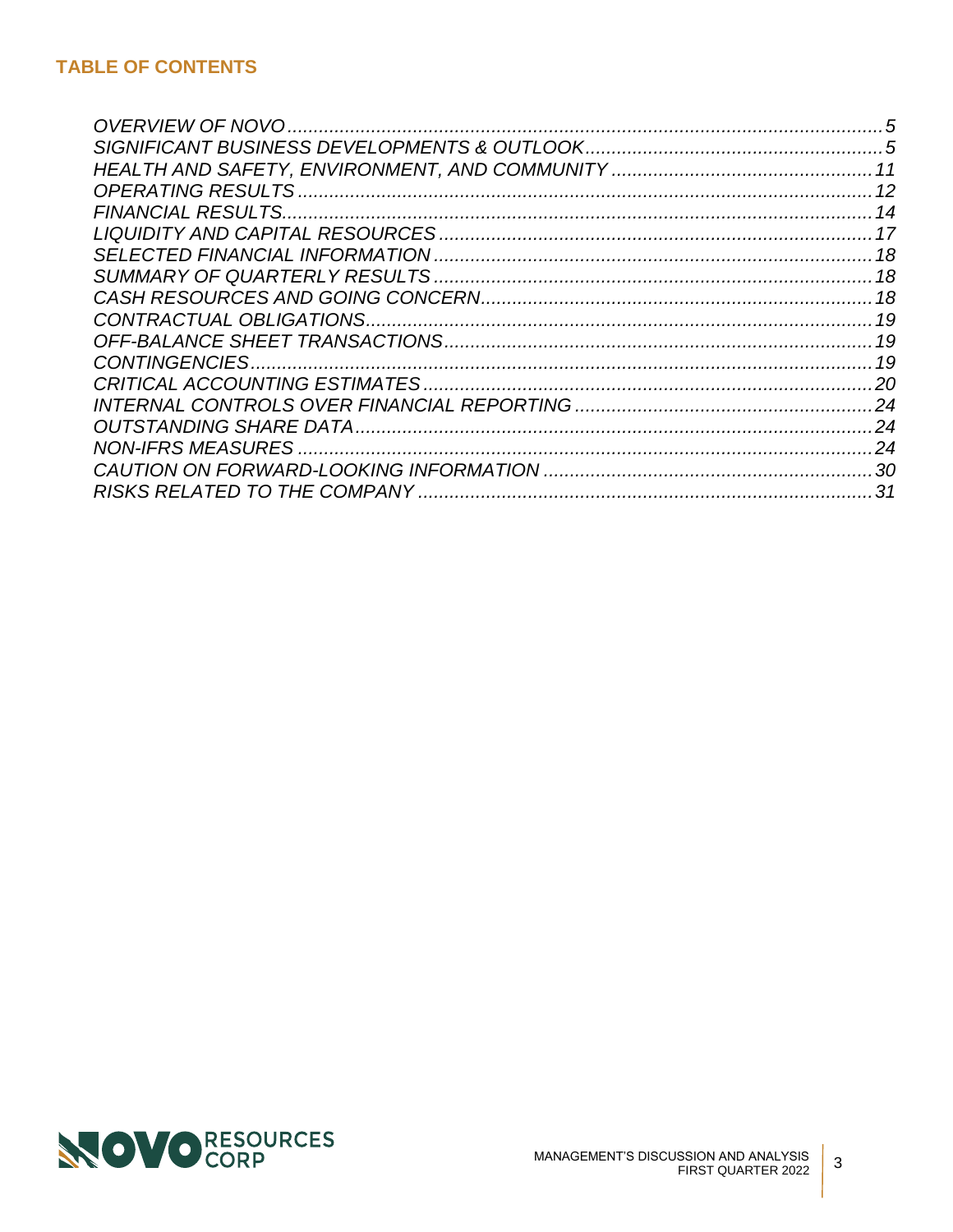## TABLE OF CONTENTS

| | |
|---|---|
| *OVERVIEW OF NOVO* | *5* |
| *SIGNIFICANT BUSINESS DEVELOPMENTS & OUTLOOK* | *5* |
| *HEALTH AND SAFETY, ENVIRONMENT, AND COMMUNITY* | *11* |
| *OPERATING RESULTS* | *12* |
| *FINANCIAL RESULTS* | *14* |
| *LIQUIDITY AND CAPITAL RESOURCES* | *17* |
| *SELECTED FINANCIAL INFORMATION* | *18* |
| *SUMMARY OF QUARTERLY RESULTS* | *18* |
| *CASH RESOURCES AND GOING CONCERN* | *18* |
| *CONTRACTUAL OBLIGATIONS* | *19* |
| *OFF-BALANCE SHEET TRANSACTIONS* | *19* |
| *CONTINGENCIES* | *19* |
| *CRITICAL ACCOUNTING ESTIMATES* | *20* |
| *INTERNAL CONTROLS OVER FINANCIAL REPORTING* | *24* |
| *OUTSTANDING SHARE DATA* | *24* |
| *NON-IFRS MEASURES* | *24* |
| *CAUTION ON FORWARD-LOOKING INFORMATION* | *30* |
| *RISKS RELATED TO THE COMPANY* | *31* |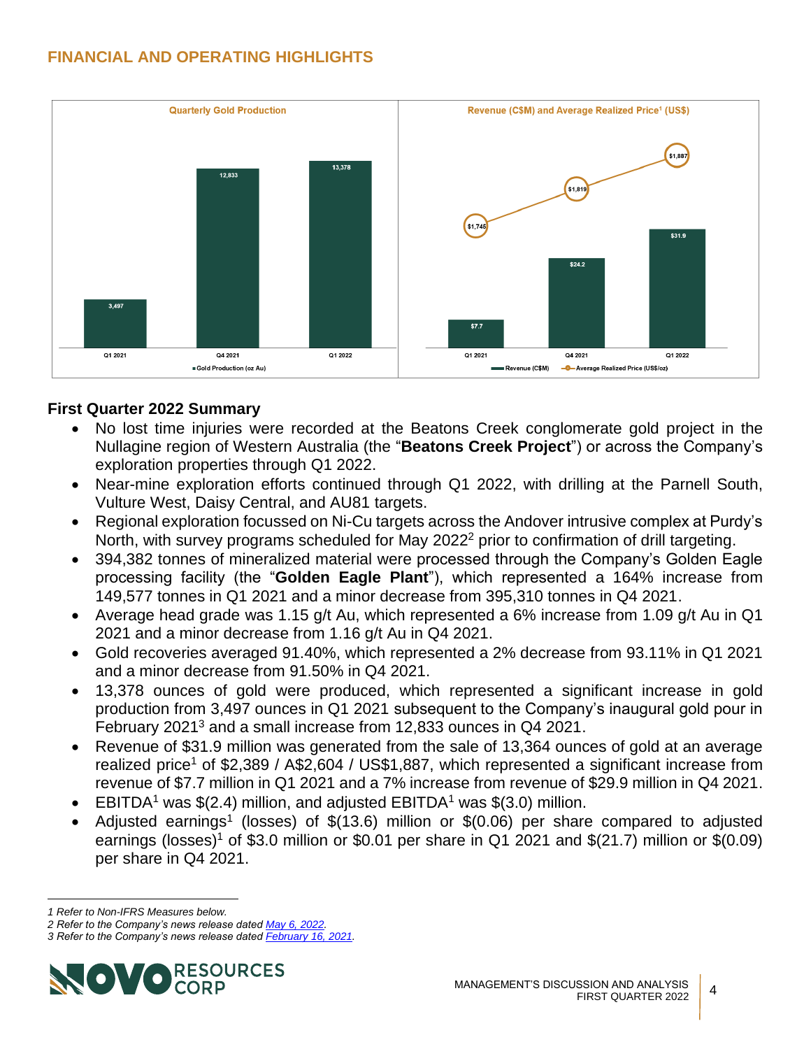## FINANCIAL AND OPERATING HIGHLIGHTS

**Quarterly Gold Production**

| | Q1 2021 | Q4 2021 | Q1 2022 |
|---|---|---|---|
| Gold Production (oz Au) | 3,497 | 12,833 | 13,378 |

**Revenue (C$M) and Average Realized Price[1] (US$)**

| | Q1 2021 | Q4 2021 | Q1 2022 |
|---|---|---|---|
| Revenue (C$M) | $7.7 | $24.2 | $31.9 |
| Average Realized Price (US$/oz) | $1,745 | $1,819 | $1,887 |

### First Quarter 2022 Summary

- No lost time injuries were recorded at the Beatons Creek conglomerate gold project in the Nullagine region of Western Australia (the "**Beatons Creek Project**") or across the Company's exploration properties through Q1 2022.
- Near-mine exploration efforts continued through Q1 2022, with drilling at the Parnell South, Vulture West, Daisy Central, and AU81 targets.
- Regional exploration focussed on Ni-Cu targets across the Andover intrusive complex at Purdy's North, with survey programs scheduled for May 2022[2] prior to confirmation of drill targeting.
- 394,382 tonnes of mineralized material were processed through the Company's Golden Eagle processing facility (the "**Golden Eagle Plant**"), which represented a 164% increase from 149,577 tonnes in Q1 2021 and a minor decrease from 395,310 tonnes in Q4 2021.
- Average head grade was 1.15 g/t Au, which represented a 6% increase from 1.09 g/t Au in Q1 2021 and a minor decrease from 1.16 g/t Au in Q4 2021.
- Gold recoveries averaged 91.40%, which represented a 2% decrease from 93.11% in Q1 2021 and a minor decrease from 91.50% in Q4 2021.
- 13,378 ounces of gold were produced, which represented a significant increase in gold production from 3,497 ounces in Q1 2021 subsequent to the Company's inaugural gold pour in February 2021[3] and a small increase from 12,833 ounces in Q4 2021.
- Revenue of $31.9 million was generated from the sale of 13,364 ounces of gold at an average realized price[1] of $2,389 / A$2,604 / US$1,887, which represented a significant increase from revenue of $7.7 million in Q1 2021 and a 7% increase from revenue of $29.9 million in Q4 2021.
- EBITDA[1] was $(2.4) million, and adjusted EBITDA[1] was $(3.0) million.
- Adjusted earnings[1] (losses) of $(13.6) million or $(0.06) per share compared to adjusted earnings (losses)[1] of $3.0 million or $0.01 per share in Q1 2021 and $(21.7) million or $(0.09) per share in Q4 2021.

---

*1 Refer to Non-IFRS Measures below.*
*2 Refer to the Company's news release dated [May 6, 2022](#).*
*3 Refer to the Company's news release dated [February 16, 2021](#).*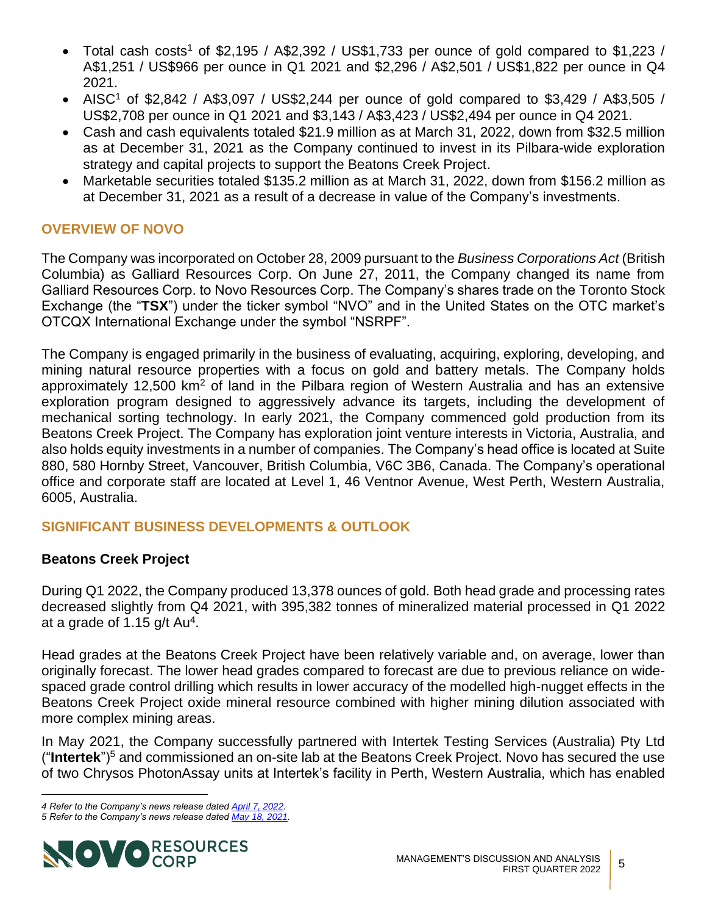- Total cash costs[1] of $2,195 / A$2,392 / US$1,733 per ounce of gold compared to $1,223 / A$1,251 / US$966 per ounce in Q1 2021 and $2,296 / A$2,501 / US$1,822 per ounce in Q4 2021.
- AISC[1] of $2,842 / A$3,097 / US$2,244 per ounce of gold compared to $3,429 / A$3,505 / US$2,708 per ounce in Q1 2021 and $3,143 / A$3,423 / US$2,494 per ounce in Q4 2021.
- Cash and cash equivalents totaled $21.9 million as at March 31, 2022, down from $32.5 million as at December 31, 2021 as the Company continued to invest in its Pilbara-wide exploration strategy and capital projects to support the Beatons Creek Project.
- Marketable securities totaled $135.2 million as at March 31, 2022, down from $156.2 million as at December 31, 2021 as a result of a decrease in value of the Company's investments.

## OVERVIEW OF NOVO

The Company was incorporated on October 28, 2009 pursuant to the *Business Corporations Act* (British Columbia) as Galliard Resources Corp. On June 27, 2011, the Company changed its name from Galliard Resources Corp. to Novo Resources Corp. The Company's shares trade on the Toronto Stock Exchange (the "**TSX**") under the ticker symbol "NVO" and in the United States on the OTC market's OTCQX International Exchange under the symbol "NSRPF".

The Company is engaged primarily in the business of evaluating, acquiring, exploring, developing, and mining natural resource properties with a focus on gold and battery metals. The Company holds approximately 12,500 $km^2$ of land in the Pilbara region of Western Australia and has an extensive exploration program designed to aggressively advance its targets, including the development of mechanical sorting technology. In early 2021, the Company commenced gold production from its Beatons Creek Project. The Company has exploration joint venture interests in Victoria, Australia, and also holds equity investments in a number of companies. The Company's head office is located at Suite 880, 580 Hornby Street, Vancouver, British Columbia, V6C 3B6, Canada. The Company's operational office and corporate staff are located at Level 1, 46 Ventnor Avenue, West Perth, Western Australia, 6005, Australia.

## SIGNIFICANT BUSINESS DEVELOPMENTS & OUTLOOK

### Beatons Creek Project

During Q1 2022, the Company produced 13,378 ounces of gold. Both head grade and processing rates decreased slightly from Q4 2021, with 395,382 tonnes of mineralized material processed in Q1 2022 at a grade of 1.15 g/t Au[4].

Head grades at the Beatons Creek Project have been relatively variable and, on average, lower than originally forecast. The lower head grades compared to forecast are due to previous reliance on wide-spaced grade control drilling which results in lower accuracy of the modelled high-nugget effects in the Beatons Creek Project oxide mineral resource combined with higher mining dilution associated with more complex mining areas.

In May 2021, the Company successfully partnered with Intertek Testing Services (Australia) Pty Ltd ("**Intertek**")[5] and commissioned an on-site lab at the Beatons Creek Project. Novo has secured the use of two Chrysos PhotonAssay units at Intertek's facility in Perth, Western Australia, which has enabled

*4 Refer to the Company's news release dated April 7, 2022.*
*5 Refer to the Company's news release dated May 18, 2021.*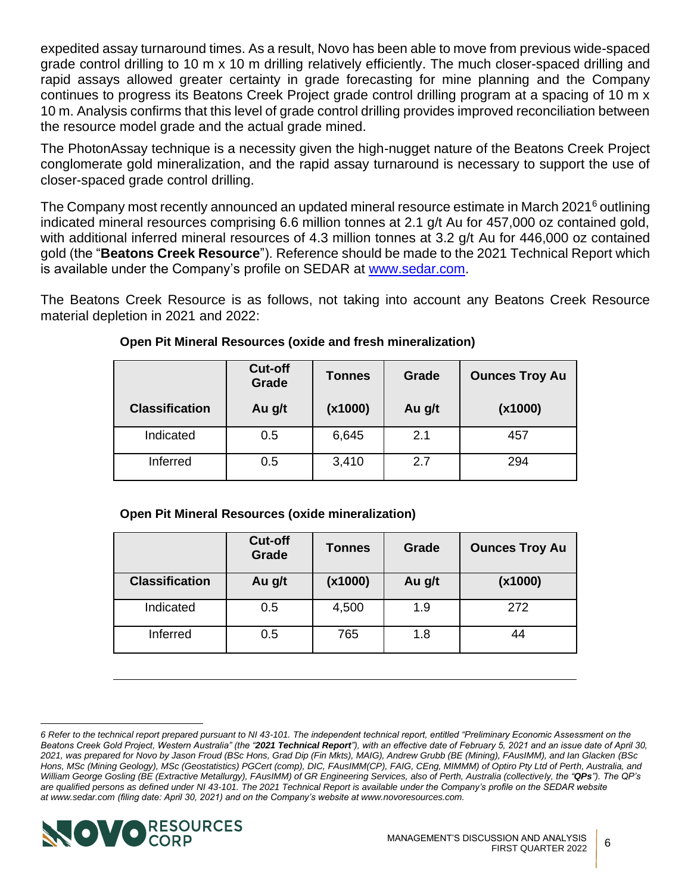expedited assay turnaround times. As a result, Novo has been able to move from previous wide-spaced grade control drilling to 10 m x 10 m drilling relatively efficiently. The much closer-spaced drilling and rapid assays allowed greater certainty in grade forecasting for mine planning and the Company continues to progress its Beatons Creek Project grade control drilling program at a spacing of 10 m x 10 m. Analysis confirms that this level of grade control drilling provides improved reconciliation between the resource model grade and the actual grade mined.

The PhotonAssay technique is a necessity given the high-nugget nature of the Beatons Creek Project conglomerate gold mineralization, and the rapid assay turnaround is necessary to support the use of closer-spaced grade control drilling.

The Company most recently announced an updated mineral resource estimate in March 2021[6] outlining indicated mineral resources comprising 6.6 million tonnes at 2.1 g/t Au for 457,000 oz contained gold, with additional inferred mineral resources of 4.3 million tonnes at 3.2 g/t Au for 446,000 oz contained gold (the "**Beatons Creek Resource**"). Reference should be made to the 2021 Technical Report which is available under the Company's profile on SEDAR at www.sedar.com.

The Beatons Creek Resource is as follows, not taking into account any Beatons Creek Resource material depletion in 2021 and 2022:

**Open Pit Mineral Resources (oxide and fresh mineralization)**

| Classification | Cut-off Grade Au g/t | Tonnes (x1000) | Grade Au g/t | Ounces Troy Au (x1000) |
|---|---|---|---|---|
| Indicated | 0.5 | 6,645 | 2.1 | 457 |
| Inferred | 0.5 | 3,410 | 2.7 | 294 |

**Open Pit Mineral Resources (oxide mineralization)**

| Classification | Cut-off Grade Au g/t | Tonnes (x1000) | Grade Au g/t | Ounces Troy Au (x1000) |
|---|---|---|---|---|
| Indicated | 0.5 | 4,500 | 1.9 | 272 |
| Inferred | 0.5 | 765 | 1.8 | 44 |

*6 Refer to the technical report prepared pursuant to NI 43-101. The independent technical report, entitled "Preliminary Economic Assessment on the Beatons Creek Gold Project, Western Australia" (the "**2021 Technical Report**"), with an effective date of February 5, 2021 and an issue date of April 30, 2021, was prepared for Novo by Jason Froud (BSc Hons, Grad Dip (Fin Mkts), MAIG), Andrew Grubb (BE (Mining), FAusIMM), and Ian Glacken (BSc Hons, MSc (Mining Geology), MSc (Geostatistics) PGCert (comp), DIC, FAusIMM(CP), FAIG, CEng, MIMMM) of Optiro Pty Ltd of Perth, Australia, and William George Gosling (BE (Extractive Metallurgy), FAusIMM) of GR Engineering Services, also of Perth, Australia (collectively, the "**QPs**"). The QP's are qualified persons as defined under NI 43-101. The 2021 Technical Report is available under the Company's profile on the SEDAR website at www.sedar.com (filing date: April 30, 2021) and on the Company's website at www.novoresources.com.*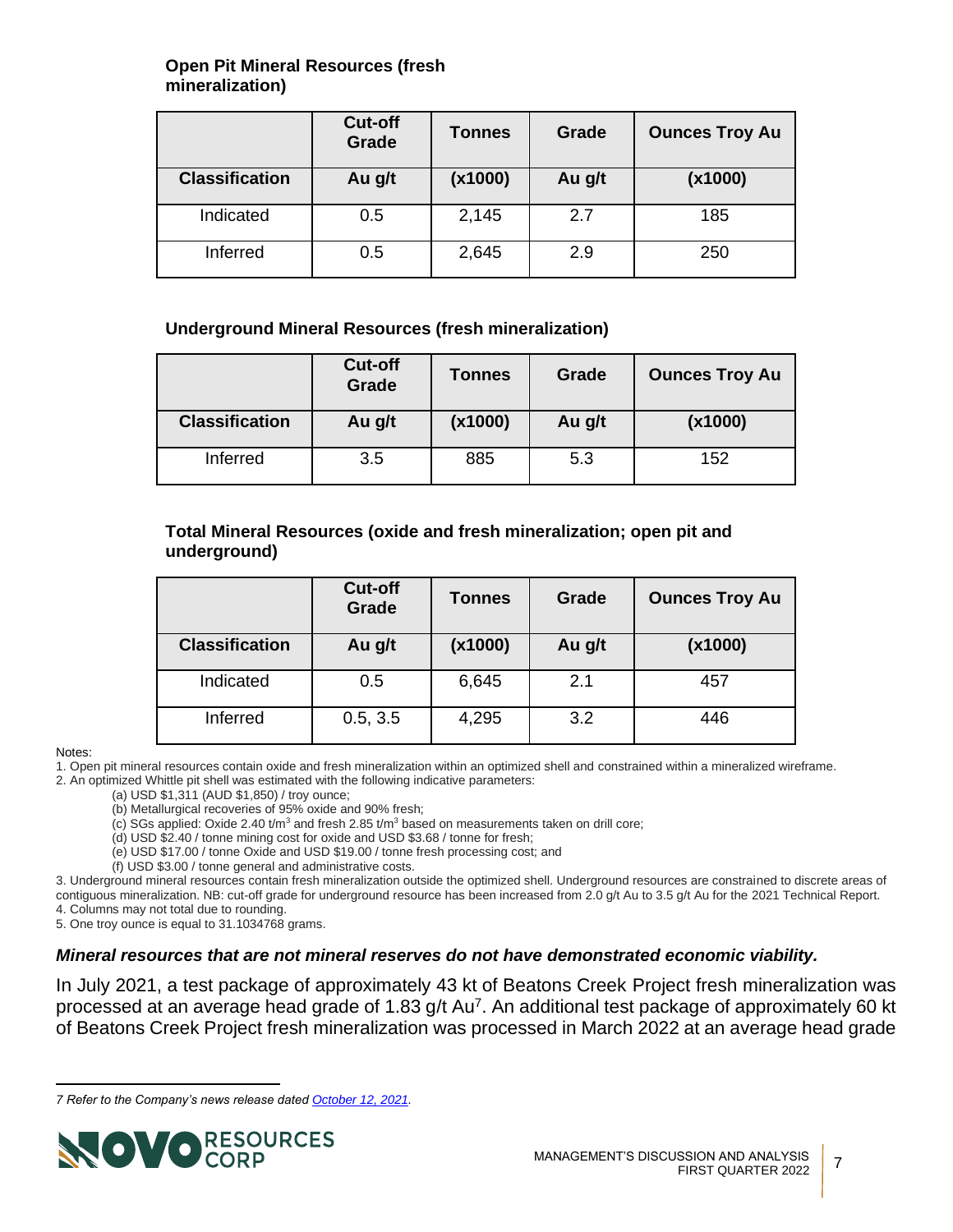**Open Pit Mineral Resources (fresh mineralization)**

| | Cut-off Grade | Tonnes | Grade | Ounces Troy Au |
|---|---|---|---|---|
| **Classification** | **Au g/t** | **(x1000)** | **Au g/t** | **(x1000)** |
| Indicated | 0.5 | 2,145 | 2.7 | 185 |
| Inferred | 0.5 | 2,645 | 2.9 | 250 |

**Underground Mineral Resources (fresh mineralization)**

| | Cut-off Grade | Tonnes | Grade | Ounces Troy Au |
|---|---|---|---|---|
| **Classification** | **Au g/t** | **(x1000)** | **Au g/t** | **(x1000)** |
| Inferred | 3.5 | 885 | 5.3 | 152 |

**Total Mineral Resources (oxide and fresh mineralization; open pit and underground)**

| | Cut-off Grade | Tonnes | Grade | Ounces Troy Au |
|---|---|---|---|---|
| **Classification** | **Au g/t** | **(x1000)** | **Au g/t** | **(x1000)** |
| Indicated | 0.5 | 6,645 | 2.1 | 457 |
| Inferred | 0.5, 3.5 | 4,295 | 3.2 | 446 |

Notes:

1. Open pit mineral resources contain oxide and fresh mineralization within an optimized shell and constrained within a mineralized wireframe.
2. An optimized Whittle pit shell was estimated with the following indicative parameters:
   - (a) USD $1,311 (AUD $1,850) / troy ounce;
   - (b) Metallurgical recoveries of 95% oxide and 90% fresh;
   - (c) SGs applied: Oxide 2.40 t/m$^3$ and fresh 2.85 t/m$^3$ based on measurements taken on drill core;
   - (d) USD $2.40 / tonne mining cost for oxide and USD $3.68 / tonne for fresh;
   - (e) USD $17.00 / tonne Oxide and USD $19.00 / tonne fresh processing cost; and
   - (f) USD $3.00 / tonne general and administrative costs.
3. Underground mineral resources contain fresh mineralization outside the optimized shell. Underground resources are constrained to discrete areas of contiguous mineralization. NB: cut-off grade for underground resource has been increased from 2.0 g/t Au to 3.5 g/t Au for the 2021 Technical Report.
4. Columns may not total due to rounding.
5. One troy ounce is equal to 31.1034768 grams.

***Mineral resources that are not mineral reserves do not have demonstrated economic viability.***

In July 2021, a test package of approximately 43 kt of Beatons Creek Project fresh mineralization was processed at an average head grade of 1.83 g/t Au[7]. An additional test package of approximately 60 kt of Beatons Creek Project fresh mineralization was processed in March 2022 at an average head grade

*7 Refer to the Company's news release dated October 12, 2021.*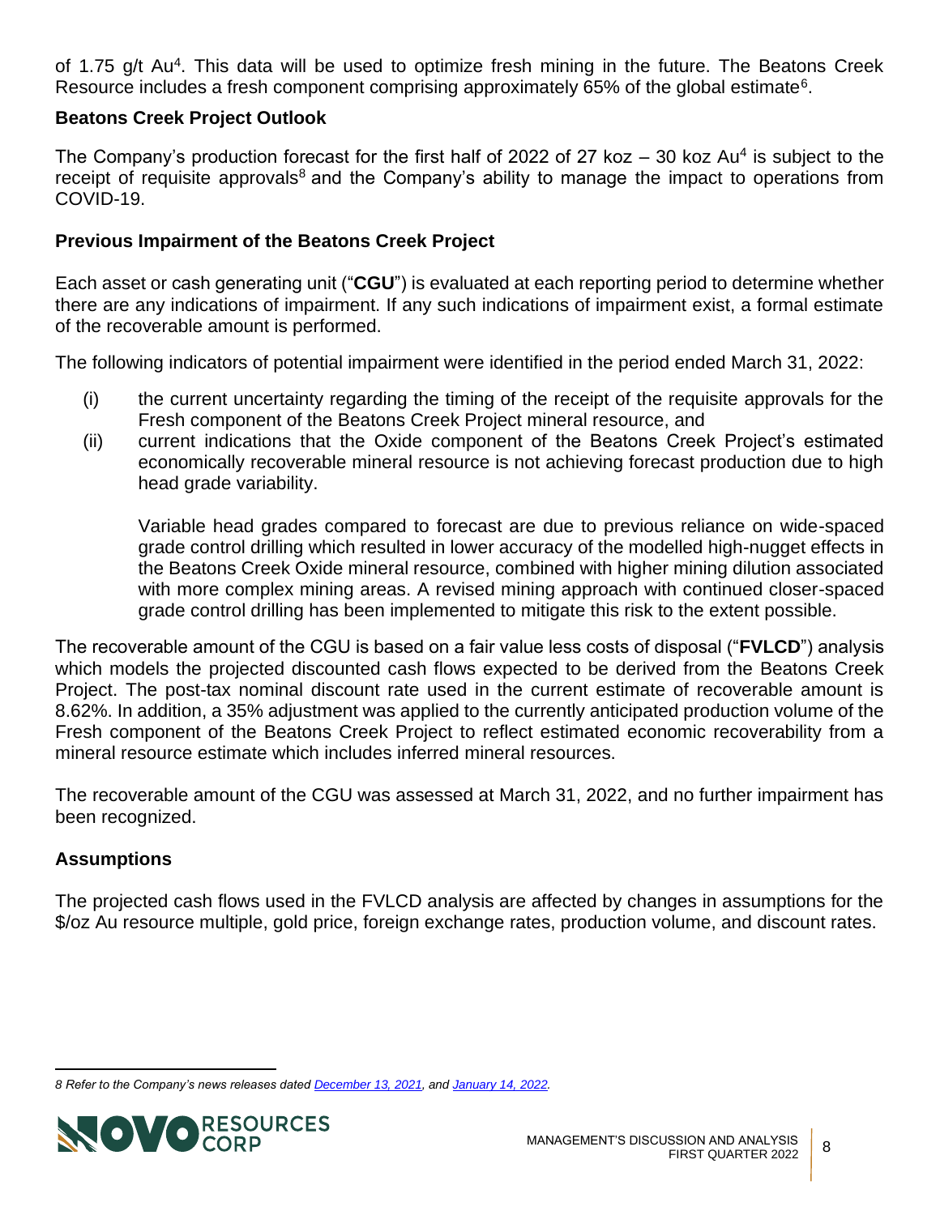of 1.75 g/t Au[4]. This data will be used to optimize fresh mining in the future. The Beatons Creek Resource includes a fresh component comprising approximately 65% of the global estimate[6].

**Beatons Creek Project Outlook**

The Company's production forecast for the first half of 2022 of 27 koz – 30 koz Au[4] is subject to the receipt of requisite approvals[8] and the Company's ability to manage the impact to operations from COVID-19.

**Previous Impairment of the Beatons Creek Project**

Each asset or cash generating unit ("**CGU**") is evaluated at each reporting period to determine whether there are any indications of impairment. If any such indications of impairment exist, a formal estimate of the recoverable amount is performed.

The following indicators of potential impairment were identified in the period ended March 31, 2022:

(i) the current uncertainty regarding the timing of the receipt of the requisite approvals for the Fresh component of the Beatons Creek Project mineral resource, and

(ii) current indications that the Oxide component of the Beatons Creek Project's estimated economically recoverable mineral resource is not achieving forecast production due to high head grade variability.

    Variable head grades compared to forecast are due to previous reliance on wide-spaced grade control drilling which resulted in lower accuracy of the modelled high-nugget effects in the Beatons Creek Oxide mineral resource, combined with higher mining dilution associated with more complex mining areas. A revised mining approach with continued closer-spaced grade control drilling has been implemented to mitigate this risk to the extent possible.

The recoverable amount of the CGU is based on a fair value less costs of disposal ("**FVLCD**") analysis which models the projected discounted cash flows expected to be derived from the Beatons Creek Project. The post-tax nominal discount rate used in the current estimate of recoverable amount is 8.62%. In addition, a 35% adjustment was applied to the currently anticipated production volume of the Fresh component of the Beatons Creek Project to reflect estimated economic recoverability from a mineral resource estimate which includes inferred mineral resources.

The recoverable amount of the CGU was assessed at March 31, 2022, and no further impairment has been recognized.

**Assumptions**

The projected cash flows used in the FVLCD analysis are affected by changes in assumptions for the $/oz Au resource multiple, gold price, foreign exchange rates, production volume, and discount rates.

*8 Refer to the Company's news releases dated December 13, 2021, and January 14, 2022.*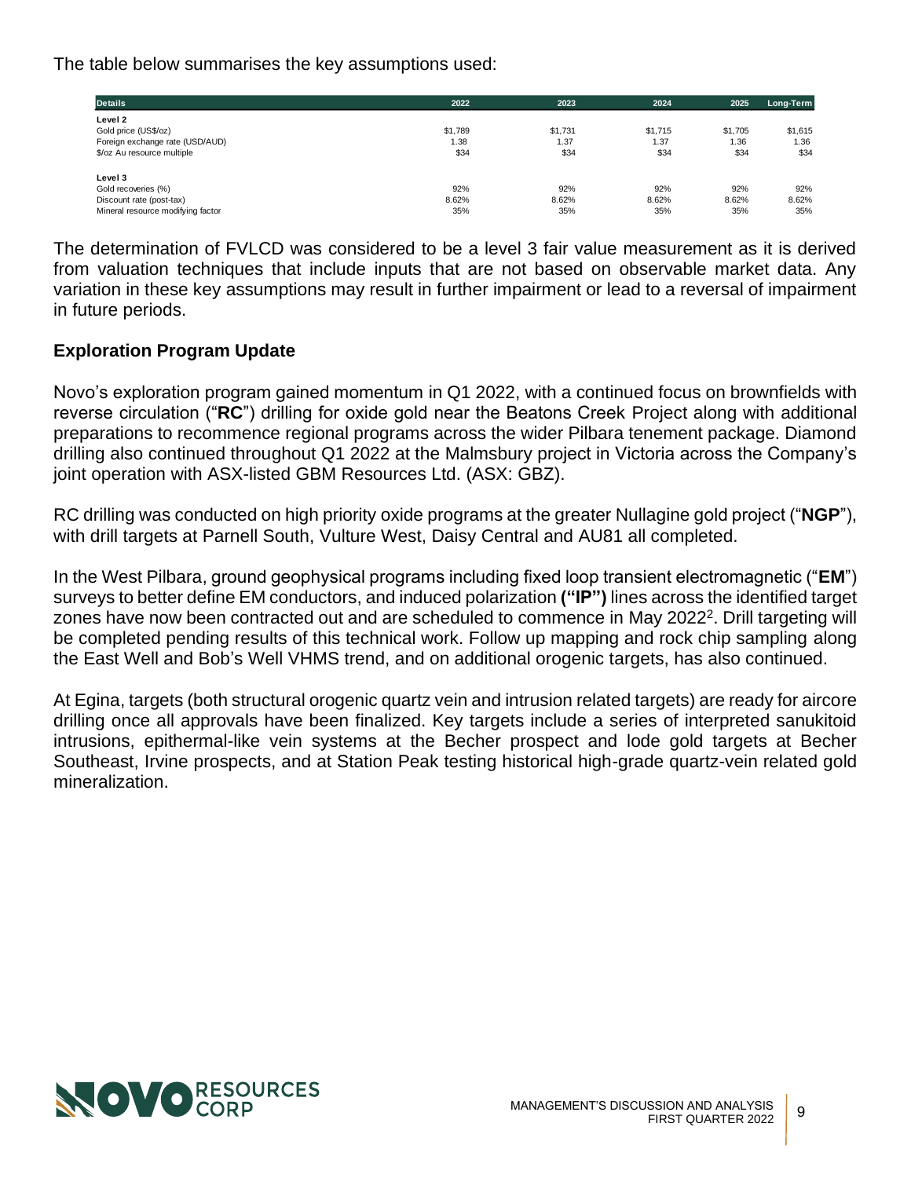The table below summarises the key assumptions used:

| Details | 2022 | 2023 | 2024 | 2025 | Long-Term |
|---|---|---|---|---|---|
| **Level 2** | | | | | |
| Gold price (US$/oz) | $1,789 | $1,731 | $1,715 | $1,705 | $1,615 |
| Foreign exchange rate (USD/AUD) | 1.38 | 1.37 | 1.37 | 1.36 | 1.36 |
| $/oz Au resource multiple | $34 | $34 | $34 | $34 | $34 |
| **Level 3** | | | | | |
| Gold recoveries (%) | 92% | 92% | 92% | 92% | 92% |
| Discount rate (post-tax) | 8.62% | 8.62% | 8.62% | 8.62% | 8.62% |
| Mineral resource modifying factor | 35% | 35% | 35% | 35% | 35% |

The determination of FVLCD was considered to be a level 3 fair value measurement as it is derived from valuation techniques that include inputs that are not based on observable market data. Any variation in these key assumptions may result in further impairment or lead to a reversal of impairment in future periods.

## Exploration Program Update

Novo's exploration program gained momentum in Q1 2022, with a continued focus on brownfields with reverse circulation ("**RC**") drilling for oxide gold near the Beatons Creek Project along with additional preparations to recommence regional programs across the wider Pilbara tenement package. Diamond drilling also continued throughout Q1 2022 at the Malmsbury project in Victoria across the Company's joint operation with ASX-listed GBM Resources Ltd. (ASX: GBZ).

RC drilling was conducted on high priority oxide programs at the greater Nullagine gold project ("**NGP**"), with drill targets at Parnell South, Vulture West, Daisy Central and AU81 all completed.

In the West Pilbara, ground geophysical programs including fixed loop transient electromagnetic ("**EM**") surveys to better define EM conductors, and induced polarization **("IP")** lines across the identified target zones have now been contracted out and are scheduled to commence in May 2022[2]. Drill targeting will be completed pending results of this technical work. Follow up mapping and rock chip sampling along the East Well and Bob's Well VHMS trend, and on additional orogenic targets, has also continued.

At Egina, targets (both structural orogenic quartz vein and intrusion related targets) are ready for aircore drilling once all approvals have been finalized. Key targets include a series of interpreted sanukitoid intrusions, epithermal-like vein systems at the Becher prospect and lode gold targets at Becher Southeast, Irvine prospects, and at Station Peak testing historical high-grade quartz-vein related gold mineralization.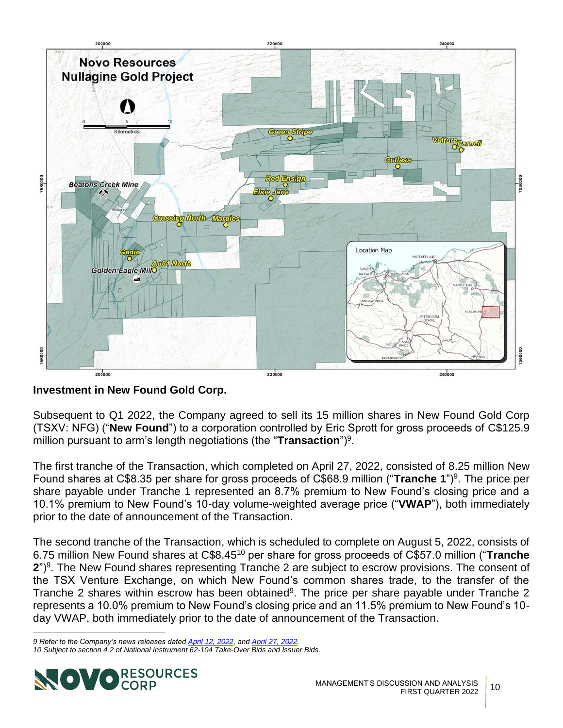**Investment in New Found Gold Corp.**

Subsequent to Q1 2022, the Company agreed to sell its 15 million shares in New Found Gold Corp (TSXV: NFG) ("**New Found**") to a corporation controlled by Eric Sprott for gross proceeds of C$125.9 million pursuant to arm's length negotiations (the "**Transaction**")[9].

The first tranche of the Transaction, which completed on April 27, 2022, consisted of 8.25 million New Found shares at C$8.35 per share for gross proceeds of C$68.9 million ("**Tranche 1**")[9]. The price per share payable under Tranche 1 represented an 8.7% premium to New Found's closing price and a 10.1% premium to New Found's 10-day volume-weighted average price ("**VWAP**"), both immediately prior to the date of announcement of the Transaction.

The second tranche of the Transaction, which is scheduled to complete on August 5, 2022, consists of 6.75 million New Found shares at C$8.45[10] per share for gross proceeds of C$57.0 million ("**Tranche 2**")[9]. The New Found shares representing Tranche 2 are subject to escrow provisions. The consent of the TSX Venture Exchange, on which New Found's common shares trade, to the transfer of the Tranche 2 shares within escrow has been obtained[9]. The price per share payable under Tranche 2 represents a 10.0% premium to New Found's closing price and an 11.5% premium to New Found's 10-day VWAP, both immediately prior to the date of announcement of the Transaction.

*9 Refer to the Company's news releases dated April 12, 2022, and April 27, 2022.*
*10 Subject to section 4.2 of National Instrument 62-104 Take-Over Bids and Issuer Bids.*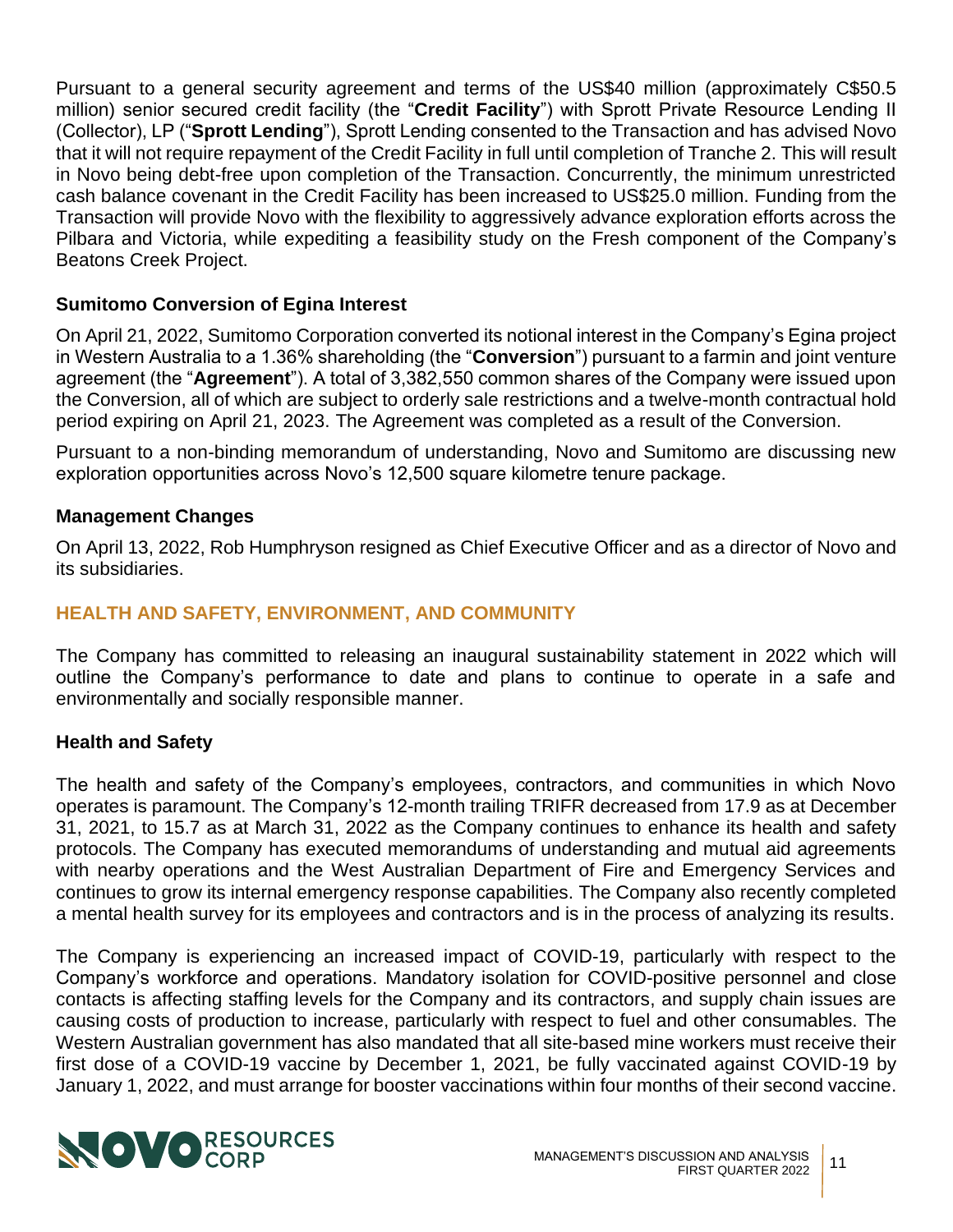Pursuant to a general security agreement and terms of the US$40 million (approximately C$50.5 million) senior secured credit facility (the "**Credit Facility**") with Sprott Private Resource Lending II (Collector), LP ("**Sprott Lending**"), Sprott Lending consented to the Transaction and has advised Novo that it will not require repayment of the Credit Facility in full until completion of Tranche 2. This will result in Novo being debt-free upon completion of the Transaction. Concurrently, the minimum unrestricted cash balance covenant in the Credit Facility has been increased to US$25.0 million. Funding from the Transaction will provide Novo with the flexibility to aggressively advance exploration efforts across the Pilbara and Victoria, while expediting a feasibility study on the Fresh component of the Company's Beatons Creek Project.

### Sumitomo Conversion of Egina Interest

On April 21, 2022, Sumitomo Corporation converted its notional interest in the Company's Egina project in Western Australia to a 1.36% shareholding (the "**Conversion**") pursuant to a farmin and joint venture agreement (the "**Agreement**"). A total of 3,382,550 common shares of the Company were issued upon the Conversion, all of which are subject to orderly sale restrictions and a twelve-month contractual hold period expiring on April 21, 2023. The Agreement was completed as a result of the Conversion.

Pursuant to a non-binding memorandum of understanding, Novo and Sumitomo are discussing new exploration opportunities across Novo's 12,500 square kilometre tenure package.

### Management Changes

On April 13, 2022, Rob Humphryson resigned as Chief Executive Officer and as a director of Novo and its subsidiaries.

## HEALTH AND SAFETY, ENVIRONMENT, AND COMMUNITY

The Company has committed to releasing an inaugural sustainability statement in 2022 which will outline the Company's performance to date and plans to continue to operate in a safe and environmentally and socially responsible manner.

### Health and Safety

The health and safety of the Company's employees, contractors, and communities in which Novo operates is paramount. The Company's 12-month trailing TRIFR decreased from 17.9 as at December 31, 2021, to 15.7 as at March 31, 2022 as the Company continues to enhance its health and safety protocols. The Company has executed memorandums of understanding and mutual aid agreements with nearby operations and the West Australian Department of Fire and Emergency Services and continues to grow its internal emergency response capabilities. The Company also recently completed a mental health survey for its employees and contractors and is in the process of analyzing its results.

The Company is experiencing an increased impact of COVID-19, particularly with respect to the Company's workforce and operations. Mandatory isolation for COVID-positive personnel and close contacts is affecting staffing levels for the Company and its contractors, and supply chain issues are causing costs of production to increase, particularly with respect to fuel and other consumables. The Western Australian government has also mandated that all site-based mine workers must receive their first dose of a COVID-19 vaccine by December 1, 2021, be fully vaccinated against COVID-19 by January 1, 2022, and must arrange for booster vaccinations within four months of their second vaccine.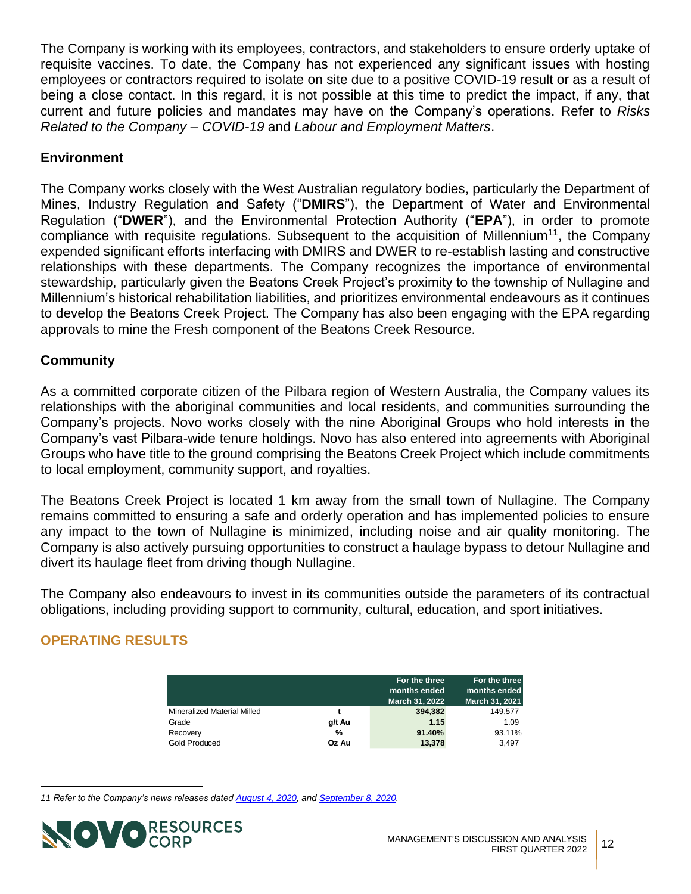The Company is working with its employees, contractors, and stakeholders to ensure orderly uptake of requisite vaccines. To date, the Company has not experienced any significant issues with hosting employees or contractors required to isolate on site due to a positive COVID-19 result or as a result of being a close contact. In this regard, it is not possible at this time to predict the impact, if any, that current and future policies and mandates may have on the Company's operations. Refer to *Risks Related to the Company – COVID-19* and *Labour and Employment Matters*.

### Environment

The Company works closely with the West Australian regulatory bodies, particularly the Department of Mines, Industry Regulation and Safety ("**DMIRS**"), the Department of Water and Environmental Regulation ("**DWER**"), and the Environmental Protection Authority ("**EPA**"), in order to promote compliance with requisite regulations. Subsequent to the acquisition of Millennium[11], the Company expended significant efforts interfacing with DMIRS and DWER to re-establish lasting and constructive relationships with these departments. The Company recognizes the importance of environmental stewardship, particularly given the Beatons Creek Project's proximity to the township of Nullagine and Millennium's historical rehabilitation liabilities, and prioritizes environmental endeavours as it continues to develop the Beatons Creek Project. The Company has also been engaging with the EPA regarding approvals to mine the Fresh component of the Beatons Creek Resource.

### Community

As a committed corporate citizen of the Pilbara region of Western Australia, the Company values its relationships with the aboriginal communities and local residents, and communities surrounding the Company's projects. Novo works closely with the nine Aboriginal Groups who hold interests in the Company's vast Pilbara-wide tenure holdings. Novo has also entered into agreements with Aboriginal Groups who have title to the ground comprising the Beatons Creek Project which include commitments to local employment, community support, and royalties.

The Beatons Creek Project is located 1 km away from the small town of Nullagine. The Company remains committed to ensuring a safe and orderly operation and has implemented policies to ensure any impact to the town of Nullagine is minimized, including noise and air quality monitoring. The Company is also actively pursuing opportunities to construct a haulage bypass to detour Nullagine and divert its haulage fleet from driving though Nullagine.

The Company also endeavours to invest in its communities outside the parameters of its contractual obligations, including providing support to community, cultural, education, and sport initiatives.

## OPERATING RESULTS

| | | For the three months ended March 31, 2022 | For the three months ended March 31, 2021 |
|---|---|---|---|
| Mineralized Material Milled | t | **394,382** | 149,577 |
| Grade | g/t Au | **1.15** | 1.09 |
| Recovery | % | **91.40%** | 93.11% |
| Gold Produced | Oz Au | **13,378** | 3,497 |

*11 Refer to the Company's news releases dated August 4, 2020, and September 8, 2020.*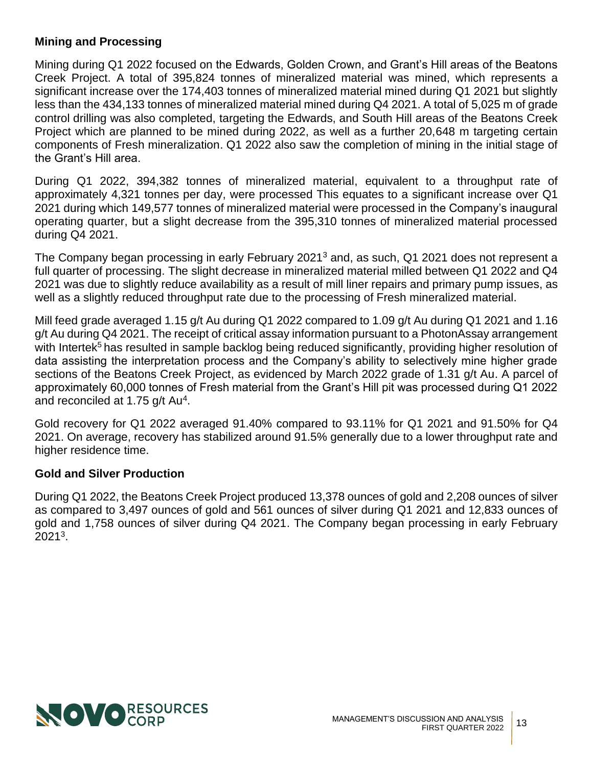## Mining and Processing

Mining during Q1 2022 focused on the Edwards, Golden Crown, and Grant's Hill areas of the Beatons Creek Project. A total of 395,824 tonnes of mineralized material was mined, which represents a significant increase over the 174,403 tonnes of mineralized material mined during Q1 2021 but slightly less than the 434,133 tonnes of mineralized material mined during Q4 2021. A total of 5,025 m of grade control drilling was also completed, targeting the Edwards, and South Hill areas of the Beatons Creek Project which are planned to be mined during 2022, as well as a further 20,648 m targeting certain components of Fresh mineralization. Q1 2022 also saw the completion of mining in the initial stage of the Grant's Hill area.

During Q1 2022, 394,382 tonnes of mineralized material, equivalent to a throughput rate of approximately 4,321 tonnes per day, were processed This equates to a significant increase over Q1 2021 during which 149,577 tonnes of mineralized material were processed in the Company's inaugural operating quarter, but a slight decrease from the 395,310 tonnes of mineralized material processed during Q4 2021.

The Company began processing in early February 2021[3] and, as such, Q1 2021 does not represent a full quarter of processing. The slight decrease in mineralized material milled between Q1 2022 and Q4 2021 was due to slightly reduce availability as a result of mill liner repairs and primary pump issues, as well as a slightly reduced throughput rate due to the processing of Fresh mineralized material.

Mill feed grade averaged 1.15 g/t Au during Q1 2022 compared to 1.09 g/t Au during Q1 2021 and 1.16 g/t Au during Q4 2021. The receipt of critical assay information pursuant to a PhotonAssay arrangement with Intertek[5] has resulted in sample backlog being reduced significantly, providing higher resolution of data assisting the interpretation process and the Company's ability to selectively mine higher grade sections of the Beatons Creek Project, as evidenced by March 2022 grade of 1.31 g/t Au. A parcel of approximately 60,000 tonnes of Fresh material from the Grant's Hill pit was processed during Q1 2022 and reconciled at 1.75 g/t Au[4].

Gold recovery for Q1 2022 averaged 91.40% compared to 93.11% for Q1 2021 and 91.50% for Q4 2021. On average, recovery has stabilized around 91.5% generally due to a lower throughput rate and higher residence time.

## Gold and Silver Production

During Q1 2022, the Beatons Creek Project produced 13,378 ounces of gold and 2,208 ounces of silver as compared to 3,497 ounces of gold and 561 ounces of silver during Q1 2021 and 12,833 ounces of gold and 1,758 ounces of silver during Q4 2021. The Company began processing in early February 2021[3].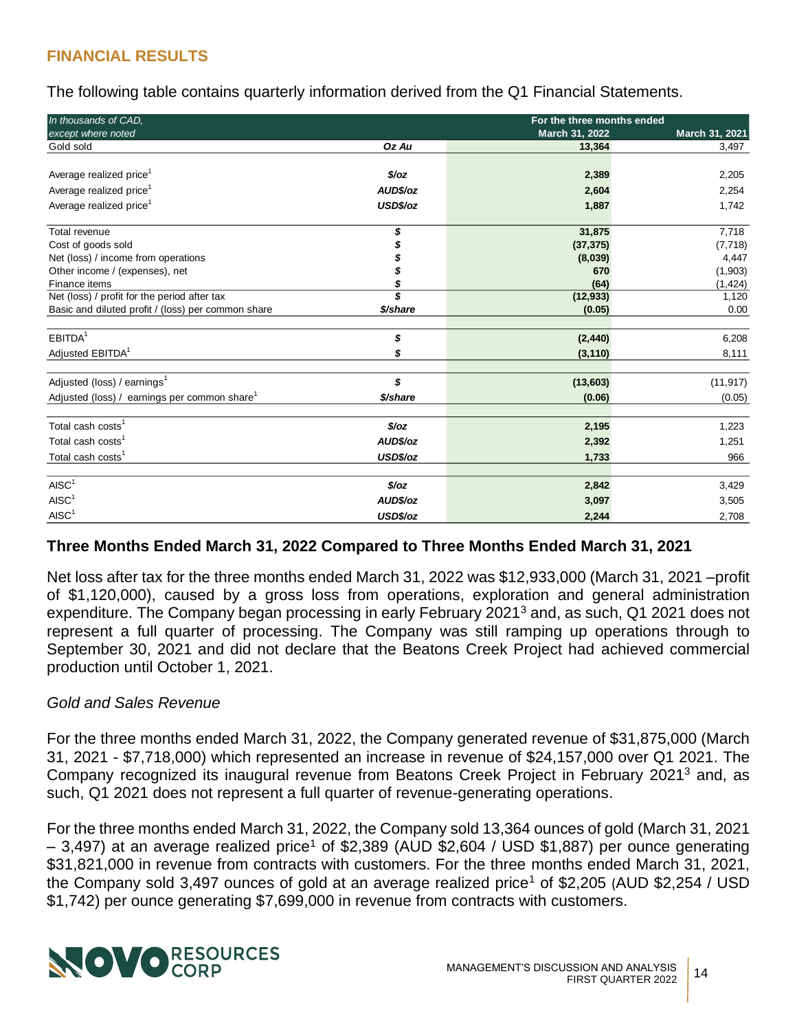## FINANCIAL RESULTS

The following table contains quarterly information derived from the Q1 Financial Statements.

| In thousands of CAD, except where noted | | For the three months ended March 31, 2022 | March 31, 2021 |
|---|---|---|---|
| Gold sold | *Oz Au* | **13,364** | 3,497 |
| | | | |
| Average realized price[1] | *$/oz* | **2,389** | 2,205 |
| Average realized price[1] | *AUD$/oz* | **2,604** | 2,254 |
| Average realized price[1] | *USD$/oz* | **1,887** | 1,742 |
| | | | |
| Total revenue | *$* | **31,875** | 7,718 |
| Cost of goods sold | *$* | **(37,375)** | (7,718) |
| Net (loss) / income from operations | *$* | **(8,039)** | 4,447 |
| Other income / (expenses), net | *$* | **670** | (1,903) |
| Finance items | *$* | **(64)** | (1,424) |
| Net (loss) / profit for the period after tax | *$* | **(12,933)** | 1,120 |
| Basic and diluted profit / (loss) per common share | *$/share* | **(0.05)** | 0.00 |
| | | | |
| EBITDA[1] | *$* | **(2,440)** | 6,208 |
| Adjusted EBITDA[1] | *$* | **(3,110)** | 8,111 |
| | | | |
| Adjusted (loss) / earnings[1] | *$* | **(13,603)** | (11,917) |
| Adjusted (loss) / earnings per common share[1] | *$/share* | **(0.06)** | (0.05) |
| | | | |
| Total cash costs[1] | *$/oz* | **2,195** | 1,223 |
| Total cash costs[1] | *AUD$/oz* | **2,392** | 1,251 |
| Total cash costs[1] | *USD$/oz* | **1,733** | 966 |
| | | | |
| AISC[1] | *$/oz* | **2,842** | 3,429 |
| AISC[1] | *AUD$/oz* | **3,097** | 3,505 |
| AISC[1] | *USD$/oz* | **2,244** | 2,708 |

### Three Months Ended March 31, 2022 Compared to Three Months Ended March 31, 2021

Net loss after tax for the three months ended March 31, 2022 was $12,933,000 (March 31, 2021 –profit of $1,120,000), caused by a gross loss from operations, exploration and general administration expenditure. The Company began processing in early February 2021[3] and, as such, Q1 2021 does not represent a full quarter of processing. The Company was still ramping up operations through to September 30, 2021 and did not declare that the Beatons Creek Project had achieved commercial production until October 1, 2021.

*Gold and Sales Revenue*

For the three months ended March 31, 2022, the Company generated revenue of $31,875,000 (March 31, 2021 - $7,718,000) which represented an increase in revenue of $24,157,000 over Q1 2021. The Company recognized its inaugural revenue from Beatons Creek Project in February 2021[3] and, as such, Q1 2021 does not represent a full quarter of revenue-generating operations.

For the three months ended March 31, 2022, the Company sold 13,364 ounces of gold (March 31, 2021 – 3,497) at an average realized price[1] of $2,389 (AUD $2,604 / USD $1,887) per ounce generating $31,821,000 in revenue from contracts with customers. For the three months ended March 31, 2021, the Company sold 3,497 ounces of gold at an average realized price[1] of $2,205 (AUD $2,254 / USD $1,742) per ounce generating $7,699,000 in revenue from contracts with customers.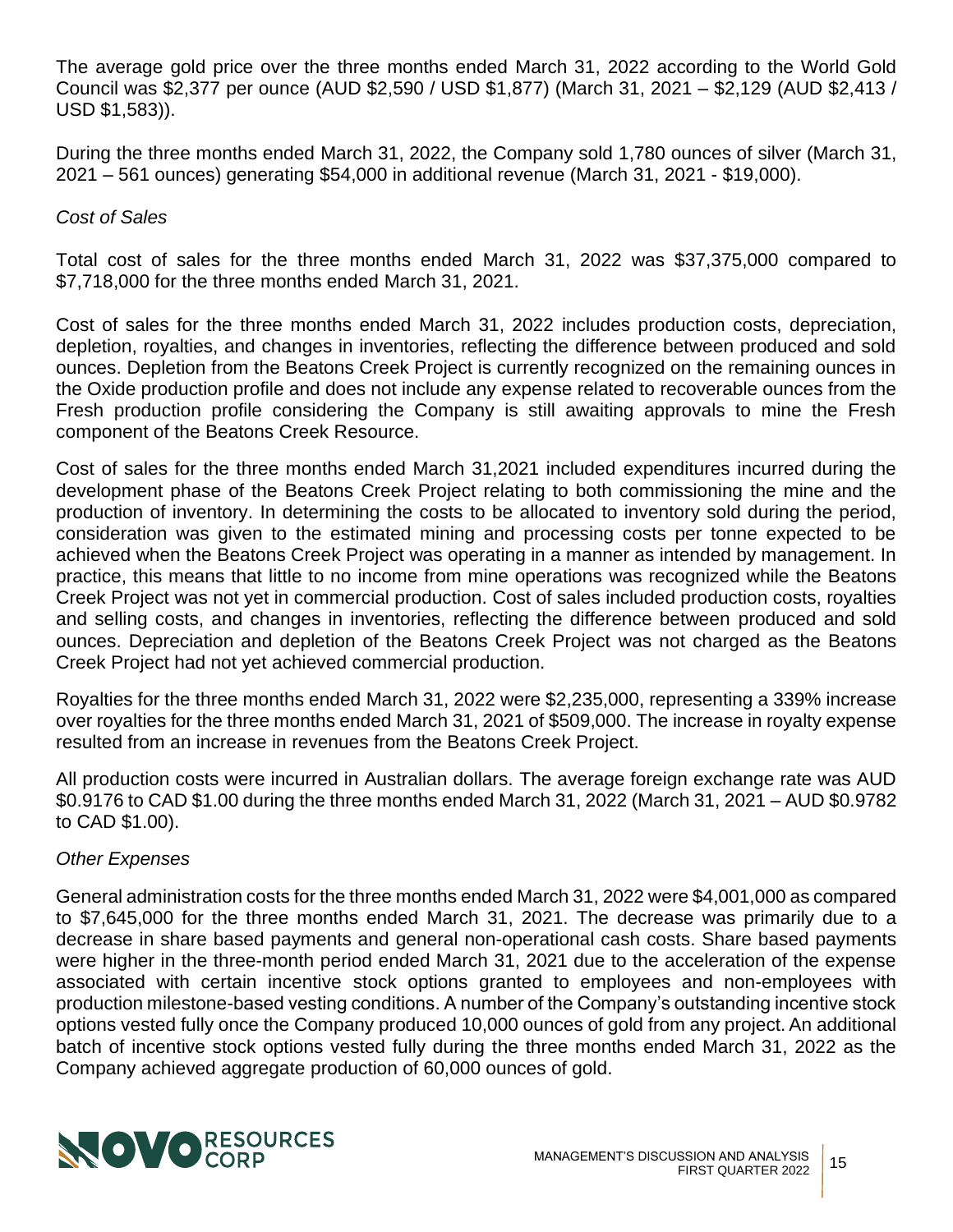The average gold price over the three months ended March 31, 2022 according to the World Gold Council was $2,377 per ounce (AUD $2,590 / USD $1,877) (March 31, 2021 – $2,129 (AUD $2,413 / USD $1,583)).

During the three months ended March 31, 2022, the Company sold 1,780 ounces of silver (March 31, 2021 – 561 ounces) generating $54,000 in additional revenue (March 31, 2021 - $19,000).

*Cost of Sales*

Total cost of sales for the three months ended March 31, 2022 was $37,375,000 compared to $7,718,000 for the three months ended March 31, 2021.

Cost of sales for the three months ended March 31, 2022 includes production costs, depreciation, depletion, royalties, and changes in inventories, reflecting the difference between produced and sold ounces. Depletion from the Beatons Creek Project is currently recognized on the remaining ounces in the Oxide production profile and does not include any expense related to recoverable ounces from the Fresh production profile considering the Company is still awaiting approvals to mine the Fresh component of the Beatons Creek Resource.

Cost of sales for the three months ended March 31,2021 included expenditures incurred during the development phase of the Beatons Creek Project relating to both commissioning the mine and the production of inventory. In determining the costs to be allocated to inventory sold during the period, consideration was given to the estimated mining and processing costs per tonne expected to be achieved when the Beatons Creek Project was operating in a manner as intended by management. In practice, this means that little to no income from mine operations was recognized while the Beatons Creek Project was not yet in commercial production. Cost of sales included production costs, royalties and selling costs, and changes in inventories, reflecting the difference between produced and sold ounces. Depreciation and depletion of the Beatons Creek Project was not charged as the Beatons Creek Project had not yet achieved commercial production.

Royalties for the three months ended March 31, 2022 were $2,235,000, representing a 339% increase over royalties for the three months ended March 31, 2021 of $509,000. The increase in royalty expense resulted from an increase in revenues from the Beatons Creek Project.

All production costs were incurred in Australian dollars. The average foreign exchange rate was AUD $0.9176 to CAD $1.00 during the three months ended March 31, 2022 (March 31, 2021 – AUD $0.9782 to CAD $1.00).

*Other Expenses*

General administration costs for the three months ended March 31, 2022 were $4,001,000 as compared to $7,645,000 for the three months ended March 31, 2021. The decrease was primarily due to a decrease in share based payments and general non-operational cash costs. Share based payments were higher in the three-month period ended March 31, 2021 due to the acceleration of the expense associated with certain incentive stock options granted to employees and non-employees with production milestone-based vesting conditions. A number of the Company's outstanding incentive stock options vested fully once the Company produced 10,000 ounces of gold from any project. An additional batch of incentive stock options vested fully during the three months ended March 31, 2022 as the Company achieved aggregate production of 60,000 ounces of gold.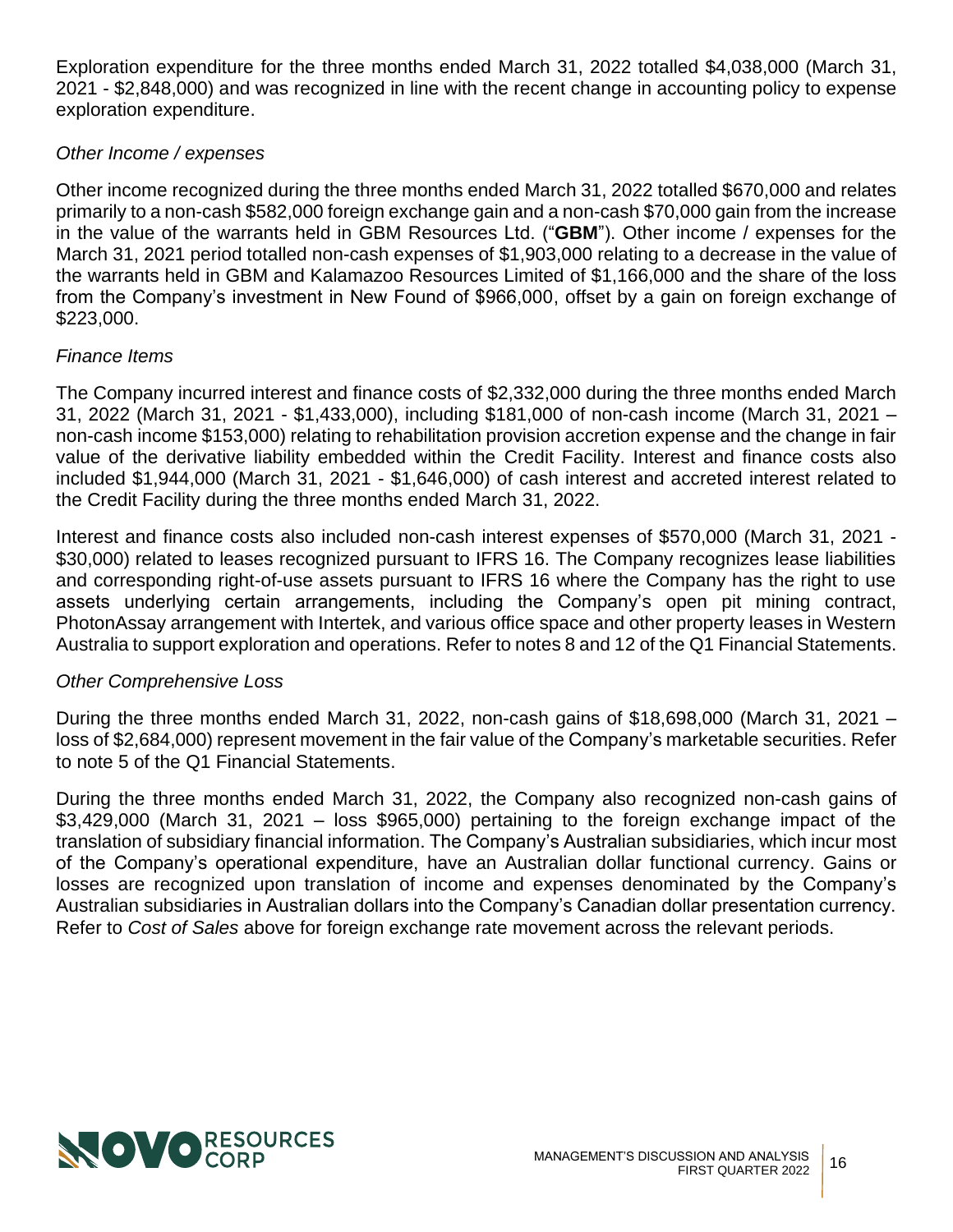Exploration expenditure for the three months ended March 31, 2022 totalled $4,038,000 (March 31, 2021 - $2,848,000) and was recognized in line with the recent change in accounting policy to expense exploration expenditure.

*Other Income / expenses*

Other income recognized during the three months ended March 31, 2022 totalled $670,000 and relates primarily to a non-cash $582,000 foreign exchange gain and a non-cash $70,000 gain from the increase in the value of the warrants held in GBM Resources Ltd. ("**GBM**"). Other income / expenses for the March 31, 2021 period totalled non-cash expenses of $1,903,000 relating to a decrease in the value of the warrants held in GBM and Kalamazoo Resources Limited of $1,166,000 and the share of the loss from the Company's investment in New Found of $966,000, offset by a gain on foreign exchange of $223,000.

*Finance Items*

The Company incurred interest and finance costs of $2,332,000 during the three months ended March 31, 2022 (March 31, 2021 - $1,433,000), including $181,000 of non-cash income (March 31, 2021 – non-cash income $153,000) relating to rehabilitation provision accretion expense and the change in fair value of the derivative liability embedded within the Credit Facility. Interest and finance costs also included $1,944,000 (March 31, 2021 - $1,646,000) of cash interest and accreted interest related to the Credit Facility during the three months ended March 31, 2022.

Interest and finance costs also included non-cash interest expenses of $570,000 (March 31, 2021 - $30,000) related to leases recognized pursuant to IFRS 16. The Company recognizes lease liabilities and corresponding right-of-use assets pursuant to IFRS 16 where the Company has the right to use assets underlying certain arrangements, including the Company's open pit mining contract, PhotonAssay arrangement with Intertek, and various office space and other property leases in Western Australia to support exploration and operations. Refer to notes 8 and 12 of the Q1 Financial Statements.

*Other Comprehensive Loss*

During the three months ended March 31, 2022, non-cash gains of $18,698,000 (March 31, 2021 – loss of $2,684,000) represent movement in the fair value of the Company's marketable securities. Refer to note 5 of the Q1 Financial Statements.

During the three months ended March 31, 2022, the Company also recognized non-cash gains of $3,429,000 (March 31, 2021 – loss $965,000) pertaining to the foreign exchange impact of the translation of subsidiary financial information. The Company's Australian subsidiaries, which incur most of the Company's operational expenditure, have an Australian dollar functional currency. Gains or losses are recognized upon translation of income and expenses denominated by the Company's Australian subsidiaries in Australian dollars into the Company's Canadian dollar presentation currency. Refer to *Cost of Sales* above for foreign exchange rate movement across the relevant periods.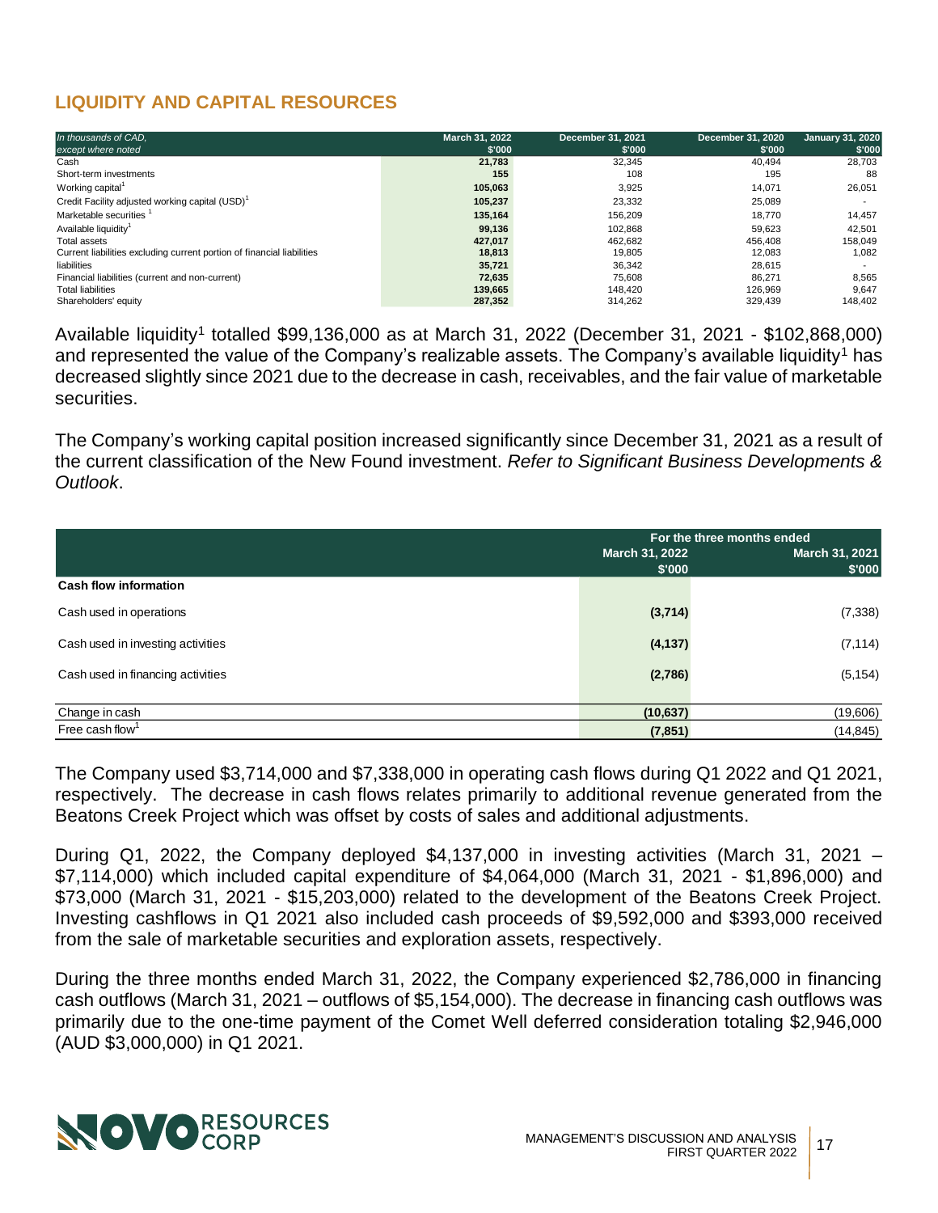## LIQUIDITY AND CAPITAL RESOURCES

| *In thousands of CAD, except where noted* | March 31, 2022 $'000 | December 31, 2021 $'000 | December 31, 2020 $'000 | January 31, 2020 $'000 |
|---|---|---|---|---|
| Cash | **21,783** | 32,345 | 40,494 | 28,703 |
| Short-term investments | **155** | 108 | 195 | 88 |
| Working capital[1] | **105,063** | 3,925 | 14,071 | 26,051 |
| Credit Facility adjusted working capital (USD)[1] | **105,237** | 23,332 | 25,089 | - |
| Marketable securities [1] | **135,164** | 156,209 | 18,770 | 14,457 |
| Available liquidity[1] | **99,136** | 102,868 | 59,623 | 42,501 |
| Total assets | **427,017** | 462,682 | 456,408 | 158,049 |
| Current liabilities excluding current portion of financial liabilities | **18,813** | 19,805 | 12,083 | 1,082 |
| liabilities | **35,721** | 36,342 | 28,615 | - |
| Financial liabilities (current and non-current) | **72,635** | 75,608 | 86,271 | 8,565 |
| Total liabilities | **139,665** | 148,420 | 126,969 | 9,647 |
| Shareholders' equity | **287,352** | 314,262 | 329,439 | 148,402 |

Available liquidity[1] totalled $99,136,000 as at March 31, 2022 (December 31, 2021 - $102,868,000) and represented the value of the Company's realizable assets. The Company's available liquidity[1] has decreased slightly since 2021 due to the decrease in cash, receivables, and the fair value of marketable securities.

The Company's working capital position increased significantly since December 31, 2021 as a result of the current classification of the New Found investment. *Refer to Significant Business Developments & Outlook*.

| | For the three months ended | |
|---|---|---|
| | March 31, 2022 $'000 | March 31, 2021 $'000 |
| **Cash flow information** | | |
| Cash used in operations | **(3,714)** | (7,338) |
| Cash used in investing activities | **(4,137)** | (7,114) |
| Cash used in financing activities | **(2,786)** | (5,154) |
| Change in cash | **(10,637)** | (19,606) |
| Free cash flow[1] | **(7,851)** | (14,845) |

The Company used $3,714,000 and $7,338,000 in operating cash flows during Q1 2022 and Q1 2021, respectively. The decrease in cash flows relates primarily to additional revenue generated from the Beatons Creek Project which was offset by costs of sales and additional adjustments.

During Q1, 2022, the Company deployed $4,137,000 in investing activities (March 31, 2021 – $7,114,000) which included capital expenditure of $4,064,000 (March 31, 2021 - $1,896,000) and $73,000 (March 31, 2021 - $15,203,000) related to the development of the Beatons Creek Project. Investing cashflows in Q1 2021 also included cash proceeds of $9,592,000 and $393,000 received from the sale of marketable securities and exploration assets, respectively.

During the three months ended March 31, 2022, the Company experienced $2,786,000 in financing cash outflows (March 31, 2021 – outflows of $5,154,000). The decrease in financing cash outflows was primarily due to the one-time payment of the Comet Well deferred consideration totaling $2,946,000 (AUD $3,000,000) in Q1 2021.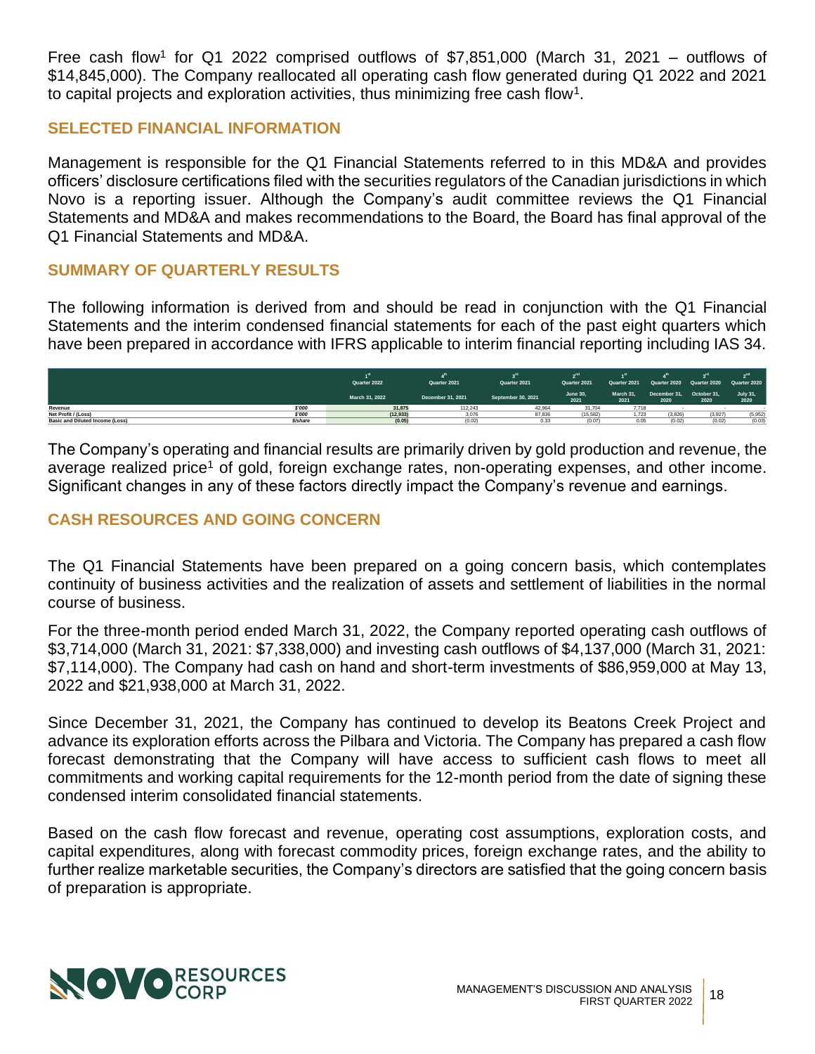Free cash flow[1] for Q1 2022 comprised outflows of $7,851,000 (March 31, 2021 – outflows of $14,845,000). The Company reallocated all operating cash flow generated during Q1 2022 and 2021 to capital projects and exploration activities, thus minimizing free cash flow[1].

## SELECTED FINANCIAL INFORMATION

Management is responsible for the Q1 Financial Statements referred to in this MD&A and provides officers' disclosure certifications filed with the securities regulators of the Canadian jurisdictions in which Novo is a reporting issuer. Although the Company's audit committee reviews the Q1 Financial Statements and MD&A and makes recommendations to the Board, the Board has final approval of the Q1 Financial Statements and MD&A.

## SUMMARY OF QUARTERLY RESULTS

The following information is derived from and should be read in conjunction with the Q1 Financial Statements and the interim condensed financial statements for each of the past eight quarters which have been prepared in accordance with IFRS applicable to interim financial reporting including IAS 34.

| | | 1st Quarter 2022 | 4th Quarter 2021 | 3rd Quarter 2021 | 2nd Quarter 2021 | 1st Quarter 2021 | 4th Quarter 2020 | 3rd Quarter 2020 | 2nd Quarter 2020 |
|---|---|---|---|---|---|---|---|---|---|
| | | March 31, 2022 | December 31, 2021 | September 30, 2021 | June 30, 2021 | March 31, 2021 | December 31, 2020 | October 31, 2020 | July 31, 2020 |
| Revenue | $'000 | 31,875 | 112,243 | 42,964 | 31,704 | 7,718 | - | - | - |
| Net Profit / (Loss) | $'000 | (12,933) | 3,076 | 87,836 | (15,582) | 1,723 | (3,826) | (3,927) | (5,952) |
| Basic and Diluted Income (Loss) | $/share | (0.05) | (0.02) | 0.33 | (0.07) | 0.05 | (0.02) | (0.02) | (0.03) |

The Company's operating and financial results are primarily driven by gold production and revenue, the average realized price[1] of gold, foreign exchange rates, non-operating expenses, and other income. Significant changes in any of these factors directly impact the Company's revenue and earnings.

## CASH RESOURCES AND GOING CONCERN

The Q1 Financial Statements have been prepared on a going concern basis, which contemplates continuity of business activities and the realization of assets and settlement of liabilities in the normal course of business.

For the three-month period ended March 31, 2022, the Company reported operating cash outflows of $3,714,000 (March 31, 2021: $7,338,000) and investing cash outflows of $4,137,000 (March 31, 2021: $7,114,000). The Company had cash on hand and short-term investments of $86,959,000 at May 13, 2022 and $21,938,000 at March 31, 2022.

Since December 31, 2021, the Company has continued to develop its Beatons Creek Project and advance its exploration efforts across the Pilbara and Victoria. The Company has prepared a cash flow forecast demonstrating that the Company will have access to sufficient cash flows to meet all commitments and working capital requirements for the 12-month period from the date of signing these condensed interim consolidated financial statements.

Based on the cash flow forecast and revenue, operating cost assumptions, exploration costs, and capital expenditures, along with forecast commodity prices, foreign exchange rates, and the ability to further realize marketable securities, the Company's directors are satisfied that the going concern basis of preparation is appropriate.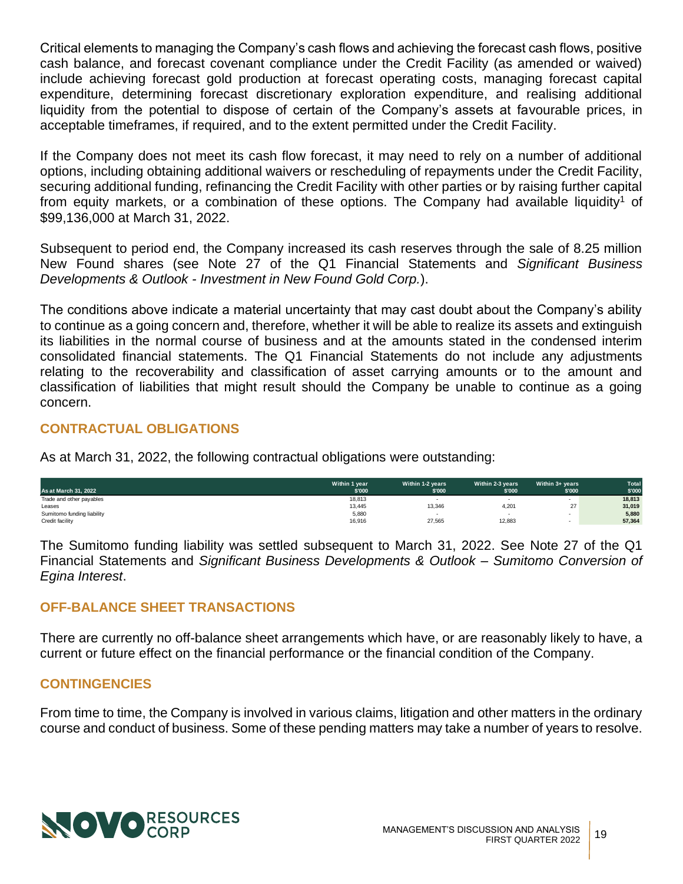Critical elements to managing the Company's cash flows and achieving the forecast cash flows, positive cash balance, and forecast covenant compliance under the Credit Facility (as amended or waived) include achieving forecast gold production at forecast operating costs, managing forecast capital expenditure, determining forecast discretionary exploration expenditure, and realising additional liquidity from the potential to dispose of certain of the Company's assets at favourable prices, in acceptable timeframes, if required, and to the extent permitted under the Credit Facility.

If the Company does not meet its cash flow forecast, it may need to rely on a number of additional options, including obtaining additional waivers or rescheduling of repayments under the Credit Facility, securing additional funding, refinancing the Credit Facility with other parties or by raising further capital from equity markets, or a combination of these options. The Company had available liquidity[1] of $99,136,000 at March 31, 2022.

Subsequent to period end, the Company increased its cash reserves through the sale of 8.25 million New Found shares (see Note 27 of the Q1 Financial Statements and *Significant Business Developments & Outlook - Investment in New Found Gold Corp.*).

The conditions above indicate a material uncertainty that may cast doubt about the Company's ability to continue as a going concern and, therefore, whether it will be able to realize its assets and extinguish its liabilities in the normal course of business and at the amounts stated in the condensed interim consolidated financial statements. The Q1 Financial Statements do not include any adjustments relating to the recoverability and classification of asset carrying amounts or to the amount and classification of liabilities that might result should the Company be unable to continue as a going concern.

## CONTRACTUAL OBLIGATIONS

As at March 31, 2022, the following contractual obligations were outstanding:

| As at March 31, 2022 | Within 1 year $'000 | Within 1-2 years $'000 | Within 2-3 years $'000 | Within 3+ years $'000 | Total $'000 |
|---|---|---|---|---|---|
| Trade and other payables | 18,813 | - | - | - | **18,813** |
| Leases | 13,445 | 13,346 | 4,201 | 27 | **31,019** |
| Sumitomo funding liability | 5,880 | - | - | - | **5,880** |
| Credit facility | 16,916 | 27,565 | 12,883 | - | **57,364** |

The Sumitomo funding liability was settled subsequent to March 31, 2022. See Note 27 of the Q1 Financial Statements and *Significant Business Developments & Outlook – Sumitomo Conversion of Egina Interest*.

## OFF-BALANCE SHEET TRANSACTIONS

There are currently no off-balance sheet arrangements which have, or are reasonably likely to have, a current or future effect on the financial performance or the financial condition of the Company.

## CONTINGENCIES

From time to time, the Company is involved in various claims, litigation and other matters in the ordinary course and conduct of business. Some of these pending matters may take a number of years to resolve.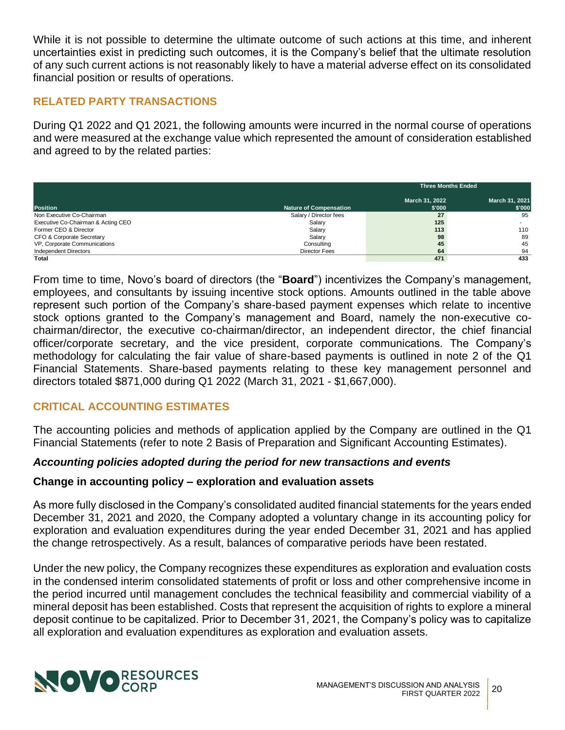While it is not possible to determine the ultimate outcome of such actions at this time, and inherent uncertainties exist in predicting such outcomes, it is the Company's belief that the ultimate resolution of any such current actions is not reasonably likely to have a material adverse effect on its consolidated financial position or results of operations.

## RELATED PARTY TRANSACTIONS

During Q1 2022 and Q1 2021, the following amounts were incurred in the normal course of operations and were measured at the exchange value which represented the amount of consideration established and agreed to by the related parties:

| | | Three Months Ended | |
|---|---|---|---|
| **Position** | **Nature of Compensation** | **March 31, 2022 $'000** | **March 31, 2021 $'000** |
| Non Executive Co-Chairman | Salary / Director fees | **27** | 95 |
| Executive Co-Chairman & Acting CEO | Salary | **125** | - |
| Former CEO & Director | Salary | **113** | 110 |
| CFO & Corporate Secretary | Salary | **98** | 89 |
| VP, Corporate Communications | Consulting | **45** | 45 |
| Independent Directors | Director Fees | **64** | 94 |
| **Total** | | **471** | **433** |

From time to time, Novo's board of directors (the "**Board**") incentivizes the Company's management, employees, and consultants by issuing incentive stock options. Amounts outlined in the table above represent such portion of the Company's share-based payment expenses which relate to incentive stock options granted to the Company's management and Board, namely the non-executive co-chairman/director, the executive co-chairman/director, an independent director, the chief financial officer/corporate secretary, and the vice president, corporate communications. The Company's methodology for calculating the fair value of share-based payments is outlined in note 2 of the Q1 Financial Statements. Share-based payments relating to these key management personnel and directors totaled $871,000 during Q1 2022 (March 31, 2021 - $1,667,000).

## CRITICAL ACCOUNTING ESTIMATES

The accounting policies and methods of application applied by the Company are outlined in the Q1 Financial Statements (refer to note 2 Basis of Preparation and Significant Accounting Estimates).

### *Accounting policies adopted during the period for new transactions and events*

### Change in accounting policy – exploration and evaluation assets

As more fully disclosed in the Company's consolidated audited financial statements for the years ended December 31, 2021 and 2020, the Company adopted a voluntary change in its accounting policy for exploration and evaluation expenditures during the year ended December 31, 2021 and has applied the change retrospectively. As a result, balances of comparative periods have been restated.

Under the new policy, the Company recognizes these expenditures as exploration and evaluation costs in the condensed interim consolidated statements of profit or loss and other comprehensive income in the period incurred until management concludes the technical feasibility and commercial viability of a mineral deposit has been established. Costs that represent the acquisition of rights to explore a mineral deposit continue to be capitalized. Prior to December 31, 2021, the Company's policy was to capitalize all exploration and evaluation expenditures as exploration and evaluation assets.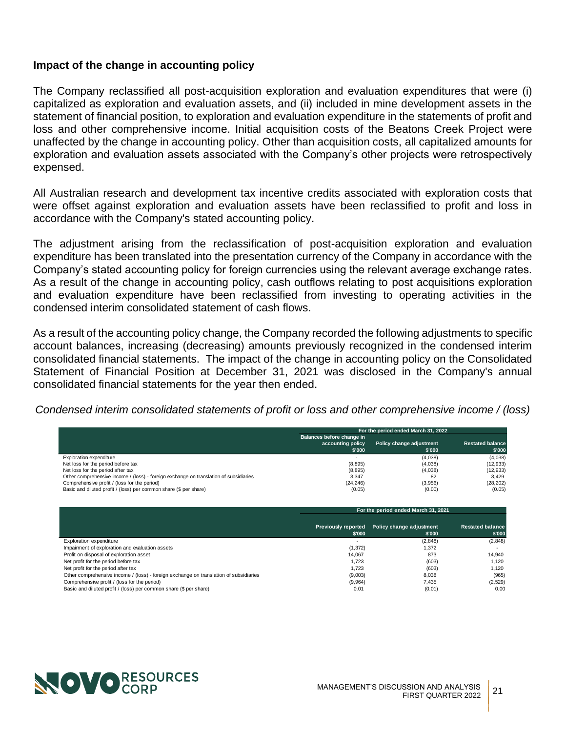### Impact of the change in accounting policy

The Company reclassified all post-acquisition exploration and evaluation expenditures that were (i) capitalized as exploration and evaluation assets, and (ii) included in mine development assets in the statement of financial position, to exploration and evaluation expenditure in the statements of profit and loss and other comprehensive income. Initial acquisition costs of the Beatons Creek Project were unaffected by the change in accounting policy. Other than acquisition costs, all capitalized amounts for exploration and evaluation assets associated with the Company's other projects were retrospectively expensed.

All Australian research and development tax incentive credits associated with exploration costs that were offset against exploration and evaluation assets have been reclassified to profit and loss in accordance with the Company's stated accounting policy.

The adjustment arising from the reclassification of post-acquisition exploration and evaluation expenditure has been translated into the presentation currency of the Company in accordance with the Company's stated accounting policy for foreign currencies using the relevant average exchange rates. As a result of the change in accounting policy, cash outflows relating to post acquisitions exploration and evaluation expenditure have been reclassified from investing to operating activities in the condensed interim consolidated statement of cash flows.

As a result of the accounting policy change, the Company recorded the following adjustments to specific account balances, increasing (decreasing) amounts previously recognized in the condensed interim consolidated financial statements. The impact of the change in accounting policy on the Consolidated Statement of Financial Position at December 31, 2021 was disclosed in the Company's annual consolidated financial statements for the year then ended.

*Condensed interim consolidated statements of profit or loss and other comprehensive income / (loss)*

| | For the period ended March 31, 2022 | | |
|---|---|---|---|
| | Balances before change in accounting policy $'000 | Policy change adjustment $'000 | Restated balance $'000 |
| Exploration expenditure | - | (4,038) | (4,038) |
| Net loss for the period before tax | (8,895) | (4,038) | (12,933) |
| Net loss for the period after tax | (8,895) | (4,038) | (12,933) |
| Other comprehensive income / (loss) - foreign exchange on translation of subsidiaries | 3,347 | 82 | 3,429 |
| Comprehensive profit / (loss for the period) | (24,246) | (3,956) | (28,202) |
| Basic and diluted profit / (loss) per common share ($ per share) | (0.05) | (0.00) | (0.05) |

| | For the period ended March 31, 2021 | | |
|---|---|---|---|
| | Previously reported $'000 | Policy change adjustment $'000 | Restated balance $'000 |
| Exploration expenditure | - | (2,848) | (2,848) |
| Impairment of exploration and evaluation assets | (1,372) | 1,372 | - |
| Profit on disposal of exploration asset | 14,067 | 873 | 14,940 |
| Net profit for the period before tax | 1,723 | (603) | 1,120 |
| Net profit for the period after tax | 1,723 | (603) | 1,120 |
| Other comprehensive income / (loss) - foreign exchange on translation of subsidiaries | (9,003) | 8,038 | (965) |
| Comprehensive profit / (loss for the period) | (9,964) | 7,435 | (2,529) |
| Basic and diluted profit / (loss) per common share ($ per share) | 0.01 | (0.01) | 0.00 |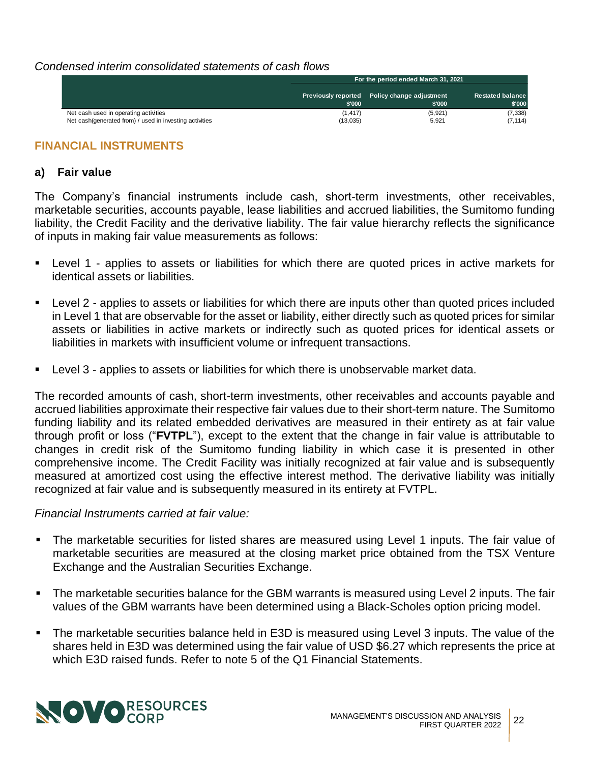*Condensed interim consolidated statements of cash flows*

| | For the period ended March 31, 2021 | | |
|---|---|---|---|
| | Previously reported $'000 | Policy change adjustment $'000 | Restated balance $'000 |
| Net cash used in operating activities | (1,417) | (5,921) | (7,338) |
| Net cash(generated from) / used in investing activities | (13,035) | 5,921 | (7,114) |

## FINANCIAL INSTRUMENTS

### a) Fair value

The Company's financial instruments include cash, short-term investments, other receivables, marketable securities, accounts payable, lease liabilities and accrued liabilities, the Sumitomo funding liability, the Credit Facility and the derivative liability. The fair value hierarchy reflects the significance of inputs in making fair value measurements as follows:

- Level 1 - applies to assets or liabilities for which there are quoted prices in active markets for identical assets or liabilities.
- Level 2 - applies to assets or liabilities for which there are inputs other than quoted prices included in Level 1 that are observable for the asset or liability, either directly such as quoted prices for similar assets or liabilities in active markets or indirectly such as quoted prices for identical assets or liabilities in markets with insufficient volume or infrequent transactions.
- Level 3 - applies to assets or liabilities for which there is unobservable market data.

The recorded amounts of cash, short-term investments, other receivables and accounts payable and accrued liabilities approximate their respective fair values due to their short-term nature. The Sumitomo funding liability and its related embedded derivatives are measured in their entirety as at fair value through profit or loss ("**FVTPL**"), except to the extent that the change in fair value is attributable to changes in credit risk of the Sumitomo funding liability in which case it is presented in other comprehensive income. The Credit Facility was initially recognized at fair value and is subsequently measured at amortized cost using the effective interest method. The derivative liability was initially recognized at fair value and is subsequently measured in its entirety at FVTPL.

*Financial Instruments carried at fair value:*

- The marketable securities for listed shares are measured using Level 1 inputs. The fair value of marketable securities are measured at the closing market price obtained from the TSX Venture Exchange and the Australian Securities Exchange.
- The marketable securities balance for the GBM warrants is measured using Level 2 inputs. The fair values of the GBM warrants have been determined using a Black-Scholes option pricing model.
- The marketable securities balance held in E3D is measured using Level 3 inputs. The value of the shares held in E3D was determined using the fair value of USD $6.27 which represents the price at which E3D raised funds. Refer to note 5 of the Q1 Financial Statements.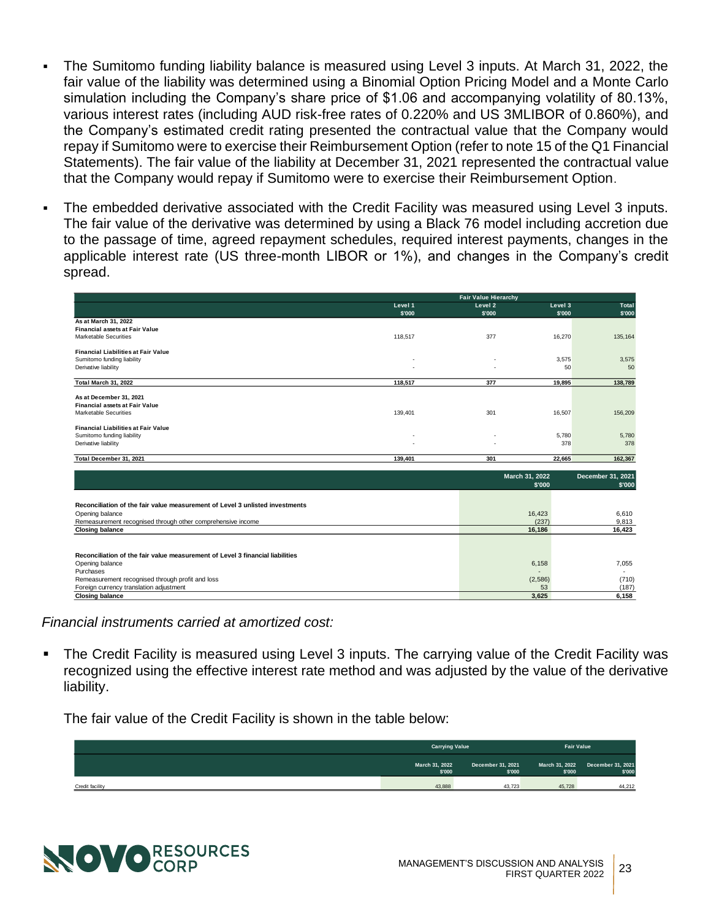- The Sumitomo funding liability balance is measured using Level 3 inputs. At March 31, 2022, the fair value of the liability was determined using a Binomial Option Pricing Model and a Monte Carlo simulation including the Company's share price of $1.06 and accompanying volatility of 80.13%, various interest rates (including AUD risk-free rates of 0.220% and US 3MLIBOR of 0.860%), and the Company's estimated credit rating presented the contractual value that the Company would repay if Sumitomo were to exercise their Reimbursement Option (refer to note 15 of the Q1 Financial Statements). The fair value of the liability at December 31, 2021 represented the contractual value that the Company would repay if Sumitomo were to exercise their Reimbursement Option.

- The embedded derivative associated with the Credit Facility was measured using Level 3 inputs. The fair value of the derivative was determined by using a Black 76 model including accretion due to the passage of time, agreed repayment schedules, required interest payments, changes in the applicable interest rate (US three-month LIBOR or 1%), and changes in the Company's credit spread.

| | Fair Value Hierarchy | | | |
|---|---|---|---|---|
| | Level 1 $'000 | Level 2 $'000 | Level 3 $'000 | Total $'000 |
| **As at March 31, 2022** | | | | |
| **Financial assets at Fair Value** | | | | |
| Marketable Securities | 118,517 | 377 | 16,270 | 135,164 |
| **Financial Liabilities at Fair Value** | | | | |
| Sumitomo funding liability | - | - | 3,575 | 3,575 |
| Derivative liability | - | - | 50 | 50 |
| **Total March 31, 2022** | **118,517** | **377** | **19,895** | **138,789** |
| **As at December 31, 2021** | | | | |
| **Financial assets at Fair Value** | | | | |
| Marketable Securities | 139,401 | 301 | 16,507 | 156,209 |
| **Financial Liabilities at Fair Value** | | | | |
| Sumitomo funding liability | - | - | 5,780 | 5,780 |
| Derivative liability | - | - | 378 | 378 |
| **Total December 31, 2021** | **139,401** | **301** | **22,665** | **162,367** |

| | March 31, 2022 $'000 | December 31, 2021 $'000 |
|---|---|---|
| **Reconciliation of the fair value measurement of Level 3 unlisted investments** | | |
| Opening balance | 16,423 | 6,610 |
| Remeasurement recognised through other comprehensive income | (237) | 9,813 |
| **Closing balance** | **16,186** | **16,423** |
| **Reconciliation of the fair value measurement of Level 3 financial liabilities** | | |
| Opening balance | 6,158 | 7,055 |
| Purchases | - | - |
| Remeasurement recognised through profit and loss | (2,586) | (710) |
| Foreign currency translation adjustment | 53 | (187) |
| **Closing balance** | **3,625** | **6,158** |

*Financial instruments carried at amortized cost:*

- The Credit Facility is measured using Level 3 inputs. The carrying value of the Credit Facility was recognized using the effective interest rate method and was adjusted by the value of the derivative liability.

  The fair value of the Credit Facility is shown in the table below:

| | Carrying Value | | Fair Value | |
|---|---|---|---|---|
| | March 31, 2022 $'000 | December 31, 2021 $'000 | March 31, 2022 $'000 | December 31, 2021 $'000 |
| Credit facility | 43,888 | 43,723 | 45,728 | 44,212 |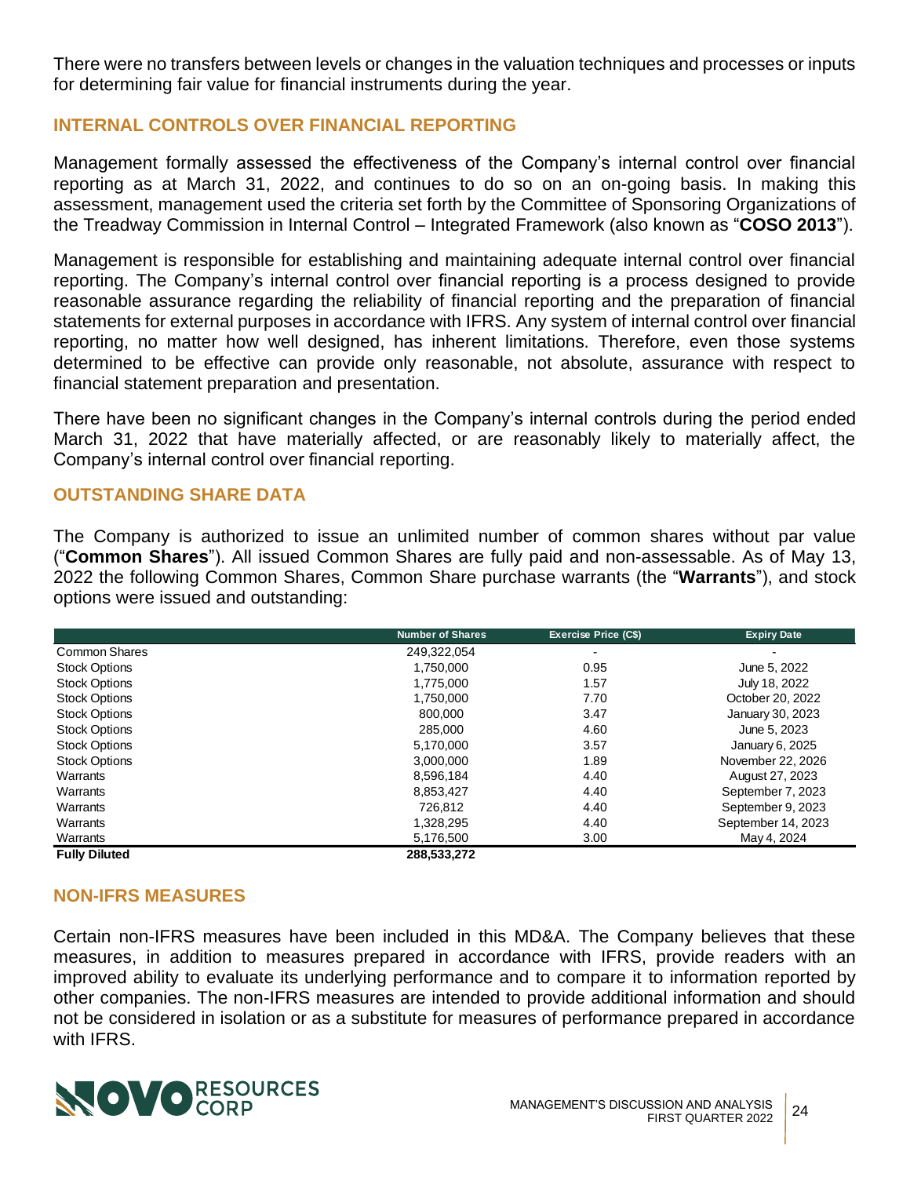There were no transfers between levels or changes in the valuation techniques and processes or inputs for determining fair value for financial instruments during the year.

## INTERNAL CONTROLS OVER FINANCIAL REPORTING

Management formally assessed the effectiveness of the Company's internal control over financial reporting as at March 31, 2022, and continues to do so on an on-going basis. In making this assessment, management used the criteria set forth by the Committee of Sponsoring Organizations of the Treadway Commission in Internal Control – Integrated Framework (also known as "**COSO 2013**").

Management is responsible for establishing and maintaining adequate internal control over financial reporting. The Company's internal control over financial reporting is a process designed to provide reasonable assurance regarding the reliability of financial reporting and the preparation of financial statements for external purposes in accordance with IFRS. Any system of internal control over financial reporting, no matter how well designed, has inherent limitations. Therefore, even those systems determined to be effective can provide only reasonable, not absolute, assurance with respect to financial statement preparation and presentation.

There have been no significant changes in the Company's internal controls during the period ended March 31, 2022 that have materially affected, or are reasonably likely to materially affect, the Company's internal control over financial reporting.

## OUTSTANDING SHARE DATA

The Company is authorized to issue an unlimited number of common shares without par value ("**Common Shares**"). All issued Common Shares are fully paid and non-assessable. As of May 13, 2022 the following Common Shares, Common Share purchase warrants (the "**Warrants**"), and stock options were issued and outstanding:

| | Number of Shares | Exercise Price (C$) | Expiry Date |
|---|---|---|---|
| Common Shares | 249,322,054 | - | - |
| Stock Options | 1,750,000 | 0.95 | June 5, 2022 |
| Stock Options | 1,775,000 | 1.57 | July 18, 2022 |
| Stock Options | 1,750,000 | 7.70 | October 20, 2022 |
| Stock Options | 800,000 | 3.47 | January 30, 2023 |
| Stock Options | 285,000 | 4.60 | June 5, 2023 |
| Stock Options | 5,170,000 | 3.57 | January 6, 2025 |
| Stock Options | 3,000,000 | 1.89 | November 22, 2026 |
| Warrants | 8,596,184 | 4.40 | August 27, 2023 |
| Warrants | 8,853,427 | 4.40 | September 7, 2023 |
| Warrants | 726,812 | 4.40 | September 9, 2023 |
| Warrants | 1,328,295 | 4.40 | September 14, 2023 |
| Warrants | 5,176,500 | 3.00 | May 4, 2024 |
| **Fully Diluted** | **288,533,272** | | |

## NON-IFRS MEASURES

Certain non-IFRS measures have been included in this MD&A. The Company believes that these measures, in addition to measures prepared in accordance with IFRS, provide readers with an improved ability to evaluate its underlying performance and to compare it to information reported by other companies. The non-IFRS measures are intended to provide additional information and should not be considered in isolation or as a substitute for measures of performance prepared in accordance with IFRS.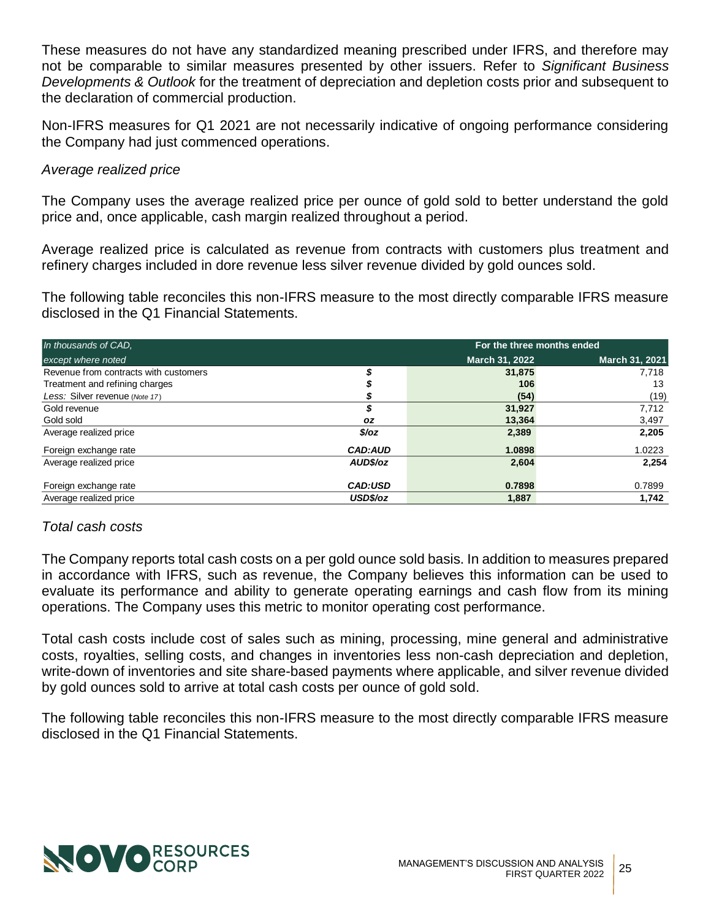These measures do not have any standardized meaning prescribed under IFRS, and therefore may not be comparable to similar measures presented by other issuers. Refer to *Significant Business Developments & Outlook* for the treatment of depreciation and depletion costs prior and subsequent to the declaration of commercial production.

Non-IFRS measures for Q1 2021 are not necessarily indicative of ongoing performance considering the Company had just commenced operations.

*Average realized price*

The Company uses the average realized price per ounce of gold sold to better understand the gold price and, once applicable, cash margin realized throughout a period.

Average realized price is calculated as revenue from contracts with customers plus treatment and refinery charges included in dore revenue less silver revenue divided by gold ounces sold.

The following table reconciles this non-IFRS measure to the most directly comparable IFRS measure disclosed in the Q1 Financial Statements.

| *In thousands of CAD,* | | For the three months ended | |
|---|---|---|---|
| *except where noted* | | **March 31, 2022** | **March 31, 2021** |
| Revenue from contracts with customers | ***$*** | **31,875** | 7,718 |
| Treatment and refining charges | ***$*** | **106** | 13 |
| *Less:* Silver revenue *(Note 17)* | ***$*** | **(54)** | (19) |
| Gold revenue | ***$*** | **31,927** | 7,712 |
| Gold sold | ***oz*** | **13,364** | 3,497 |
| Average realized price | ***$/oz*** | **2,389** | **2,205** |
| Foreign exchange rate | ***CAD:AUD*** | **1.0898** | 1.0223 |
| Average realized price | ***AUD$/oz*** | **2,604** | **2,254** |
| Foreign exchange rate | ***CAD:USD*** | **0.7898** | 0.7899 |
| Average realized price | ***USD$/oz*** | **1,887** | **1,742** |

*Total cash costs*

The Company reports total cash costs on a per gold ounce sold basis. In addition to measures prepared in accordance with IFRS, such as revenue, the Company believes this information can be used to evaluate its performance and ability to generate operating earnings and cash flow from its mining operations. The Company uses this metric to monitor operating cost performance.

Total cash costs include cost of sales such as mining, processing, mine general and administrative costs, royalties, selling costs, and changes in inventories less non-cash depreciation and depletion, write-down of inventories and site share-based payments where applicable, and silver revenue divided by gold ounces sold to arrive at total cash costs per ounce of gold sold.

The following table reconciles this non-IFRS measure to the most directly comparable IFRS measure disclosed in the Q1 Financial Statements.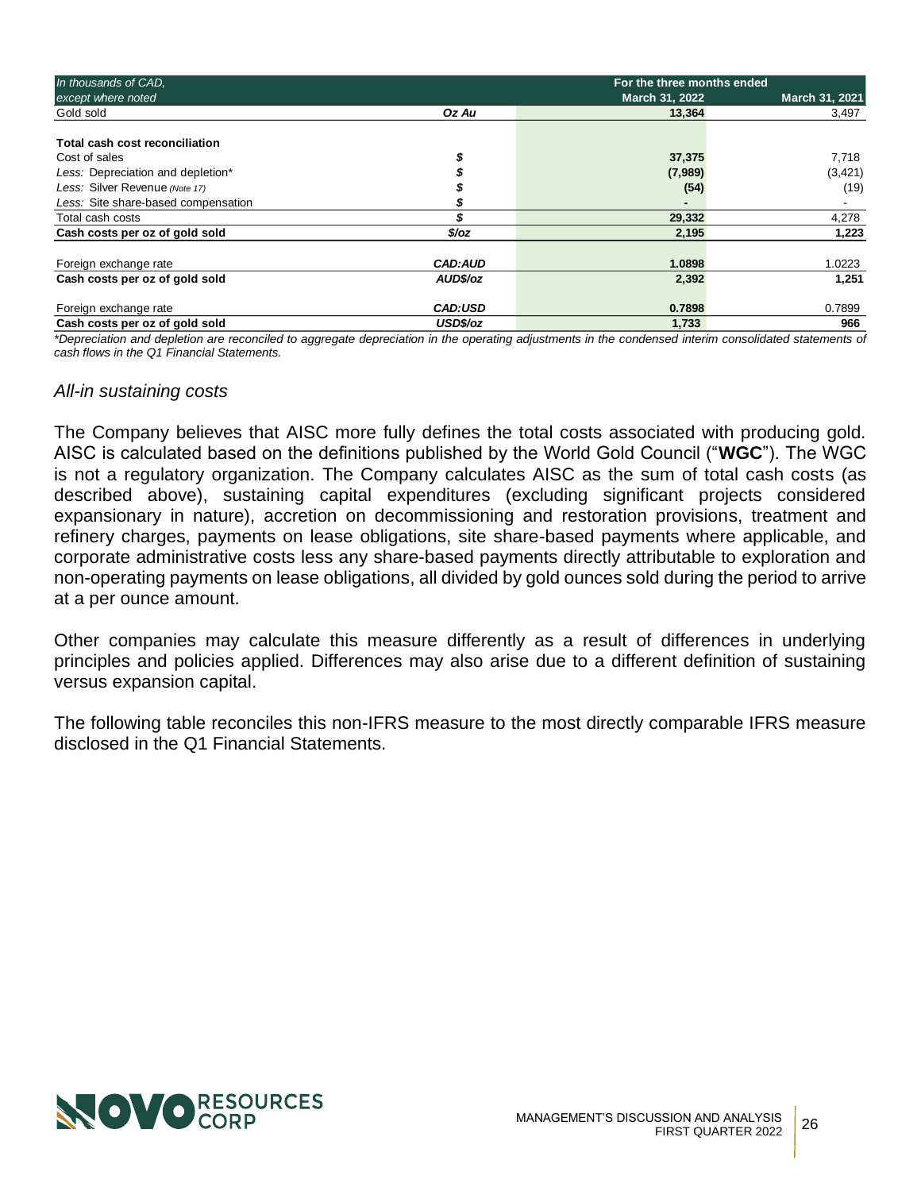| In thousands of CAD, except where noted | | For the three months ended March 31, 2022 | March 31, 2021 |
|---|---|---|---|
| Gold sold | *Oz Au* | **13,364** | 3,497 |
| | | | |
| **Total cash cost reconciliation** | | | |
| Cost of sales | *$* | **37,375** | 7,718 |
| *Less:* Depreciation and depletion* | *$* | **(7,989)** | (3,421) |
| *Less:* Silver Revenue *(Note 17)* | *$* | **(54)** | (19) |
| *Less:* Site share-based compensation | *$* | **-** | - |
| Total cash costs | *$* | **29,332** | 4,278 |
| **Cash costs per oz of gold sold** | ***$/oz*** | **2,195** | **1,223** |
| | | | |
| Foreign exchange rate | ***CAD:AUD*** | **1.0898** | 1.0223 |
| **Cash costs per oz of gold sold** | ***AUD$/oz*** | **2,392** | **1,251** |
| | | | |
| Foreign exchange rate | ***CAD:USD*** | **0.7898** | 0.7899 |
| **Cash costs per oz of gold sold** | ***USD$/oz*** | **1,733** | **966** |

*\*Depreciation and depletion are reconciled to aggregate depreciation in the operating adjustments in the condensed interim consolidated statements of cash flows in the Q1 Financial Statements.*

### *All-in sustaining costs*

The Company believes that AISC more fully defines the total costs associated with producing gold. AISC is calculated based on the definitions published by the World Gold Council ("**WGC**"). The WGC is not a regulatory organization. The Company calculates AISC as the sum of total cash costs (as described above), sustaining capital expenditures (excluding significant projects considered expansionary in nature), accretion on decommissioning and restoration provisions, treatment and refinery charges, payments on lease obligations, site share-based payments where applicable, and corporate administrative costs less any share-based payments directly attributable to exploration and non-operating payments on lease obligations, all divided by gold ounces sold during the period to arrive at a per ounce amount.

Other companies may calculate this measure differently as a result of differences in underlying principles and policies applied. Differences may also arise due to a different definition of sustaining versus expansion capital.

The following table reconciles this non-IFRS measure to the most directly comparable IFRS measure disclosed in the Q1 Financial Statements.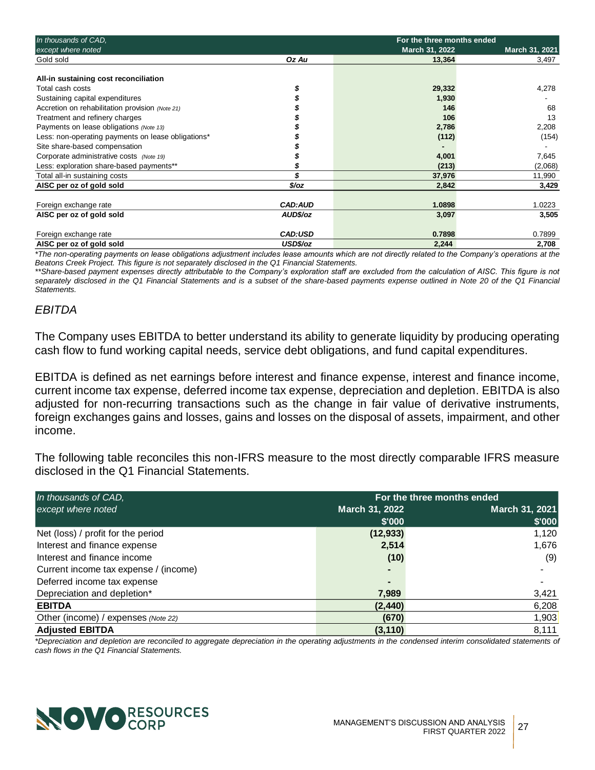| In thousands of CAD, except where noted | | For the three months ended March 31, 2022 | March 31, 2021 |
|---|---|---|---|
| Gold sold | Oz Au | 13,364 | 3,497 |
| | | | |
| **All-in sustaining cost reconciliation** | | | |
| Total cash costs | $ | 29,332 | 4,278 |
| Sustaining capital expenditures | $ | 1,930 | - |
| Accretion on rehabilitation provision *(Note 21)* | $ | 146 | 68 |
| Treatment and refinery charges | $ | 106 | 13 |
| Payments on lease obligations *(Note 13)* | $ | 2,786 | 2,208 |
| Less: non-operating payments on lease obligations* | $ | (112) | (154) |
| Site share-based compensation | $ | - | - |
| Corporate administrative costs *(Note 19)* | $ | 4,001 | 7,645 |
| Less: exploration share-based payments** | $ | (213) | (2,068) |
| Total all-in sustaining costs | $ | 37,976 | 11,990 |
| **AISC per oz of gold sold** | $/oz | 2,842 | 3,429 |
| | | | |
| Foreign exchange rate | CAD:AUD | 1.0898 | 1.0223 |
| **AISC per oz of gold sold** | AUD$/oz | 3,097 | 3,505 |
| | | | |
| Foreign exchange rate | CAD:USD | 0.7898 | 0.7899 |
| **AISC per oz of gold sold** | USD$/oz | 2,244 | 2,708 |

*\*The non-operating payments on lease obligations adjustment includes lease amounts which are not directly related to the Company's operations at the Beatons Creek Project. This figure is not separately disclosed in the Q1 Financial Statements.*

*\*\*Share-based payment expenses directly attributable to the Company's exploration staff are excluded from the calculation of AISC. This figure is not separately disclosed in the Q1 Financial Statements and is a subset of the share-based payments expense outlined in Note 20 of the Q1 Financial Statements.*

### *EBITDA*

The Company uses EBITDA to better understand its ability to generate liquidity by producing operating cash flow to fund working capital needs, service debt obligations, and fund capital expenditures.

EBITDA is defined as net earnings before interest and finance expense, interest and finance income, current income tax expense, deferred income tax expense, depreciation and depletion. EBITDA is also adjusted for non-recurring transactions such as the change in fair value of derivative instruments, foreign exchanges gains and losses, gains and losses on the disposal of assets, impairment, and other income.

The following table reconciles this non-IFRS measure to the most directly comparable IFRS measure disclosed in the Q1 Financial Statements.

| In thousands of CAD, except where noted | For the three months ended March 31, 2022 $'000 | March 31, 2021 $'000 |
|---|---|---|
| Net (loss) / profit for the period | (12,933) | 1,120 |
| Interest and finance expense | 2,514 | 1,676 |
| Interest and finance income | (10) | (9) |
| Current income tax expense / (income) | - | - |
| Deferred income tax expense | - | - |
| Depreciation and depletion* | 7,989 | 3,421 |
| **EBITDA** | (2,440) | 6,208 |
| Other (income) / expenses *(Note 22)* | (670) | 1,903 |
| **Adjusted EBITDA** | (3,110) | 8,111 |

*\*Depreciation and depletion are reconciled to aggregate depreciation in the operating adjustments in the condensed interim consolidated statements of cash flows in the Q1 Financial Statements.*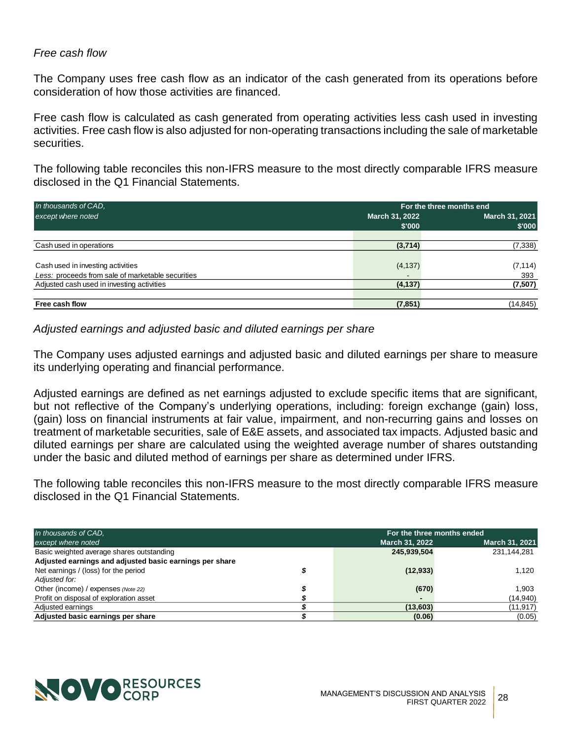*Free cash flow*

The Company uses free cash flow as an indicator of the cash generated from its operations before consideration of how those activities are financed.

Free cash flow is calculated as cash generated from operating activities less cash used in investing activities. Free cash flow is also adjusted for non-operating transactions including the sale of marketable securities.

The following table reconciles this non-IFRS measure to the most directly comparable IFRS measure disclosed in the Q1 Financial Statements.

| *In thousands of CAD, except where noted* | For the three months end | |
|---|---|---|
| | March 31, 2022 $'000 | March 31, 2021 $'000 |
| Cash used in operations | **(3,714)** | (7,338) |
| Cash used in investing activities | (4,137) | (7,114) |
| *Less:* proceeds from sale of marketable securities | - | 393 |
| Adjusted cash used in investing activities | **(4,137)** | **(7,507)** |
| **Free cash flow** | **(7,851)** | (14,845) |

*Adjusted earnings and adjusted basic and diluted earnings per share*

The Company uses adjusted earnings and adjusted basic and diluted earnings per share to measure its underlying operating and financial performance.

Adjusted earnings are defined as net earnings adjusted to exclude specific items that are significant, but not reflective of the Company's underlying operations, including: foreign exchange (gain) loss, (gain) loss on financial instruments at fair value, impairment, and non-recurring gains and losses on treatment of marketable securities, sale of E&E assets, and associated tax impacts. Adjusted basic and diluted earnings per share are calculated using the weighted average number of shares outstanding under the basic and diluted method of earnings per share as determined under IFRS.

The following table reconciles this non-IFRS measure to the most directly comparable IFRS measure disclosed in the Q1 Financial Statements.

| *In thousands of CAD, except where noted* | | For the three months ended | |
|---|---|---|---|
| | | March 31, 2022 | March 31, 2021 |
| Basic weighted average shares outstanding | | **245,939,504** | 231,144,281 |
| **Adjusted earnings and adjusted basic earnings per share** | | | |
| Net earnings / (loss) for the period | $ | **(12,933)** | 1,120 |
| *Adjusted for:* | | | |
| Other (income) / expenses *(Note 22)* | $ | **(670)** | 1,903 |
| Profit on disposal of exploration asset | $ | **-** | (14,940) |
| Adjusted earnings | $ | **(13,603)** | (11,917) |
| **Adjusted basic earnings per share** | $ | **(0.06)** | (0.05) |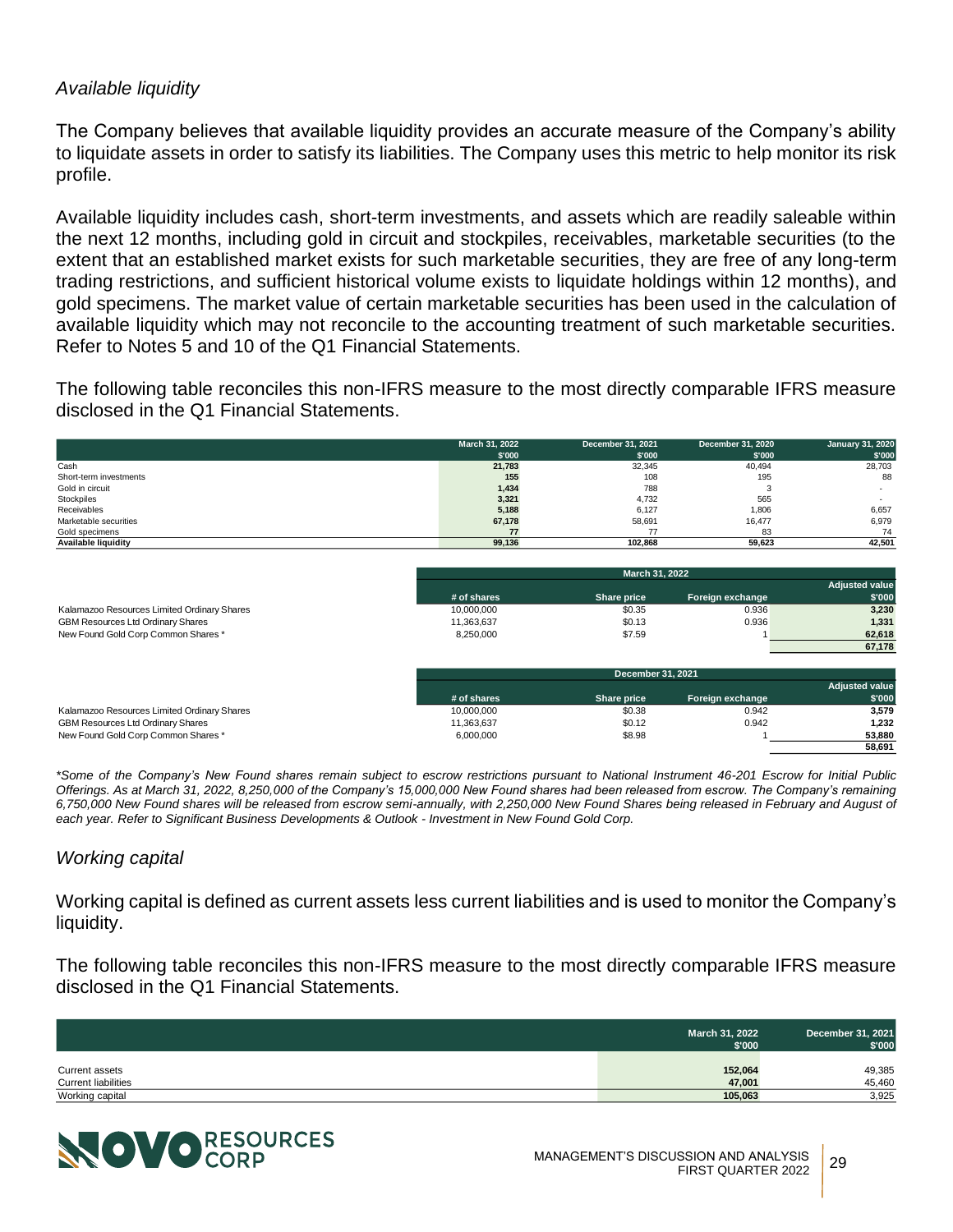### *Available liquidity*

The Company believes that available liquidity provides an accurate measure of the Company's ability to liquidate assets in order to satisfy its liabilities. The Company uses this metric to help monitor its risk profile.

Available liquidity includes cash, short-term investments, and assets which are readily saleable within the next 12 months, including gold in circuit and stockpiles, receivables, marketable securities (to the extent that an established market exists for such marketable securities, they are free of any long-term trading restrictions, and sufficient historical volume exists to liquidate holdings within 12 months), and gold specimens. The market value of certain marketable securities has been used in the calculation of available liquidity which may not reconcile to the accounting treatment of such marketable securities. Refer to Notes 5 and 10 of the Q1 Financial Statements.

The following table reconciles this non-IFRS measure to the most directly comparable IFRS measure disclosed in the Q1 Financial Statements.

| | March 31, 2022<br>$'000 | December 31, 2021<br>$'000 | December 31, 2020<br>$'000 | January 31, 2020<br>$'000 |
|---|---|---|---|---|
| Cash | **21,783** | 32,345 | 40,494 | 28,703 |
| Short-term investments | **155** | 108 | 195 | 88 |
| Gold in circuit | **1,434** | 788 | 3 | - |
| Stockpiles | **3,321** | 4,732 | 565 | - |
| Receivables | **5,188** | 6,127 | 1,806 | 6,657 |
| Marketable securities | **67,178** | 58,691 | 16,477 | 6,979 |
| Gold specimens | **77** | 77 | 83 | 74 |
| **Available liquidity** | **99,136** | **102,868** | **59,623** | **42,501** |

| | March 31, 2022 | | | |
|---|---|---|---|---|
| | # of shares | Share price | Foreign exchange | Adjusted value<br>$'000 |
| Kalamazoo Resources Limited Ordinary Shares | 10,000,000 | $0.35 | 0.936 | **3,230** |
| GBM Resources Ltd Ordinary Shares | 11,363,637 | $0.13 | 0.936 | **1,331** |
| New Found Gold Corp Common Shares * | 8,250,000 | $7.59 | 1 | **62,618** |
| | | | | **67,178** |

| | December 31, 2021 | | | |
|---|---|---|---|---|
| | # of shares | Share price | Foreign exchange | Adjusted value<br>$'000 |
| Kalamazoo Resources Limited Ordinary Shares | 10,000,000 | $0.38 | 0.942 | **3,579** |
| GBM Resources Ltd Ordinary Shares | 11,363,637 | $0.12 | 0.942 | **1,232** |
| New Found Gold Corp Common Shares * | 6,000,000 | $8.98 | 1 | **53,880** |
| | | | | **58,691** |

*\*Some of the Company's New Found shares remain subject to escrow restrictions pursuant to National Instrument 46-201 Escrow for Initial Public Offerings. As at March 31, 2022, 8,250,000 of the Company's 15,000,000 New Found shares had been released from escrow. The Company's remaining 6,750,000 New Found shares will be released from escrow semi-annually, with 2,250,000 New Found Shares being released in February and August of each year. Refer to Significant Business Developments & Outlook - Investment in New Found Gold Corp.*

### *Working capital*

Working capital is defined as current assets less current liabilities and is used to monitor the Company's liquidity.

The following table reconciles this non-IFRS measure to the most directly comparable IFRS measure disclosed in the Q1 Financial Statements.

| | March 31, 2022<br>$'000 | December 31, 2021<br>$'000 |
|---|---|---|
| Current assets | **152,064** | 49,385 |
| Current liabilities | **47,001** | 45,460 |
| Working capital | **105,063** | 3,925 |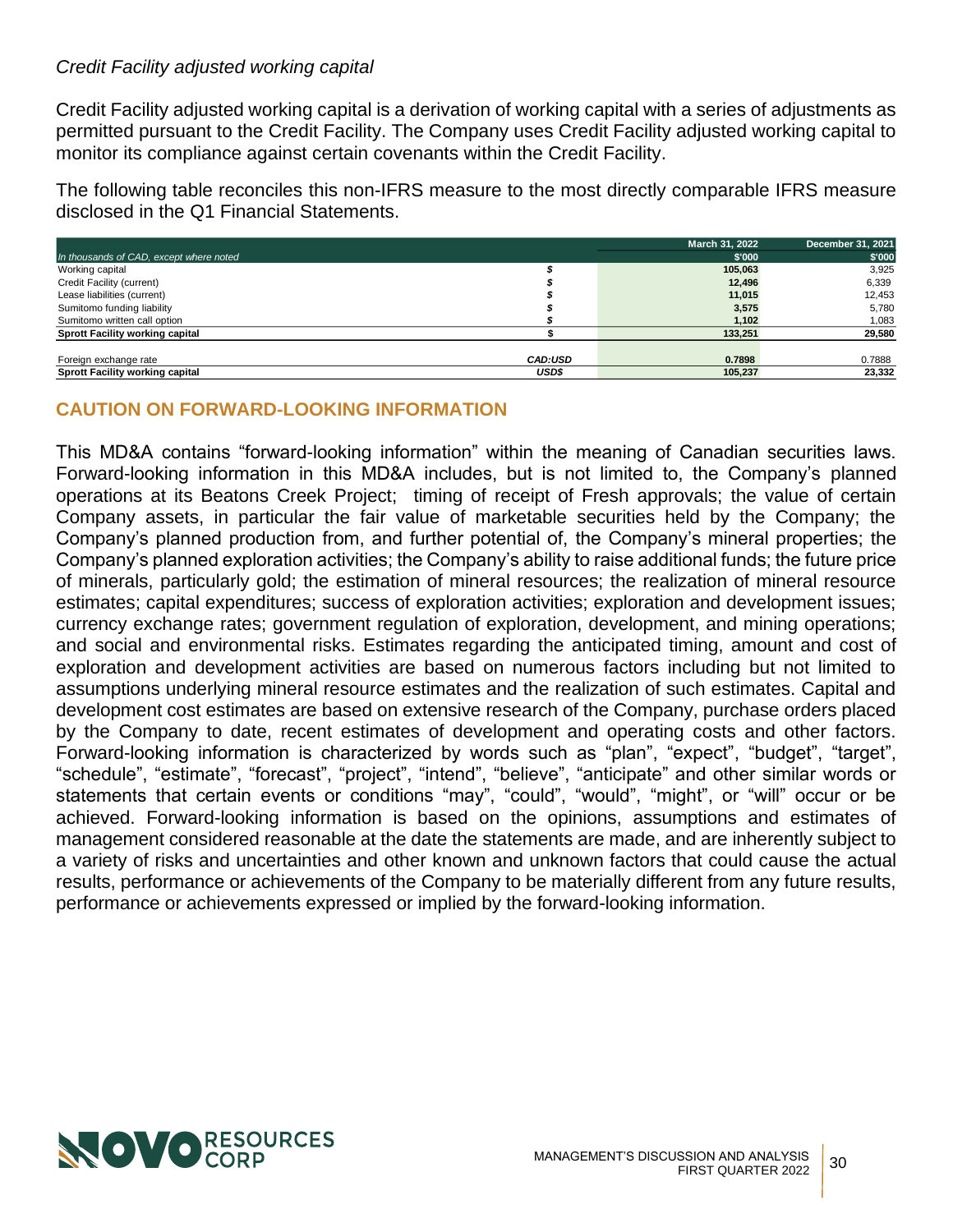*Credit Facility adjusted working capital*

Credit Facility adjusted working capital is a derivation of working capital with a series of adjustments as permitted pursuant to the Credit Facility. The Company uses Credit Facility adjusted working capital to monitor its compliance against certain covenants within the Credit Facility.

The following table reconciles this non-IFRS measure to the most directly comparable IFRS measure disclosed in the Q1 Financial Statements.

| *In thousands of CAD, except where noted* | | March 31, 2022<br>$'000 | December 31, 2021<br>$'000 |
|---|---|---|---|
| Working capital | *$* | **105,063** | 3,925 |
| Credit Facility (current) | *$* | **12,496** | 6,339 |
| Lease liabilities (current) | *$* | **11,015** | 12,453 |
| Sumitomo funding liability | *$* | **3,575** | 5,780 |
| Sumitomo written call option | *$* | **1,102** | 1,083 |
| **Sprott Facility working capital** | **$** | **133,251** | **29,580** |
| | | | |
| Foreign exchange rate | *CAD:USD* | **0.7898** | 0.7888 |
| **Sprott Facility working capital** | ***USD$*** | **105,237** | **23,332** |

## CAUTION ON FORWARD-LOOKING INFORMATION

This MD&A contains "forward-looking information" within the meaning of Canadian securities laws. Forward-looking information in this MD&A includes, but is not limited to, the Company's planned operations at its Beatons Creek Project; timing of receipt of Fresh approvals; the value of certain Company assets, in particular the fair value of marketable securities held by the Company; the Company's planned production from, and further potential of, the Company's mineral properties; the Company's planned exploration activities; the Company's ability to raise additional funds; the future price of minerals, particularly gold; the estimation of mineral resources; the realization of mineral resource estimates; capital expenditures; success of exploration activities; exploration and development issues; currency exchange rates; government regulation of exploration, development, and mining operations; and social and environmental risks. Estimates regarding the anticipated timing, amount and cost of exploration and development activities are based on numerous factors including but not limited to assumptions underlying mineral resource estimates and the realization of such estimates. Capital and development cost estimates are based on extensive research of the Company, purchase orders placed by the Company to date, recent estimates of development and operating costs and other factors. Forward-looking information is characterized by words such as "plan", "expect", "budget", "target", "schedule", "estimate", "forecast", "project", "intend", "believe", "anticipate" and other similar words or statements that certain events or conditions "may", "could", "would", "might", or "will" occur or be achieved. Forward-looking information is based on the opinions, assumptions and estimates of management considered reasonable at the date the statements are made, and are inherently subject to a variety of risks and uncertainties and other known and unknown factors that could cause the actual results, performance or achievements of the Company to be materially different from any future results, performance or achievements expressed or implied by the forward-looking information.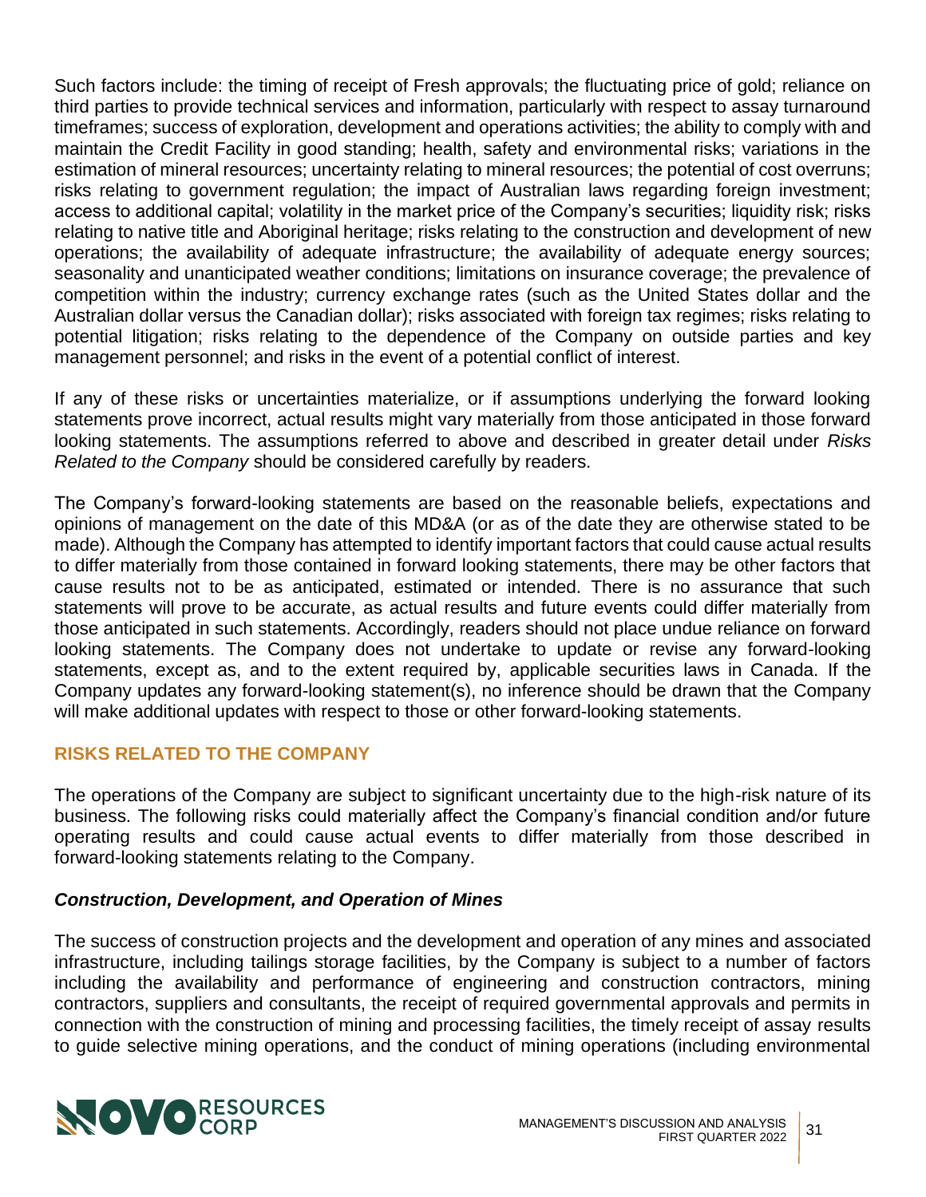Such factors include: the timing of receipt of Fresh approvals; the fluctuating price of gold; reliance on third parties to provide technical services and information, particularly with respect to assay turnaround timeframes; success of exploration, development and operations activities; the ability to comply with and maintain the Credit Facility in good standing; health, safety and environmental risks; variations in the estimation of mineral resources; uncertainty relating to mineral resources; the potential of cost overruns; risks relating to government regulation; the impact of Australian laws regarding foreign investment; access to additional capital; volatility in the market price of the Company's securities; liquidity risk; risks relating to native title and Aboriginal heritage; risks relating to the construction and development of new operations; the availability of adequate infrastructure; the availability of adequate energy sources; seasonality and unanticipated weather conditions; limitations on insurance coverage; the prevalence of competition within the industry; currency exchange rates (such as the United States dollar and the Australian dollar versus the Canadian dollar); risks associated with foreign tax regimes; risks relating to potential litigation; risks relating to the dependence of the Company on outside parties and key management personnel; and risks in the event of a potential conflict of interest.

If any of these risks or uncertainties materialize, or if assumptions underlying the forward looking statements prove incorrect, actual results might vary materially from those anticipated in those forward looking statements. The assumptions referred to above and described in greater detail under *Risks Related to the Company* should be considered carefully by readers.

The Company's forward-looking statements are based on the reasonable beliefs, expectations and opinions of management on the date of this MD&A (or as of the date they are otherwise stated to be made). Although the Company has attempted to identify important factors that could cause actual results to differ materially from those contained in forward looking statements, there may be other factors that cause results not to be as anticipated, estimated or intended. There is no assurance that such statements will prove to be accurate, as actual results and future events could differ materially from those anticipated in such statements. Accordingly, readers should not place undue reliance on forward looking statements. The Company does not undertake to update or revise any forward-looking statements, except as, and to the extent required by, applicable securities laws in Canada. If the Company updates any forward-looking statement(s), no inference should be drawn that the Company will make additional updates with respect to those or other forward-looking statements.

## RISKS RELATED TO THE COMPANY

The operations of the Company are subject to significant uncertainty due to the high-risk nature of its business. The following risks could materially affect the Company's financial condition and/or future operating results and could cause actual events to differ materially from those described in forward-looking statements relating to the Company.

### *Construction, Development, and Operation of Mines*

The success of construction projects and the development and operation of any mines and associated infrastructure, including tailings storage facilities, by the Company is subject to a number of factors including the availability and performance of engineering and construction contractors, mining contractors, suppliers and consultants, the receipt of required governmental approvals and permits in connection with the construction of mining and processing facilities, the timely receipt of assay results to guide selective mining operations, and the conduct of mining operations (including environmental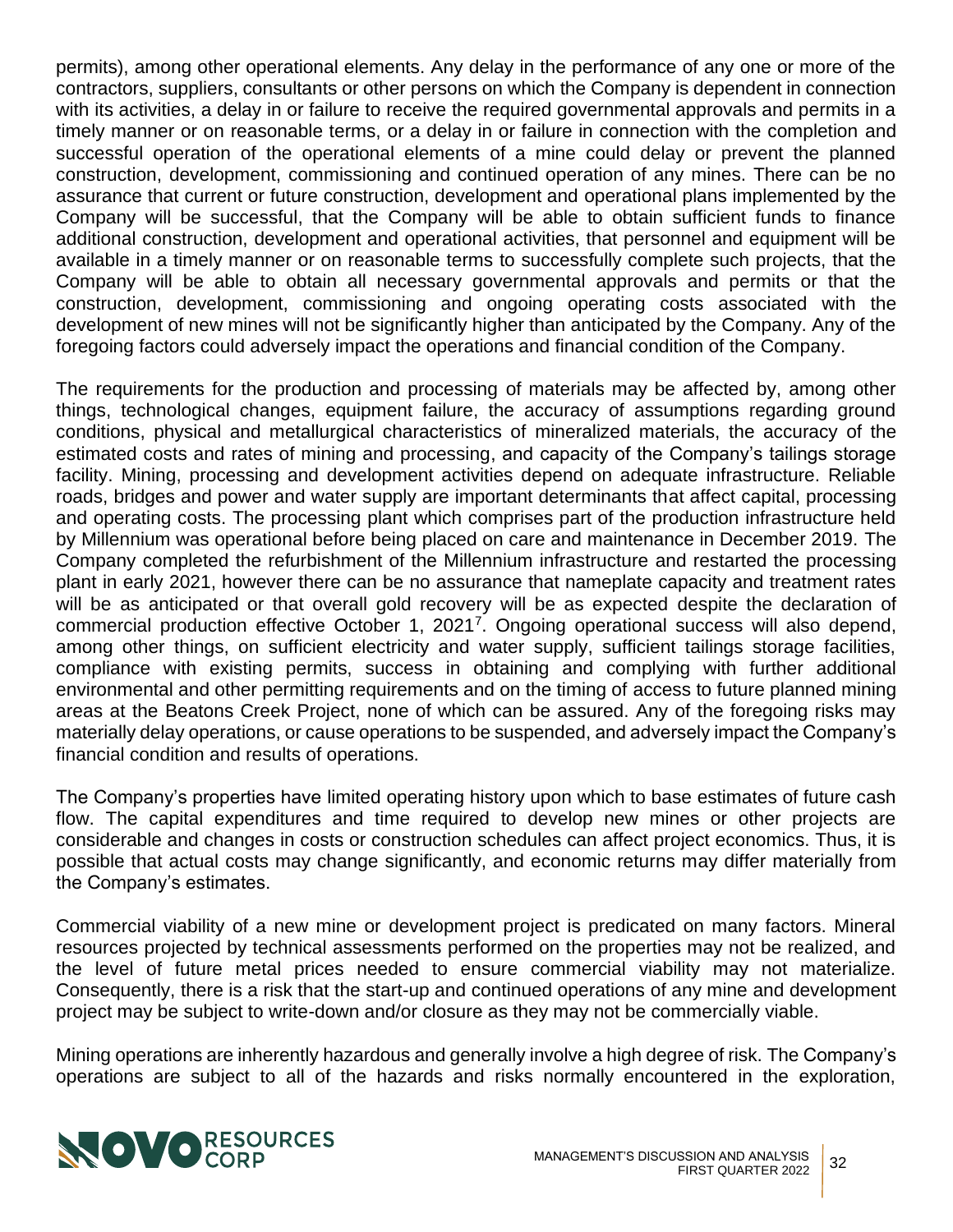permits), among other operational elements. Any delay in the performance of any one or more of the contractors, suppliers, consultants or other persons on which the Company is dependent in connection with its activities, a delay in or failure to receive the required governmental approvals and permits in a timely manner or on reasonable terms, or a delay in or failure in connection with the completion and successful operation of the operational elements of a mine could delay or prevent the planned construction, development, commissioning and continued operation of any mines. There can be no assurance that current or future construction, development and operational plans implemented by the Company will be successful, that the Company will be able to obtain sufficient funds to finance additional construction, development and operational activities, that personnel and equipment will be available in a timely manner or on reasonable terms to successfully complete such projects, that the Company will be able to obtain all necessary governmental approvals and permits or that the construction, development, commissioning and ongoing operating costs associated with the development of new mines will not be significantly higher than anticipated by the Company. Any of the foregoing factors could adversely impact the operations and financial condition of the Company.

The requirements for the production and processing of materials may be affected by, among other things, technological changes, equipment failure, the accuracy of assumptions regarding ground conditions, physical and metallurgical characteristics of mineralized materials, the accuracy of the estimated costs and rates of mining and processing, and capacity of the Company's tailings storage facility. Mining, processing and development activities depend on adequate infrastructure. Reliable roads, bridges and power and water supply are important determinants that affect capital, processing and operating costs. The processing plant which comprises part of the production infrastructure held by Millennium was operational before being placed on care and maintenance in December 2019. The Company completed the refurbishment of the Millennium infrastructure and restarted the processing plant in early 2021, however there can be no assurance that nameplate capacity and treatment rates will be as anticipated or that overall gold recovery will be as expected despite the declaration of commercial production effective October 1, 2021[7]. Ongoing operational success will also depend, among other things, on sufficient electricity and water supply, sufficient tailings storage facilities, compliance with existing permits, success in obtaining and complying with further additional environmental and other permitting requirements and on the timing of access to future planned mining areas at the Beatons Creek Project, none of which can be assured. Any of the foregoing risks may materially delay operations, or cause operations to be suspended, and adversely impact the Company's financial condition and results of operations.

The Company's properties have limited operating history upon which to base estimates of future cash flow. The capital expenditures and time required to develop new mines or other projects are considerable and changes in costs or construction schedules can affect project economics. Thus, it is possible that actual costs may change significantly, and economic returns may differ materially from the Company's estimates.

Commercial viability of a new mine or development project is predicated on many factors. Mineral resources projected by technical assessments performed on the properties may not be realized, and the level of future metal prices needed to ensure commercial viability may not materialize. Consequently, there is a risk that the start-up and continued operations of any mine and development project may be subject to write-down and/or closure as they may not be commercially viable.

Mining operations are inherently hazardous and generally involve a high degree of risk. The Company's operations are subject to all of the hazards and risks normally encountered in the exploration,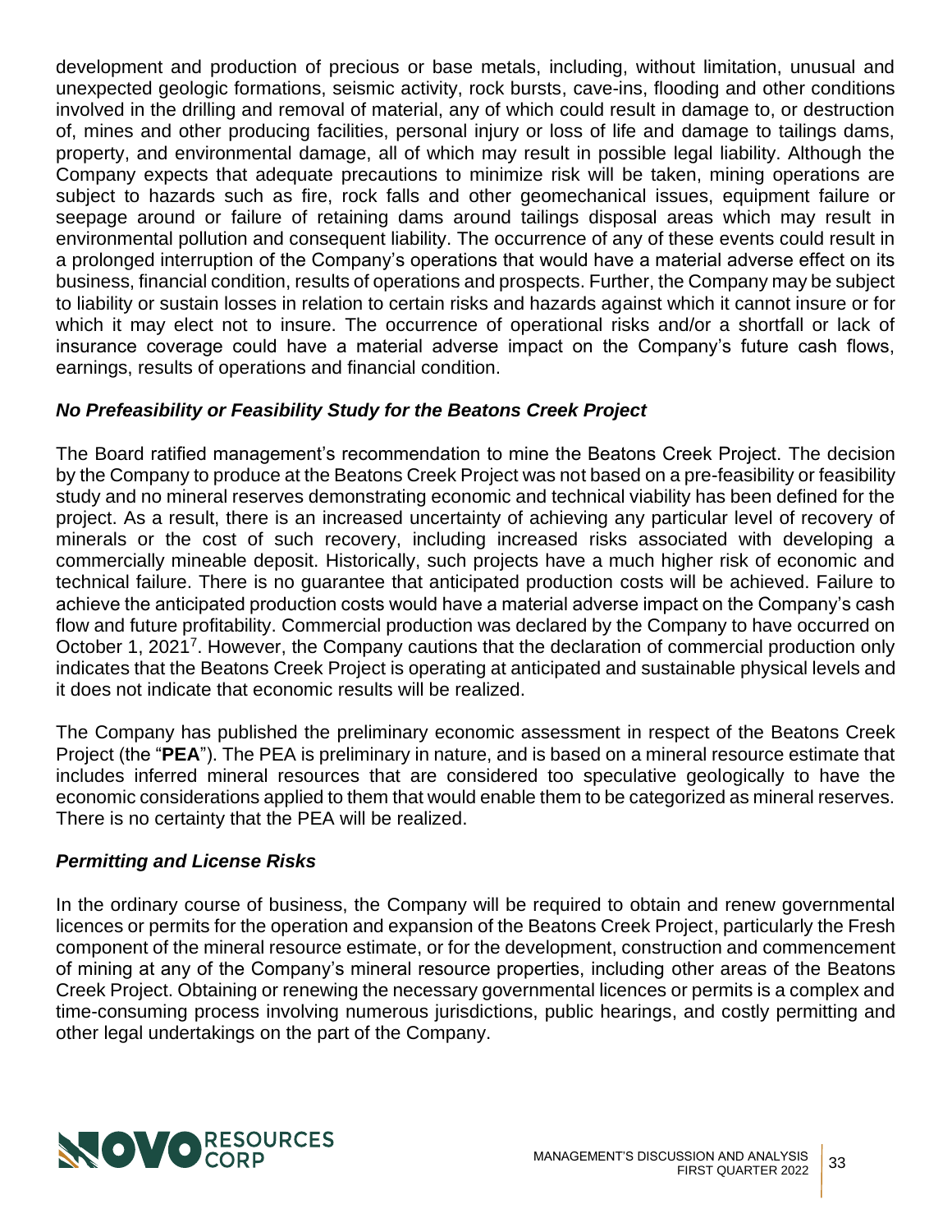development and production of precious or base metals, including, without limitation, unusual and unexpected geologic formations, seismic activity, rock bursts, cave-ins, flooding and other conditions involved in the drilling and removal of material, any of which could result in damage to, or destruction of, mines and other producing facilities, personal injury or loss of life and damage to tailings dams, property, and environmental damage, all of which may result in possible legal liability. Although the Company expects that adequate precautions to minimize risk will be taken, mining operations are subject to hazards such as fire, rock falls and other geomechanical issues, equipment failure or seepage around or failure of retaining dams around tailings disposal areas which may result in environmental pollution and consequent liability. The occurrence of any of these events could result in a prolonged interruption of the Company's operations that would have a material adverse effect on its business, financial condition, results of operations and prospects. Further, the Company may be subject to liability or sustain losses in relation to certain risks and hazards against which it cannot insure or for which it may elect not to insure. The occurrence of operational risks and/or a shortfall or lack of insurance coverage could have a material adverse impact on the Company's future cash flows, earnings, results of operations and financial condition.

### *No Prefeasibility or Feasibility Study for the Beatons Creek Project*

The Board ratified management's recommendation to mine the Beatons Creek Project. The decision by the Company to produce at the Beatons Creek Project was not based on a pre-feasibility or feasibility study and no mineral reserves demonstrating economic and technical viability has been defined for the project. As a result, there is an increased uncertainty of achieving any particular level of recovery of minerals or the cost of such recovery, including increased risks associated with developing a commercially mineable deposit. Historically, such projects have a much higher risk of economic and technical failure. There is no guarantee that anticipated production costs will be achieved. Failure to achieve the anticipated production costs would have a material adverse impact on the Company's cash flow and future profitability. Commercial production was declared by the Company to have occurred on October 1, 2021[7]. However, the Company cautions that the declaration of commercial production only indicates that the Beatons Creek Project is operating at anticipated and sustainable physical levels and it does not indicate that economic results will be realized.

The Company has published the preliminary economic assessment in respect of the Beatons Creek Project (the "**PEA**"). The PEA is preliminary in nature, and is based on a mineral resource estimate that includes inferred mineral resources that are considered too speculative geologically to have the economic considerations applied to them that would enable them to be categorized as mineral reserves. There is no certainty that the PEA will be realized.

### *Permitting and License Risks*

In the ordinary course of business, the Company will be required to obtain and renew governmental licences or permits for the operation and expansion of the Beatons Creek Project, particularly the Fresh component of the mineral resource estimate, or for the development, construction and commencement of mining at any of the Company's mineral resource properties, including other areas of the Beatons Creek Project. Obtaining or renewing the necessary governmental licences or permits is a complex and time-consuming process involving numerous jurisdictions, public hearings, and costly permitting and other legal undertakings on the part of the Company.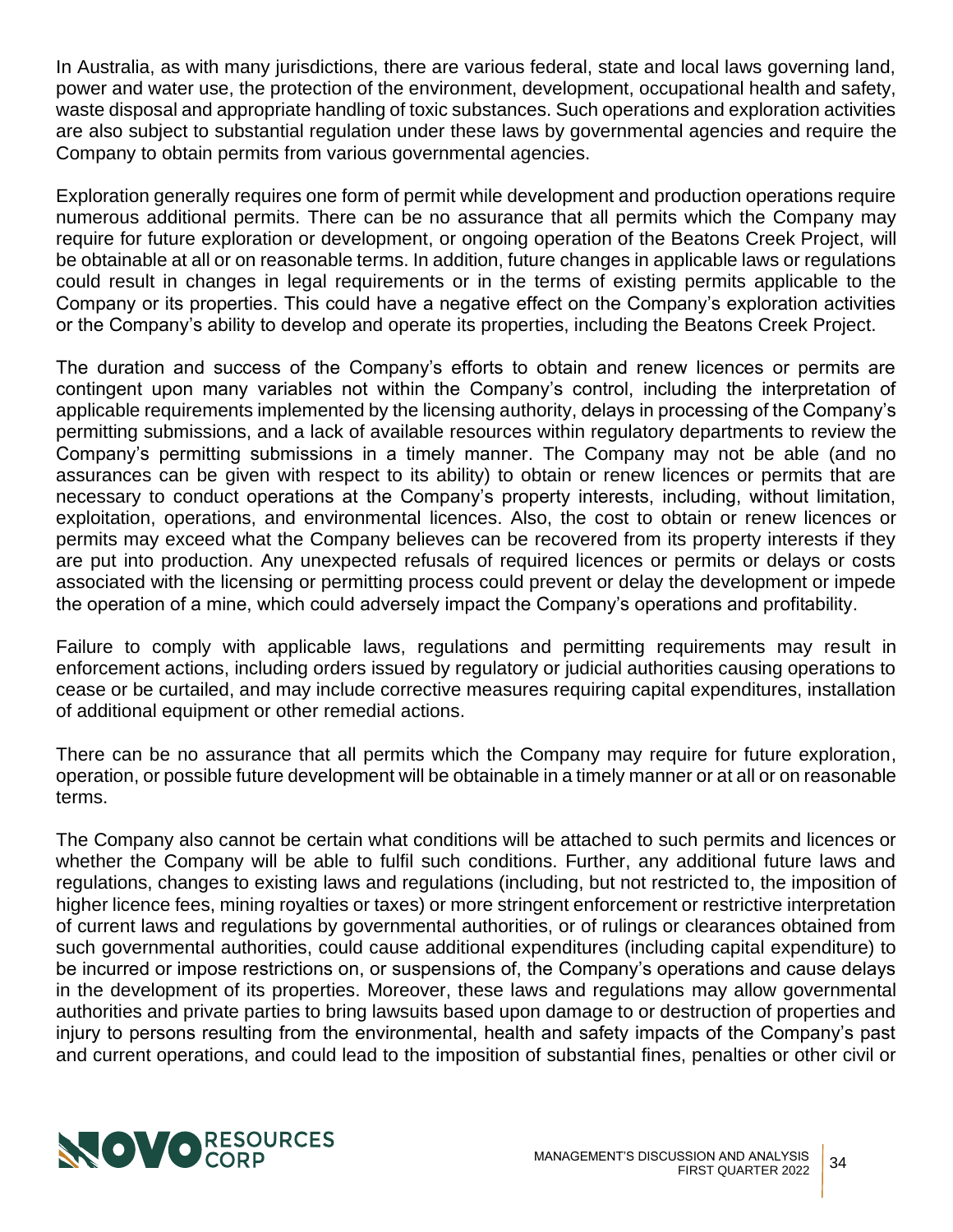In Australia, as with many jurisdictions, there are various federal, state and local laws governing land, power and water use, the protection of the environment, development, occupational health and safety, waste disposal and appropriate handling of toxic substances. Such operations and exploration activities are also subject to substantial regulation under these laws by governmental agencies and require the Company to obtain permits from various governmental agencies.

Exploration generally requires one form of permit while development and production operations require numerous additional permits. There can be no assurance that all permits which the Company may require for future exploration or development, or ongoing operation of the Beatons Creek Project, will be obtainable at all or on reasonable terms. In addition, future changes in applicable laws or regulations could result in changes in legal requirements or in the terms of existing permits applicable to the Company or its properties. This could have a negative effect on the Company's exploration activities or the Company's ability to develop and operate its properties, including the Beatons Creek Project.

The duration and success of the Company's efforts to obtain and renew licences or permits are contingent upon many variables not within the Company's control, including the interpretation of applicable requirements implemented by the licensing authority, delays in processing of the Company's permitting submissions, and a lack of available resources within regulatory departments to review the Company's permitting submissions in a timely manner. The Company may not be able (and no assurances can be given with respect to its ability) to obtain or renew licences or permits that are necessary to conduct operations at the Company's property interests, including, without limitation, exploitation, operations, and environmental licences. Also, the cost to obtain or renew licences or permits may exceed what the Company believes can be recovered from its property interests if they are put into production. Any unexpected refusals of required licences or permits or delays or costs associated with the licensing or permitting process could prevent or delay the development or impede the operation of a mine, which could adversely impact the Company's operations and profitability.

Failure to comply with applicable laws, regulations and permitting requirements may result in enforcement actions, including orders issued by regulatory or judicial authorities causing operations to cease or be curtailed, and may include corrective measures requiring capital expenditures, installation of additional equipment or other remedial actions.

There can be no assurance that all permits which the Company may require for future exploration, operation, or possible future development will be obtainable in a timely manner or at all or on reasonable terms.

The Company also cannot be certain what conditions will be attached to such permits and licences or whether the Company will be able to fulfil such conditions. Further, any additional future laws and regulations, changes to existing laws and regulations (including, but not restricted to, the imposition of higher licence fees, mining royalties or taxes) or more stringent enforcement or restrictive interpretation of current laws and regulations by governmental authorities, or of rulings or clearances obtained from such governmental authorities, could cause additional expenditures (including capital expenditure) to be incurred or impose restrictions on, or suspensions of, the Company's operations and cause delays in the development of its properties. Moreover, these laws and regulations may allow governmental authorities and private parties to bring lawsuits based upon damage to or destruction of properties and injury to persons resulting from the environmental, health and safety impacts of the Company's past and current operations, and could lead to the imposition of substantial fines, penalties or other civil or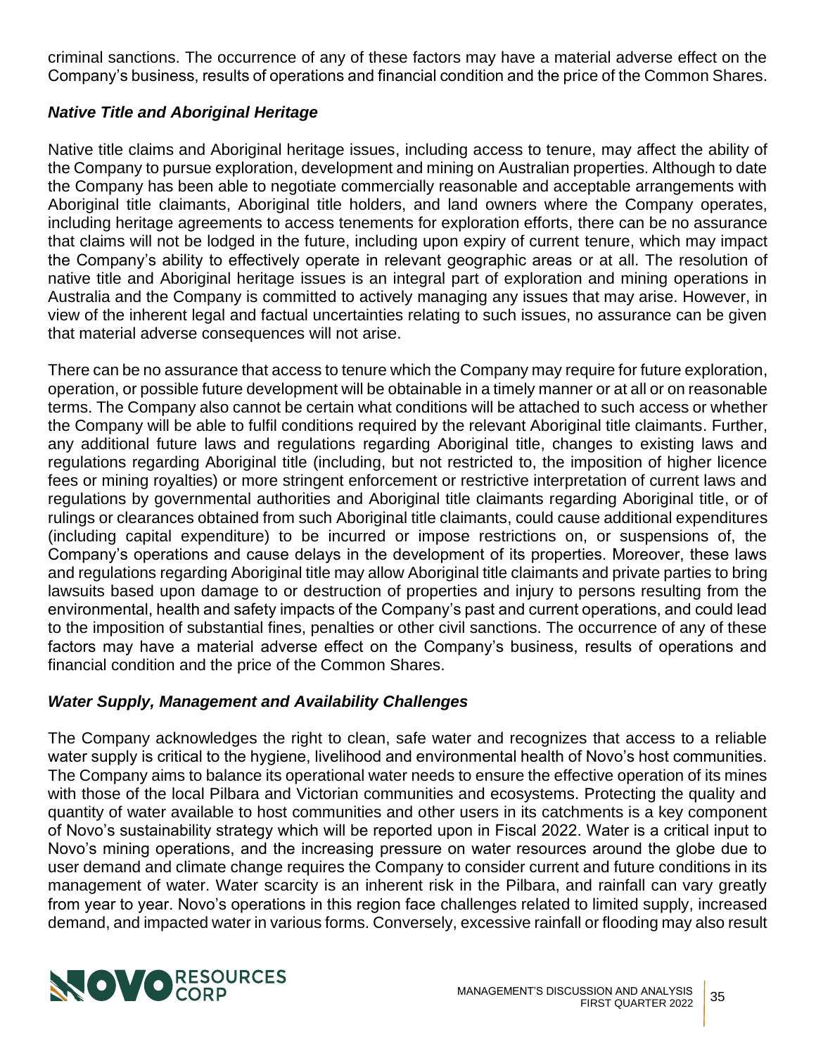criminal sanctions. The occurrence of any of these factors may have a material adverse effect on the Company's business, results of operations and financial condition and the price of the Common Shares.

### *Native Title and Aboriginal Heritage*

Native title claims and Aboriginal heritage issues, including access to tenure, may affect the ability of the Company to pursue exploration, development and mining on Australian properties. Although to date the Company has been able to negotiate commercially reasonable and acceptable arrangements with Aboriginal title claimants, Aboriginal title holders, and land owners where the Company operates, including heritage agreements to access tenements for exploration efforts, there can be no assurance that claims will not be lodged in the future, including upon expiry of current tenure, which may impact the Company's ability to effectively operate in relevant geographic areas or at all. The resolution of native title and Aboriginal heritage issues is an integral part of exploration and mining operations in Australia and the Company is committed to actively managing any issues that may arise. However, in view of the inherent legal and factual uncertainties relating to such issues, no assurance can be given that material adverse consequences will not arise.

There can be no assurance that access to tenure which the Company may require for future exploration, operation, or possible future development will be obtainable in a timely manner or at all or on reasonable terms. The Company also cannot be certain what conditions will be attached to such access or whether the Company will be able to fulfil conditions required by the relevant Aboriginal title claimants. Further, any additional future laws and regulations regarding Aboriginal title, changes to existing laws and regulations regarding Aboriginal title (including, but not restricted to, the imposition of higher licence fees or mining royalties) or more stringent enforcement or restrictive interpretation of current laws and regulations by governmental authorities and Aboriginal title claimants regarding Aboriginal title, or of rulings or clearances obtained from such Aboriginal title claimants, could cause additional expenditures (including capital expenditure) to be incurred or impose restrictions on, or suspensions of, the Company's operations and cause delays in the development of its properties. Moreover, these laws and regulations regarding Aboriginal title may allow Aboriginal title claimants and private parties to bring lawsuits based upon damage to or destruction of properties and injury to persons resulting from the environmental, health and safety impacts of the Company's past and current operations, and could lead to the imposition of substantial fines, penalties or other civil sanctions. The occurrence of any of these factors may have a material adverse effect on the Company's business, results of operations and financial condition and the price of the Common Shares.

### *Water Supply, Management and Availability Challenges*

The Company acknowledges the right to clean, safe water and recognizes that access to a reliable water supply is critical to the hygiene, livelihood and environmental health of Novo's host communities. The Company aims to balance its operational water needs to ensure the effective operation of its mines with those of the local Pilbara and Victorian communities and ecosystems. Protecting the quality and quantity of water available to host communities and other users in its catchments is a key component of Novo's sustainability strategy which will be reported upon in Fiscal 2022. Water is a critical input to Novo's mining operations, and the increasing pressure on water resources around the globe due to user demand and climate change requires the Company to consider current and future conditions in its management of water. Water scarcity is an inherent risk in the Pilbara, and rainfall can vary greatly from year to year. Novo's operations in this region face challenges related to limited supply, increased demand, and impacted water in various forms. Conversely, excessive rainfall or flooding may also result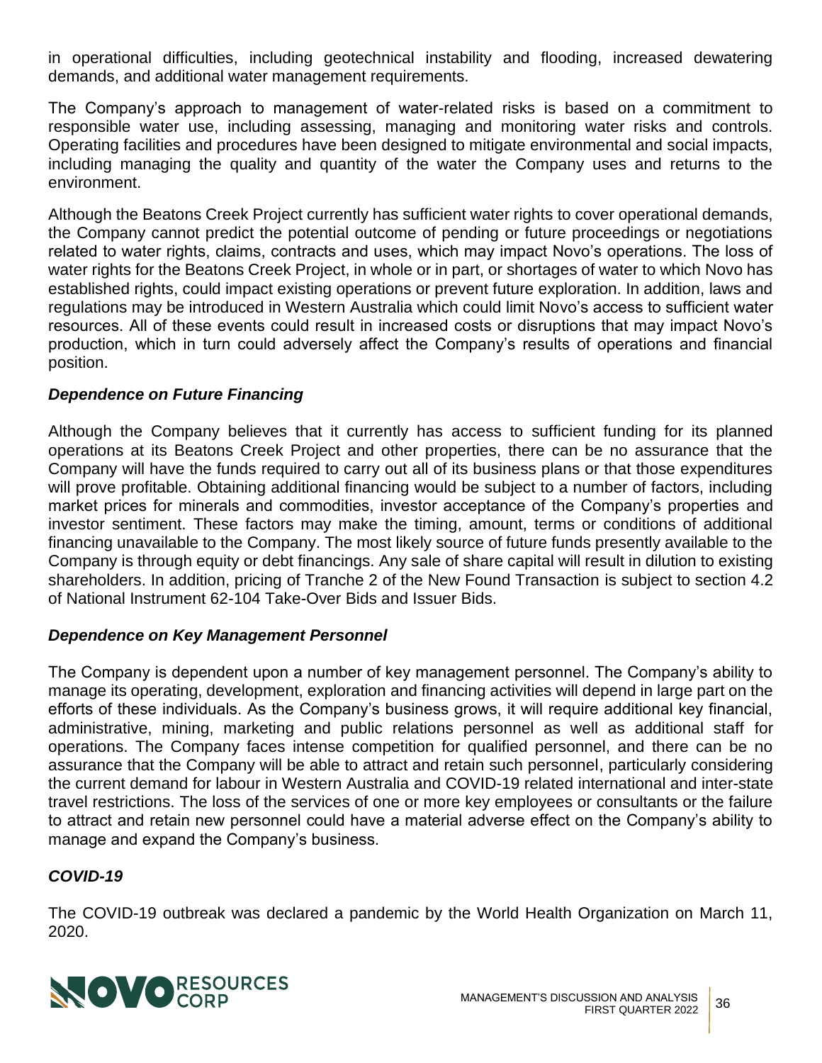in operational difficulties, including geotechnical instability and flooding, increased dewatering demands, and additional water management requirements.

The Company's approach to management of water-related risks is based on a commitment to responsible water use, including assessing, managing and monitoring water risks and controls. Operating facilities and procedures have been designed to mitigate environmental and social impacts, including managing the quality and quantity of the water the Company uses and returns to the environment.

Although the Beatons Creek Project currently has sufficient water rights to cover operational demands, the Company cannot predict the potential outcome of pending or future proceedings or negotiations related to water rights, claims, contracts and uses, which may impact Novo's operations. The loss of water rights for the Beatons Creek Project, in whole or in part, or shortages of water to which Novo has established rights, could impact existing operations or prevent future exploration. In addition, laws and regulations may be introduced in Western Australia which could limit Novo's access to sufficient water resources. All of these events could result in increased costs or disruptions that may impact Novo's production, which in turn could adversely affect the Company's results of operations and financial position.

### *Dependence on Future Financing*

Although the Company believes that it currently has access to sufficient funding for its planned operations at its Beatons Creek Project and other properties, there can be no assurance that the Company will have the funds required to carry out all of its business plans or that those expenditures will prove profitable. Obtaining additional financing would be subject to a number of factors, including market prices for minerals and commodities, investor acceptance of the Company's properties and investor sentiment. These factors may make the timing, amount, terms or conditions of additional financing unavailable to the Company. The most likely source of future funds presently available to the Company is through equity or debt financings. Any sale of share capital will result in dilution to existing shareholders. In addition, pricing of Tranche 2 of the New Found Transaction is subject to section 4.2 of National Instrument 62-104 Take-Over Bids and Issuer Bids.

### *Dependence on Key Management Personnel*

The Company is dependent upon a number of key management personnel. The Company's ability to manage its operating, development, exploration and financing activities will depend in large part on the efforts of these individuals. As the Company's business grows, it will require additional key financial, administrative, mining, marketing and public relations personnel as well as additional staff for operations. The Company faces intense competition for qualified personnel, and there can be no assurance that the Company will be able to attract and retain such personnel, particularly considering the current demand for labour in Western Australia and COVID-19 related international and inter-state travel restrictions. The loss of the services of one or more key employees or consultants or the failure to attract and retain new personnel could have a material adverse effect on the Company's ability to manage and expand the Company's business.

### *COVID-19*

The COVID-19 outbreak was declared a pandemic by the World Health Organization on March 11, 2020.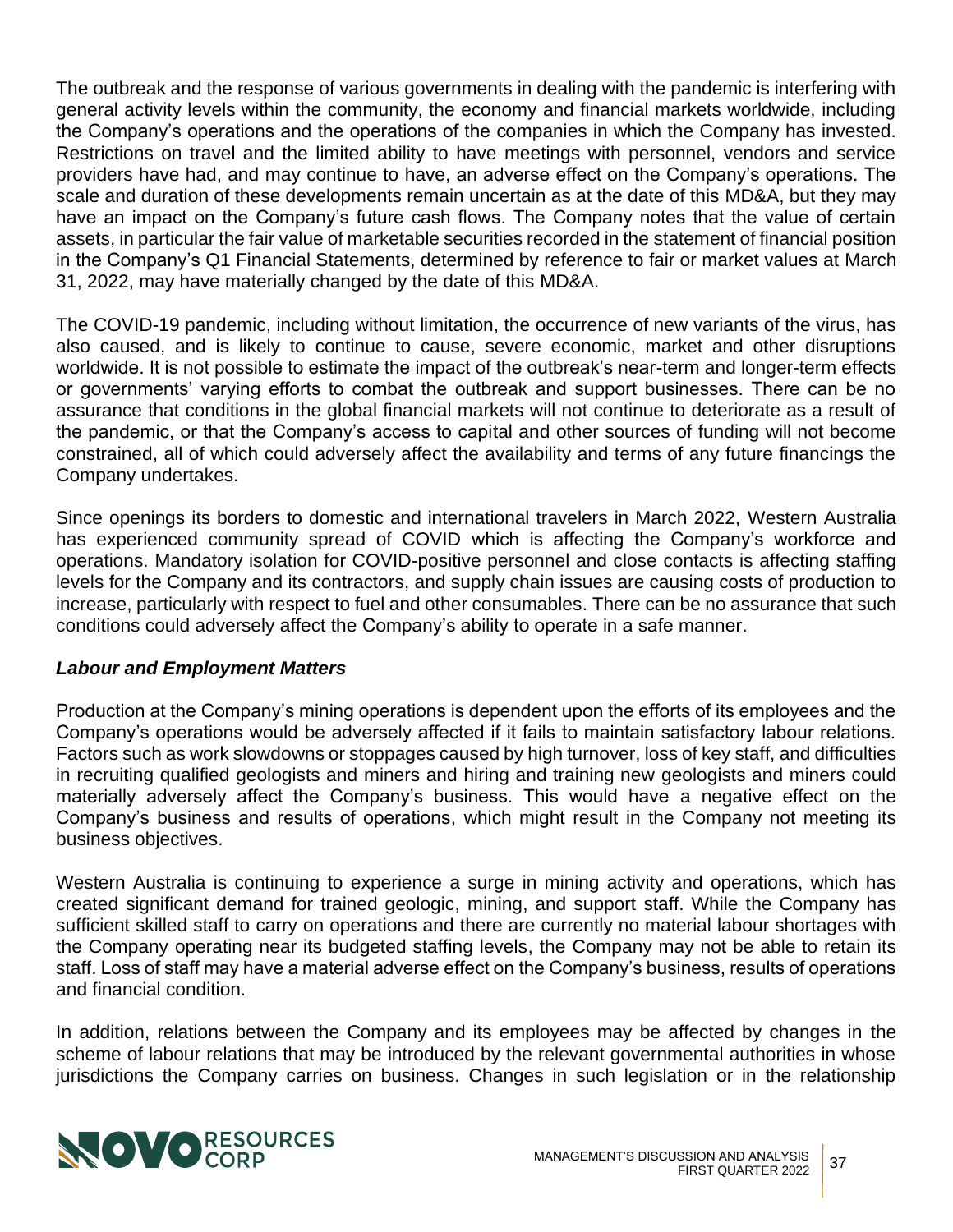The outbreak and the response of various governments in dealing with the pandemic is interfering with general activity levels within the community, the economy and financial markets worldwide, including the Company's operations and the operations of the companies in which the Company has invested. Restrictions on travel and the limited ability to have meetings with personnel, vendors and service providers have had, and may continue to have, an adverse effect on the Company's operations. The scale and duration of these developments remain uncertain as at the date of this MD&A, but they may have an impact on the Company's future cash flows. The Company notes that the value of certain assets, in particular the fair value of marketable securities recorded in the statement of financial position in the Company's Q1 Financial Statements, determined by reference to fair or market values at March 31, 2022, may have materially changed by the date of this MD&A.

The COVID-19 pandemic, including without limitation, the occurrence of new variants of the virus, has also caused, and is likely to continue to cause, severe economic, market and other disruptions worldwide. It is not possible to estimate the impact of the outbreak's near-term and longer-term effects or governments' varying efforts to combat the outbreak and support businesses. There can be no assurance that conditions in the global financial markets will not continue to deteriorate as a result of the pandemic, or that the Company's access to capital and other sources of funding will not become constrained, all of which could adversely affect the availability and terms of any future financings the Company undertakes.

Since openings its borders to domestic and international travelers in March 2022, Western Australia has experienced community spread of COVID which is affecting the Company's workforce and operations. Mandatory isolation for COVID-positive personnel and close contacts is affecting staffing levels for the Company and its contractors, and supply chain issues are causing costs of production to increase, particularly with respect to fuel and other consumables. There can be no assurance that such conditions could adversely affect the Company's ability to operate in a safe manner.

***Labour and Employment Matters***

Production at the Company's mining operations is dependent upon the efforts of its employees and the Company's operations would be adversely affected if it fails to maintain satisfactory labour relations. Factors such as work slowdowns or stoppages caused by high turnover, loss of key staff, and difficulties in recruiting qualified geologists and miners and hiring and training new geologists and miners could materially adversely affect the Company's business. This would have a negative effect on the Company's business and results of operations, which might result in the Company not meeting its business objectives.

Western Australia is continuing to experience a surge in mining activity and operations, which has created significant demand for trained geologic, mining, and support staff. While the Company has sufficient skilled staff to carry on operations and there are currently no material labour shortages with the Company operating near its budgeted staffing levels, the Company may not be able to retain its staff. Loss of staff may have a material adverse effect on the Company's business, results of operations and financial condition.

In addition, relations between the Company and its employees may be affected by changes in the scheme of labour relations that may be introduced by the relevant governmental authorities in whose jurisdictions the Company carries on business. Changes in such legislation or in the relationship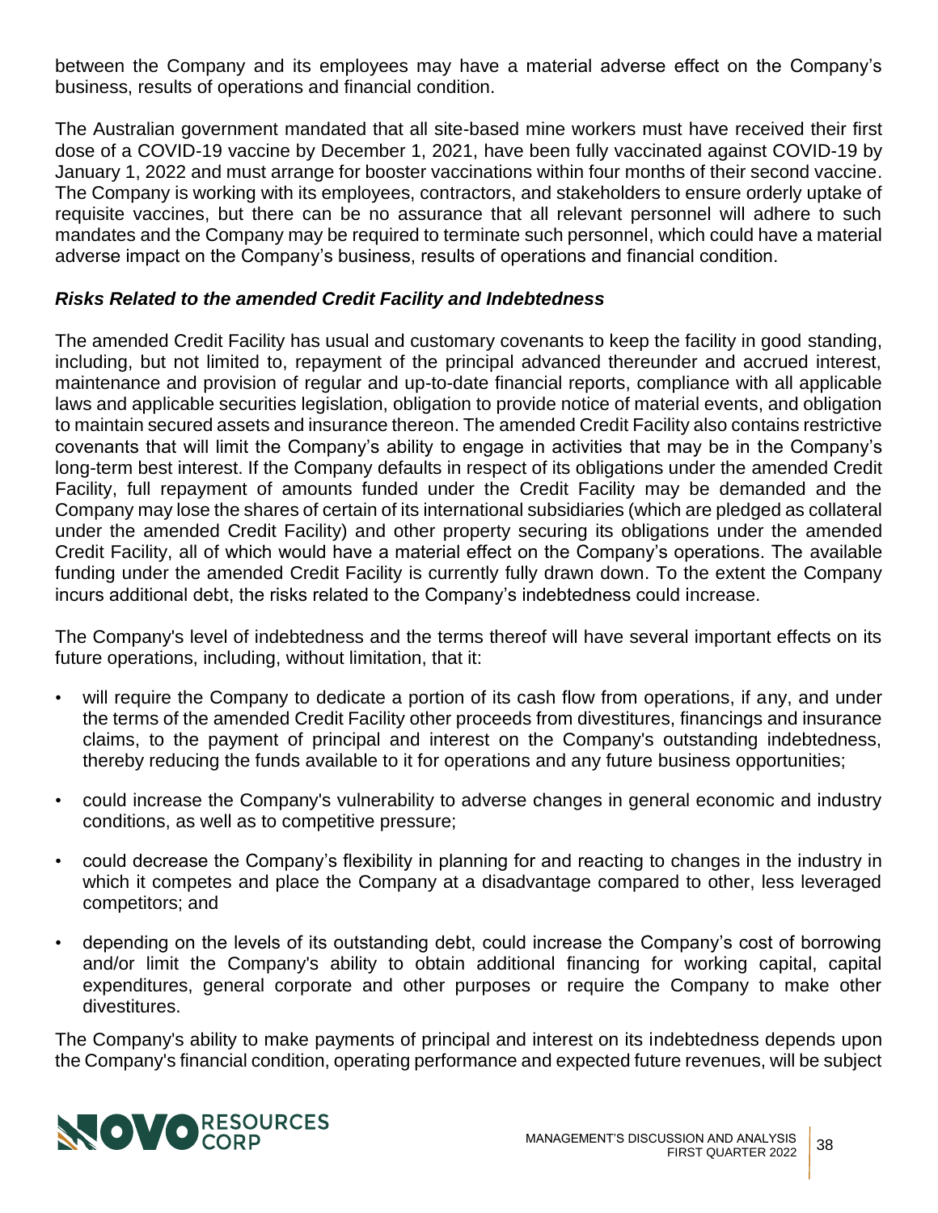between the Company and its employees may have a material adverse effect on the Company's business, results of operations and financial condition.

The Australian government mandated that all site-based mine workers must have received their first dose of a COVID-19 vaccine by December 1, 2021, have been fully vaccinated against COVID-19 by January 1, 2022 and must arrange for booster vaccinations within four months of their second vaccine. The Company is working with its employees, contractors, and stakeholders to ensure orderly uptake of requisite vaccines, but there can be no assurance that all relevant personnel will adhere to such mandates and the Company may be required to terminate such personnel, which could have a material adverse impact on the Company's business, results of operations and financial condition.

***Risks Related to the amended Credit Facility and Indebtedness***

The amended Credit Facility has usual and customary covenants to keep the facility in good standing, including, but not limited to, repayment of the principal advanced thereunder and accrued interest, maintenance and provision of regular and up-to-date financial reports, compliance with all applicable laws and applicable securities legislation, obligation to provide notice of material events, and obligation to maintain secured assets and insurance thereon. The amended Credit Facility also contains restrictive covenants that will limit the Company's ability to engage in activities that may be in the Company's long-term best interest. If the Company defaults in respect of its obligations under the amended Credit Facility, full repayment of amounts funded under the Credit Facility may be demanded and the Company may lose the shares of certain of its international subsidiaries (which are pledged as collateral under the amended Credit Facility) and other property securing its obligations under the amended Credit Facility, all of which would have a material effect on the Company's operations. The available funding under the amended Credit Facility is currently fully drawn down. To the extent the Company incurs additional debt, the risks related to the Company's indebtedness could increase.

The Company's level of indebtedness and the terms thereof will have several important effects on its future operations, including, without limitation, that it:

- will require the Company to dedicate a portion of its cash flow from operations, if any, and under the terms of the amended Credit Facility other proceeds from divestitures, financings and insurance claims, to the payment of principal and interest on the Company's outstanding indebtedness, thereby reducing the funds available to it for operations and any future business opportunities;
- could increase the Company's vulnerability to adverse changes in general economic and industry conditions, as well as to competitive pressure;
- could decrease the Company's flexibility in planning for and reacting to changes in the industry in which it competes and place the Company at a disadvantage compared to other, less leveraged competitors; and
- depending on the levels of its outstanding debt, could increase the Company's cost of borrowing and/or limit the Company's ability to obtain additional financing for working capital, capital expenditures, general corporate and other purposes or require the Company to make other divestitures.

The Company's ability to make payments of principal and interest on its indebtedness depends upon the Company's financial condition, operating performance and expected future revenues, will be subject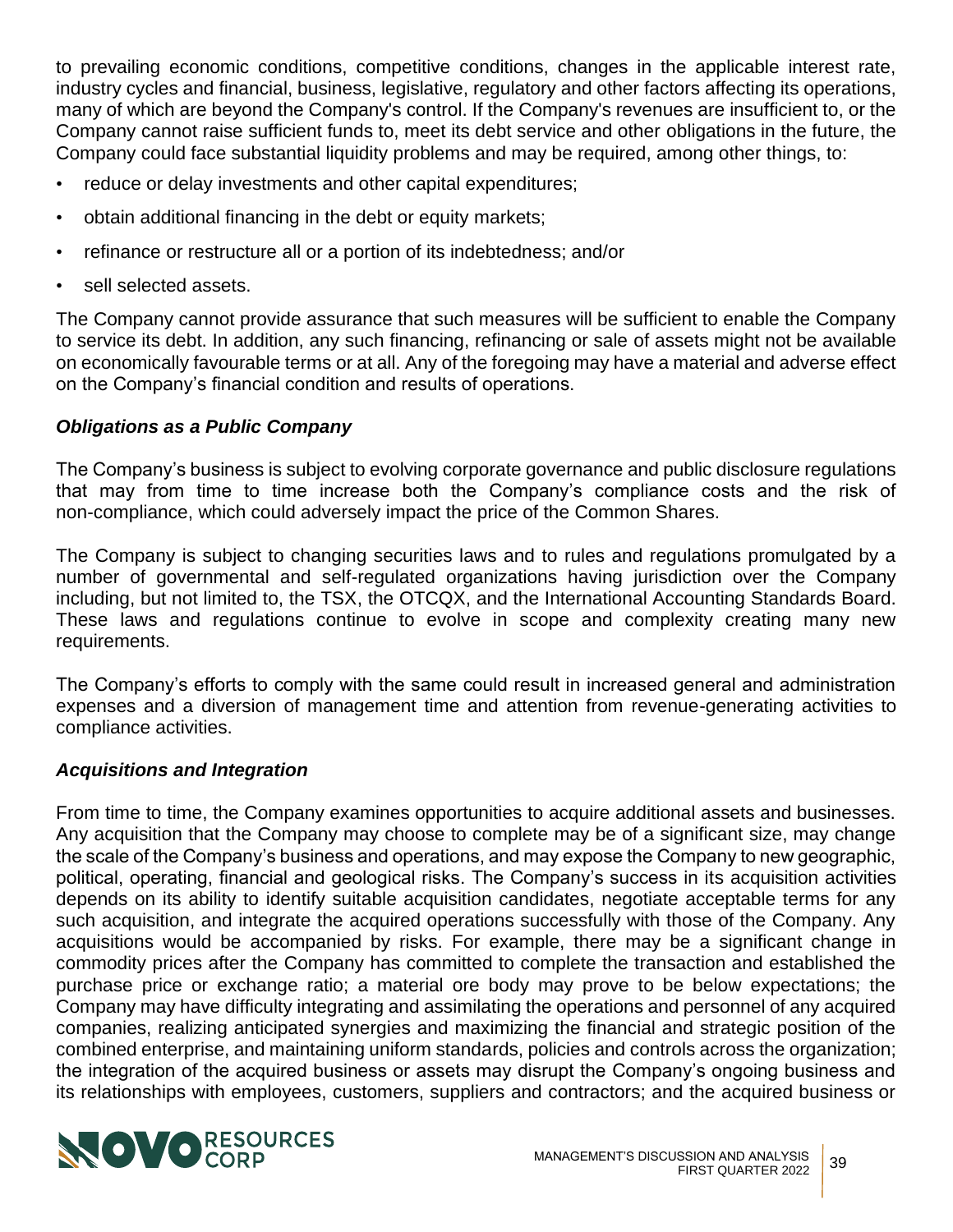to prevailing economic conditions, competitive conditions, changes in the applicable interest rate, industry cycles and financial, business, legislative, regulatory and other factors affecting its operations, many of which are beyond the Company's control. If the Company's revenues are insufficient to, or the Company cannot raise sufficient funds to, meet its debt service and other obligations in the future, the Company could face substantial liquidity problems and may be required, among other things, to:

- reduce or delay investments and other capital expenditures;
- obtain additional financing in the debt or equity markets;
- refinance or restructure all or a portion of its indebtedness; and/or
- sell selected assets.

The Company cannot provide assurance that such measures will be sufficient to enable the Company to service its debt. In addition, any such financing, refinancing or sale of assets might not be available on economically favourable terms or at all. Any of the foregoing may have a material and adverse effect on the Company's financial condition and results of operations.

***Obligations as a Public Company***

The Company's business is subject to evolving corporate governance and public disclosure regulations that may from time to time increase both the Company's compliance costs and the risk of non-compliance, which could adversely impact the price of the Common Shares.

The Company is subject to changing securities laws and to rules and regulations promulgated by a number of governmental and self-regulated organizations having jurisdiction over the Company including, but not limited to, the TSX, the OTCQX, and the International Accounting Standards Board. These laws and regulations continue to evolve in scope and complexity creating many new requirements.

The Company's efforts to comply with the same could result in increased general and administration expenses and a diversion of management time and attention from revenue-generating activities to compliance activities.

***Acquisitions and Integration***

From time to time, the Company examines opportunities to acquire additional assets and businesses. Any acquisition that the Company may choose to complete may be of a significant size, may change the scale of the Company's business and operations, and may expose the Company to new geographic, political, operating, financial and geological risks. The Company's success in its acquisition activities depends on its ability to identify suitable acquisition candidates, negotiate acceptable terms for any such acquisition, and integrate the acquired operations successfully with those of the Company. Any acquisitions would be accompanied by risks. For example, there may be a significant change in commodity prices after the Company has committed to complete the transaction and established the purchase price or exchange ratio; a material ore body may prove to be below expectations; the Company may have difficulty integrating and assimilating the operations and personnel of any acquired companies, realizing anticipated synergies and maximizing the financial and strategic position of the combined enterprise, and maintaining uniform standards, policies and controls across the organization; the integration of the acquired business or assets may disrupt the Company's ongoing business and its relationships with employees, customers, suppliers and contractors; and the acquired business or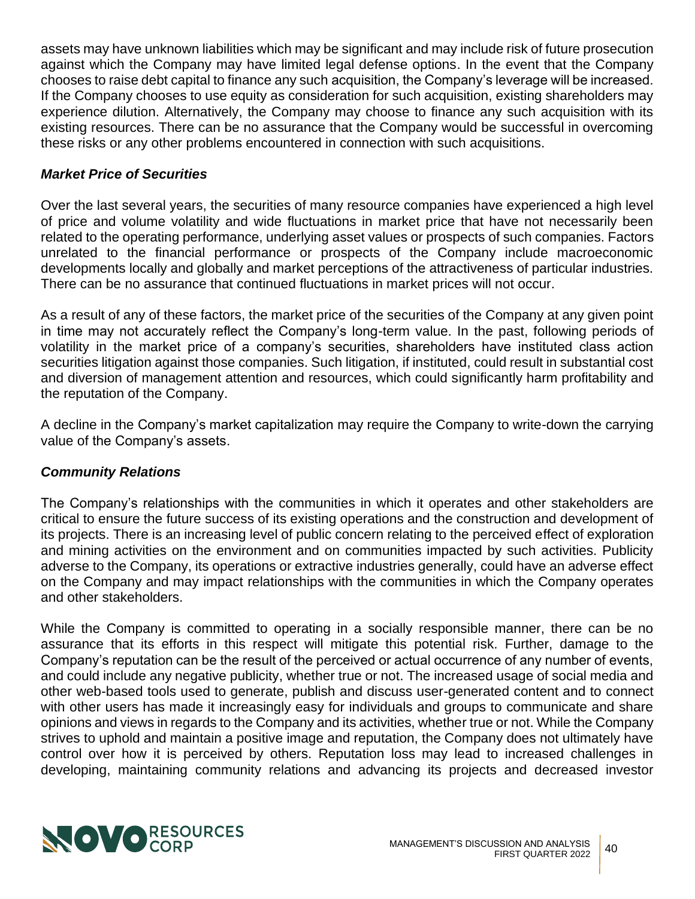assets may have unknown liabilities which may be significant and may include risk of future prosecution against which the Company may have limited legal defense options. In the event that the Company chooses to raise debt capital to finance any such acquisition, the Company's leverage will be increased. If the Company chooses to use equity as consideration for such acquisition, existing shareholders may experience dilution. Alternatively, the Company may choose to finance any such acquisition with its existing resources. There can be no assurance that the Company would be successful in overcoming these risks or any other problems encountered in connection with such acquisitions.

### *Market Price of Securities*

Over the last several years, the securities of many resource companies have experienced a high level of price and volume volatility and wide fluctuations in market price that have not necessarily been related to the operating performance, underlying asset values or prospects of such companies. Factors unrelated to the financial performance or prospects of the Company include macroeconomic developments locally and globally and market perceptions of the attractiveness of particular industries. There can be no assurance that continued fluctuations in market prices will not occur.

As a result of any of these factors, the market price of the securities of the Company at any given point in time may not accurately reflect the Company's long-term value. In the past, following periods of volatility in the market price of a company's securities, shareholders have instituted class action securities litigation against those companies. Such litigation, if instituted, could result in substantial cost and diversion of management attention and resources, which could significantly harm profitability and the reputation of the Company.

A decline in the Company's market capitalization may require the Company to write-down the carrying value of the Company's assets.

### *Community Relations*

The Company's relationships with the communities in which it operates and other stakeholders are critical to ensure the future success of its existing operations and the construction and development of its projects. There is an increasing level of public concern relating to the perceived effect of exploration and mining activities on the environment and on communities impacted by such activities. Publicity adverse to the Company, its operations or extractive industries generally, could have an adverse effect on the Company and may impact relationships with the communities in which the Company operates and other stakeholders.

While the Company is committed to operating in a socially responsible manner, there can be no assurance that its efforts in this respect will mitigate this potential risk. Further, damage to the Company's reputation can be the result of the perceived or actual occurrence of any number of events, and could include any negative publicity, whether true or not. The increased usage of social media and other web-based tools used to generate, publish and discuss user-generated content and to connect with other users has made it increasingly easy for individuals and groups to communicate and share opinions and views in regards to the Company and its activities, whether true or not. While the Company strives to uphold and maintain a positive image and reputation, the Company does not ultimately have control over how it is perceived by others. Reputation loss may lead to increased challenges in developing, maintaining community relations and advancing its projects and decreased investor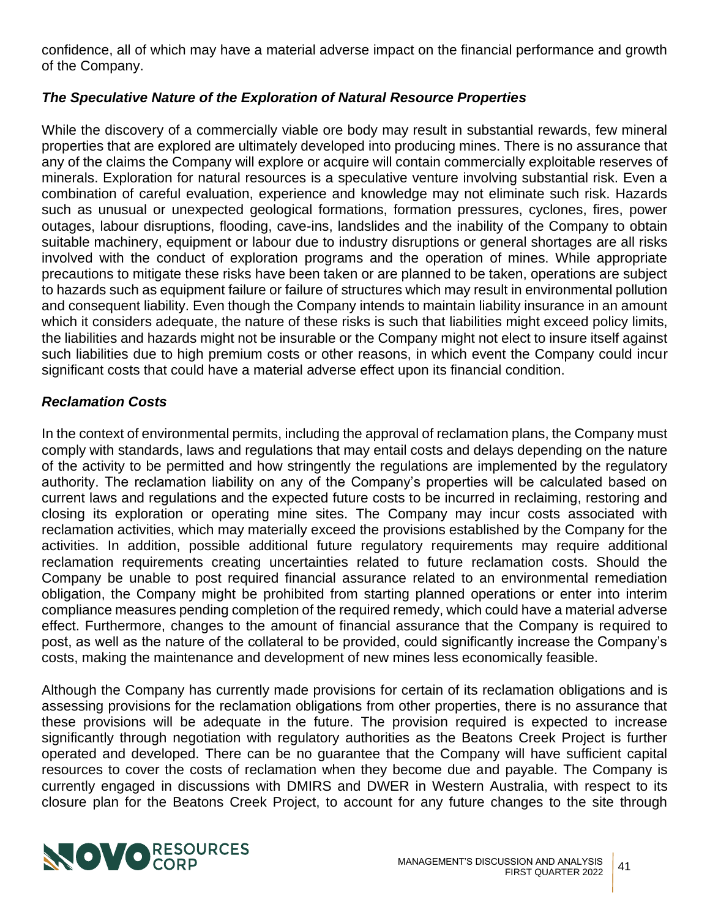confidence, all of which may have a material adverse impact on the financial performance and growth of the Company.

### *The Speculative Nature of the Exploration of Natural Resource Properties*

While the discovery of a commercially viable ore body may result in substantial rewards, few mineral properties that are explored are ultimately developed into producing mines. There is no assurance that any of the claims the Company will explore or acquire will contain commercially exploitable reserves of minerals. Exploration for natural resources is a speculative venture involving substantial risk. Even a combination of careful evaluation, experience and knowledge may not eliminate such risk. Hazards such as unusual or unexpected geological formations, formation pressures, cyclones, fires, power outages, labour disruptions, flooding, cave-ins, landslides and the inability of the Company to obtain suitable machinery, equipment or labour due to industry disruptions or general shortages are all risks involved with the conduct of exploration programs and the operation of mines. While appropriate precautions to mitigate these risks have been taken or are planned to be taken, operations are subject to hazards such as equipment failure or failure of structures which may result in environmental pollution and consequent liability. Even though the Company intends to maintain liability insurance in an amount which it considers adequate, the nature of these risks is such that liabilities might exceed policy limits, the liabilities and hazards might not be insurable or the Company might not elect to insure itself against such liabilities due to high premium costs or other reasons, in which event the Company could incur significant costs that could have a material adverse effect upon its financial condition.

### *Reclamation Costs*

In the context of environmental permits, including the approval of reclamation plans, the Company must comply with standards, laws and regulations that may entail costs and delays depending on the nature of the activity to be permitted and how stringently the regulations are implemented by the regulatory authority. The reclamation liability on any of the Company's properties will be calculated based on current laws and regulations and the expected future costs to be incurred in reclaiming, restoring and closing its exploration or operating mine sites. The Company may incur costs associated with reclamation activities, which may materially exceed the provisions established by the Company for the activities. In addition, possible additional future regulatory requirements may require additional reclamation requirements creating uncertainties related to future reclamation costs. Should the Company be unable to post required financial assurance related to an environmental remediation obligation, the Company might be prohibited from starting planned operations or enter into interim compliance measures pending completion of the required remedy, which could have a material adverse effect. Furthermore, changes to the amount of financial assurance that the Company is required to post, as well as the nature of the collateral to be provided, could significantly increase the Company's costs, making the maintenance and development of new mines less economically feasible.

Although the Company has currently made provisions for certain of its reclamation obligations and is assessing provisions for the reclamation obligations from other properties, there is no assurance that these provisions will be adequate in the future. The provision required is expected to increase significantly through negotiation with regulatory authorities as the Beatons Creek Project is further operated and developed. There can be no guarantee that the Company will have sufficient capital resources to cover the costs of reclamation when they become due and payable. The Company is currently engaged in discussions with DMIRS and DWER in Western Australia, with respect to its closure plan for the Beatons Creek Project, to account for any future changes to the site through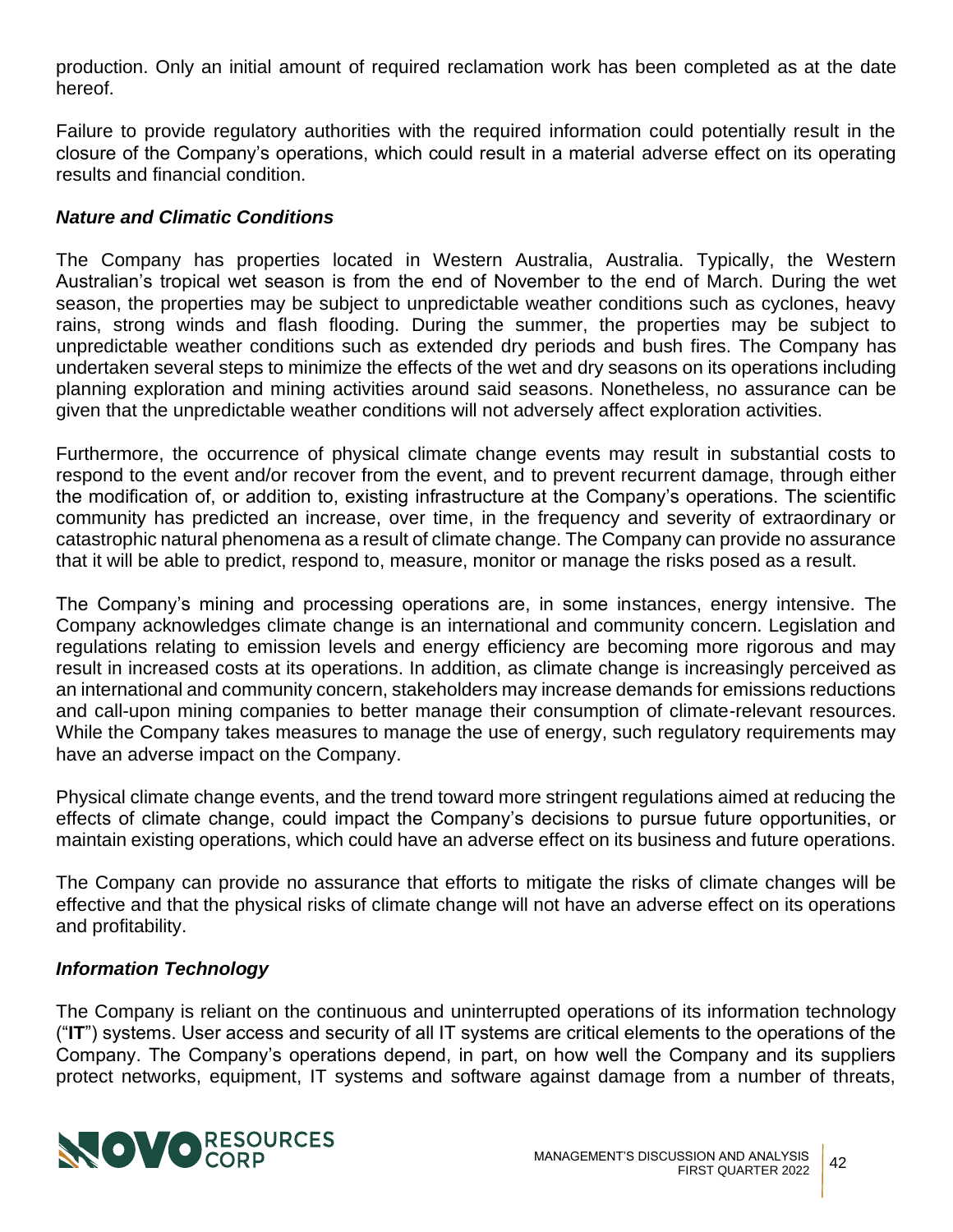production. Only an initial amount of required reclamation work has been completed as at the date hereof.

Failure to provide regulatory authorities with the required information could potentially result in the closure of the Company's operations, which could result in a material adverse effect on its operating results and financial condition.

***Nature and Climatic Conditions***

The Company has properties located in Western Australia, Australia. Typically, the Western Australian's tropical wet season is from the end of November to the end of March. During the wet season, the properties may be subject to unpredictable weather conditions such as cyclones, heavy rains, strong winds and flash flooding. During the summer, the properties may be subject to unpredictable weather conditions such as extended dry periods and bush fires. The Company has undertaken several steps to minimize the effects of the wet and dry seasons on its operations including planning exploration and mining activities around said seasons. Nonetheless, no assurance can be given that the unpredictable weather conditions will not adversely affect exploration activities.

Furthermore, the occurrence of physical climate change events may result in substantial costs to respond to the event and/or recover from the event, and to prevent recurrent damage, through either the modification of, or addition to, existing infrastructure at the Company's operations. The scientific community has predicted an increase, over time, in the frequency and severity of extraordinary or catastrophic natural phenomena as a result of climate change. The Company can provide no assurance that it will be able to predict, respond to, measure, monitor or manage the risks posed as a result.

The Company's mining and processing operations are, in some instances, energy intensive. The Company acknowledges climate change is an international and community concern. Legislation and regulations relating to emission levels and energy efficiency are becoming more rigorous and may result in increased costs at its operations. In addition, as climate change is increasingly perceived as an international and community concern, stakeholders may increase demands for emissions reductions and call-upon mining companies to better manage their consumption of climate-relevant resources. While the Company takes measures to manage the use of energy, such regulatory requirements may have an adverse impact on the Company.

Physical climate change events, and the trend toward more stringent regulations aimed at reducing the effects of climate change, could impact the Company's decisions to pursue future opportunities, or maintain existing operations, which could have an adverse effect on its business and future operations.

The Company can provide no assurance that efforts to mitigate the risks of climate changes will be effective and that the physical risks of climate change will not have an adverse effect on its operations and profitability.

***Information Technology***

The Company is reliant on the continuous and uninterrupted operations of its information technology ("**IT**") systems. User access and security of all IT systems are critical elements to the operations of the Company. The Company's operations depend, in part, on how well the Company and its suppliers protect networks, equipment, IT systems and software against damage from a number of threats,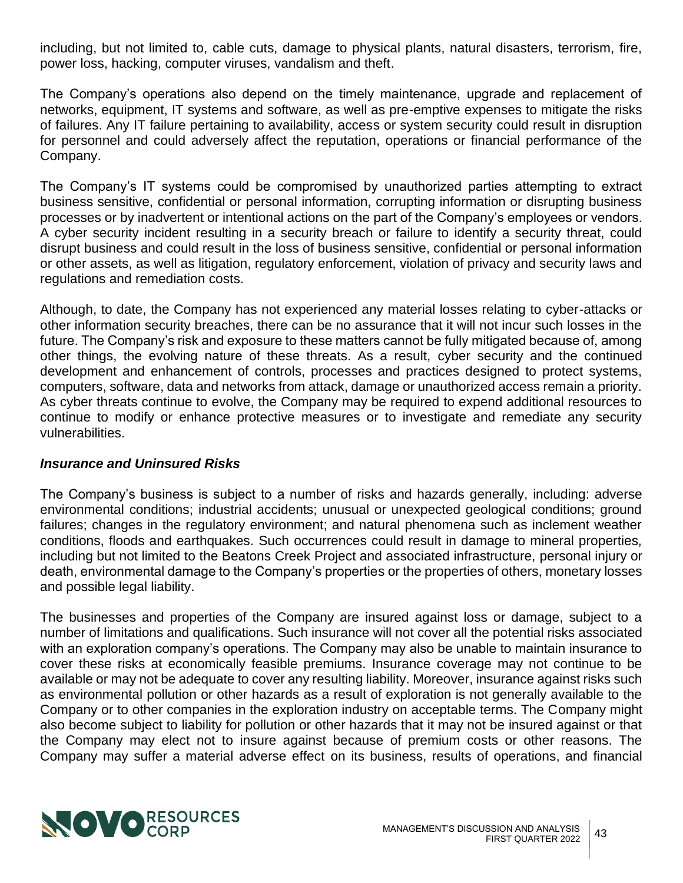including, but not limited to, cable cuts, damage to physical plants, natural disasters, terrorism, fire, power loss, hacking, computer viruses, vandalism and theft.

The Company's operations also depend on the timely maintenance, upgrade and replacement of networks, equipment, IT systems and software, as well as pre-emptive expenses to mitigate the risks of failures. Any IT failure pertaining to availability, access or system security could result in disruption for personnel and could adversely affect the reputation, operations or financial performance of the Company.

The Company's IT systems could be compromised by unauthorized parties attempting to extract business sensitive, confidential or personal information, corrupting information or disrupting business processes or by inadvertent or intentional actions on the part of the Company's employees or vendors. A cyber security incident resulting in a security breach or failure to identify a security threat, could disrupt business and could result in the loss of business sensitive, confidential or personal information or other assets, as well as litigation, regulatory enforcement, violation of privacy and security laws and regulations and remediation costs.

Although, to date, the Company has not experienced any material losses relating to cyber-attacks or other information security breaches, there can be no assurance that it will not incur such losses in the future. The Company's risk and exposure to these matters cannot be fully mitigated because of, among other things, the evolving nature of these threats. As a result, cyber security and the continued development and enhancement of controls, processes and practices designed to protect systems, computers, software, data and networks from attack, damage or unauthorized access remain a priority. As cyber threats continue to evolve, the Company may be required to expend additional resources to continue to modify or enhance protective measures or to investigate and remediate any security vulnerabilities.

***Insurance and Uninsured Risks***

The Company's business is subject to a number of risks and hazards generally, including: adverse environmental conditions; industrial accidents; unusual or unexpected geological conditions; ground failures; changes in the regulatory environment; and natural phenomena such as inclement weather conditions, floods and earthquakes. Such occurrences could result in damage to mineral properties, including but not limited to the Beatons Creek Project and associated infrastructure, personal injury or death, environmental damage to the Company's properties or the properties of others, monetary losses and possible legal liability.

The businesses and properties of the Company are insured against loss or damage, subject to a number of limitations and qualifications. Such insurance will not cover all the potential risks associated with an exploration company's operations. The Company may also be unable to maintain insurance to cover these risks at economically feasible premiums. Insurance coverage may not continue to be available or may not be adequate to cover any resulting liability. Moreover, insurance against risks such as environmental pollution or other hazards as a result of exploration is not generally available to the Company or to other companies in the exploration industry on acceptable terms. The Company might also become subject to liability for pollution or other hazards that it may not be insured against or that the Company may elect not to insure against because of premium costs or other reasons. The Company may suffer a material adverse effect on its business, results of operations, and financial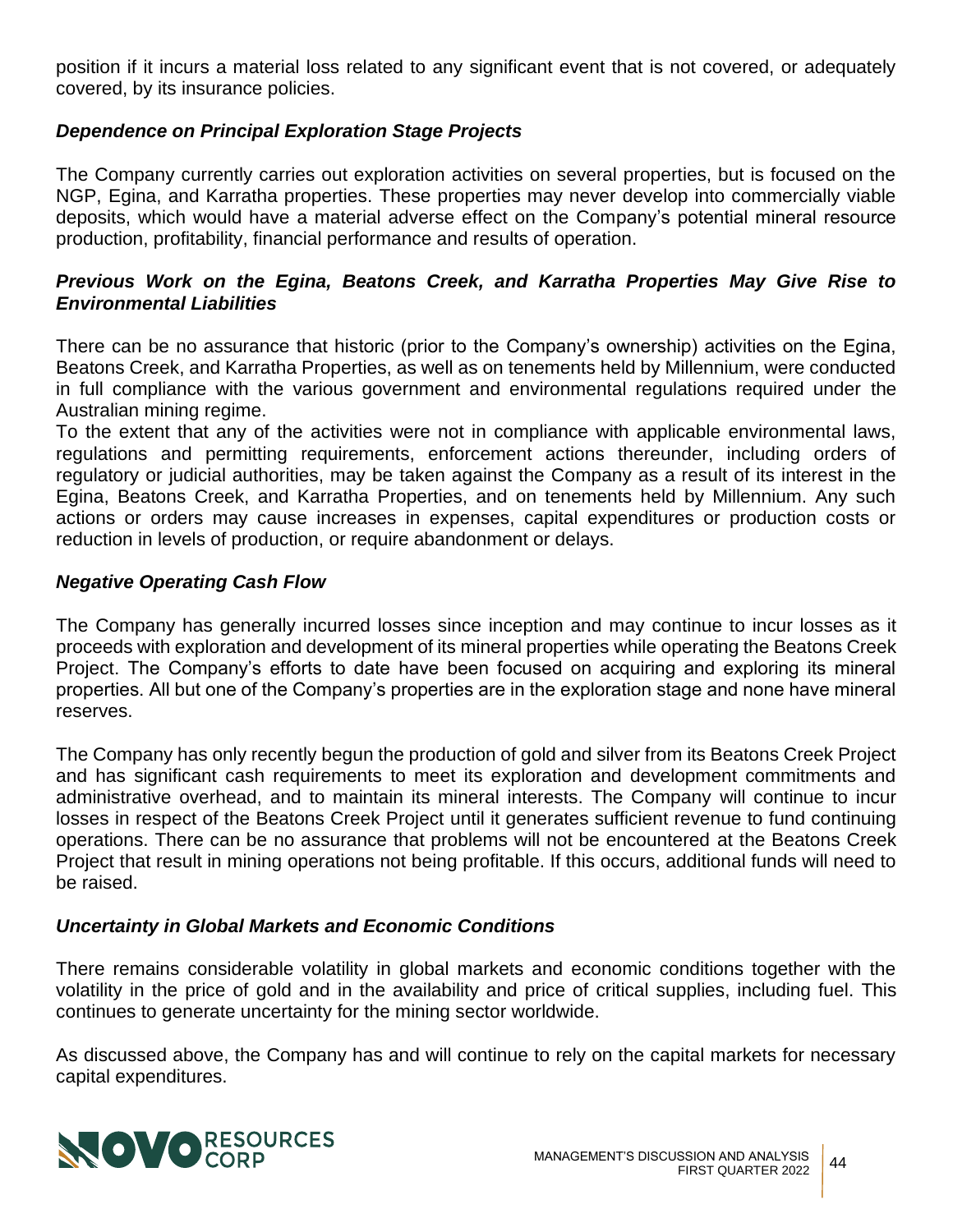position if it incurs a material loss related to any significant event that is not covered, or adequately covered, by its insurance policies.

### *Dependence on Principal Exploration Stage Projects*

The Company currently carries out exploration activities on several properties, but is focused on the NGP, Egina, and Karratha properties. These properties may never develop into commercially viable deposits, which would have a material adverse effect on the Company's potential mineral resource production, profitability, financial performance and results of operation.

### *Previous Work on the Egina, Beatons Creek, and Karratha Properties May Give Rise to Environmental Liabilities*

There can be no assurance that historic (prior to the Company's ownership) activities on the Egina, Beatons Creek, and Karratha Properties, as well as on tenements held by Millennium, were conducted in full compliance with the various government and environmental regulations required under the Australian mining regime.

To the extent that any of the activities were not in compliance with applicable environmental laws, regulations and permitting requirements, enforcement actions thereunder, including orders of regulatory or judicial authorities, may be taken against the Company as a result of its interest in the Egina, Beatons Creek, and Karratha Properties, and on tenements held by Millennium. Any such actions or orders may cause increases in expenses, capital expenditures or production costs or reduction in levels of production, or require abandonment or delays.

### *Negative Operating Cash Flow*

The Company has generally incurred losses since inception and may continue to incur losses as it proceeds with exploration and development of its mineral properties while operating the Beatons Creek Project. The Company's efforts to date have been focused on acquiring and exploring its mineral properties. All but one of the Company's properties are in the exploration stage and none have mineral reserves.

The Company has only recently begun the production of gold and silver from its Beatons Creek Project and has significant cash requirements to meet its exploration and development commitments and administrative overhead, and to maintain its mineral interests. The Company will continue to incur losses in respect of the Beatons Creek Project until it generates sufficient revenue to fund continuing operations. There can be no assurance that problems will not be encountered at the Beatons Creek Project that result in mining operations not being profitable. If this occurs, additional funds will need to be raised.

### *Uncertainty in Global Markets and Economic Conditions*

There remains considerable volatility in global markets and economic conditions together with the volatility in the price of gold and in the availability and price of critical supplies, including fuel. This continues to generate uncertainty for the mining sector worldwide.

As discussed above, the Company has and will continue to rely on the capital markets for necessary capital expenditures.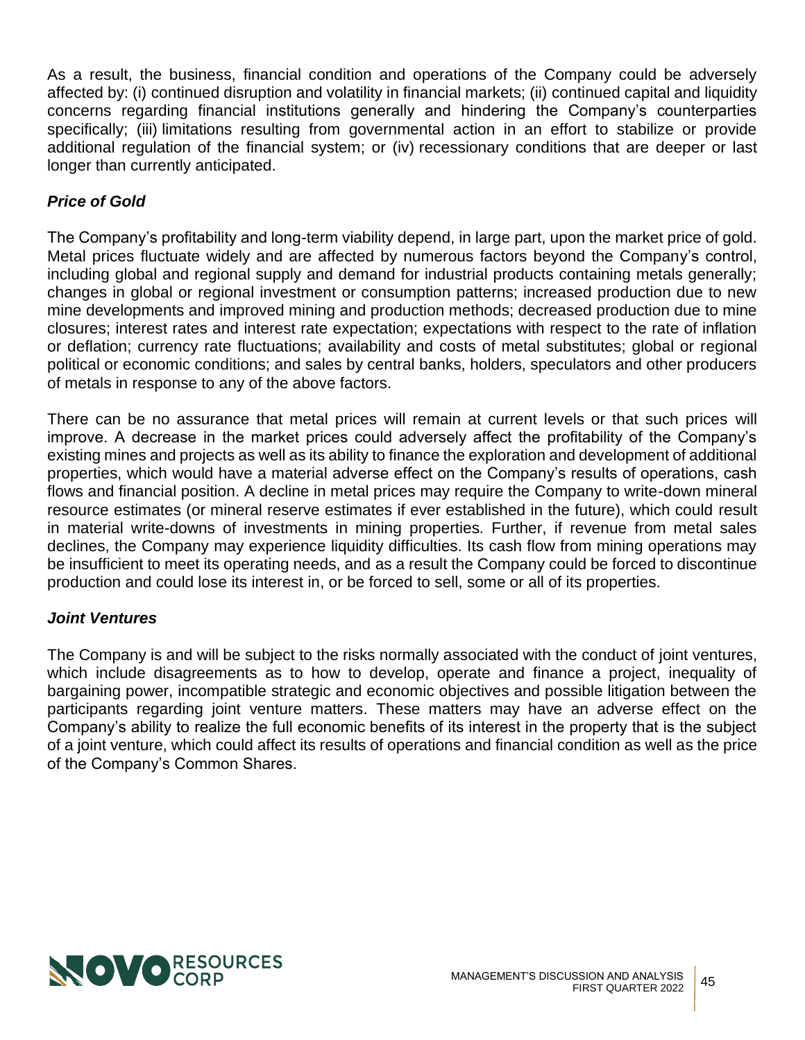As a result, the business, financial condition and operations of the Company could be adversely affected by: (i) continued disruption and volatility in financial markets; (ii) continued capital and liquidity concerns regarding financial institutions generally and hindering the Company's counterparties specifically; (iii) limitations resulting from governmental action in an effort to stabilize or provide additional regulation of the financial system; or (iv) recessionary conditions that are deeper or last longer than currently anticipated.

### *Price of Gold*

The Company's profitability and long-term viability depend, in large part, upon the market price of gold. Metal prices fluctuate widely and are affected by numerous factors beyond the Company's control, including global and regional supply and demand for industrial products containing metals generally; changes in global or regional investment or consumption patterns; increased production due to new mine developments and improved mining and production methods; decreased production due to mine closures; interest rates and interest rate expectation; expectations with respect to the rate of inflation or deflation; currency rate fluctuations; availability and costs of metal substitutes; global or regional political or economic conditions; and sales by central banks, holders, speculators and other producers of metals in response to any of the above factors.

There can be no assurance that metal prices will remain at current levels or that such prices will improve. A decrease in the market prices could adversely affect the profitability of the Company's existing mines and projects as well as its ability to finance the exploration and development of additional properties, which would have a material adverse effect on the Company's results of operations, cash flows and financial position. A decline in metal prices may require the Company to write-down mineral resource estimates (or mineral reserve estimates if ever established in the future), which could result in material write-downs of investments in mining properties. Further, if revenue from metal sales declines, the Company may experience liquidity difficulties. Its cash flow from mining operations may be insufficient to meet its operating needs, and as a result the Company could be forced to discontinue production and could lose its interest in, or be forced to sell, some or all of its properties.

### *Joint Ventures*

The Company is and will be subject to the risks normally associated with the conduct of joint ventures, which include disagreements as to how to develop, operate and finance a project, inequality of bargaining power, incompatible strategic and economic objectives and possible litigation between the participants regarding joint venture matters. These matters may have an adverse effect on the Company's ability to realize the full economic benefits of its interest in the property that is the subject of a joint venture, which could affect its results of operations and financial condition as well as the price of the Company's Common Shares.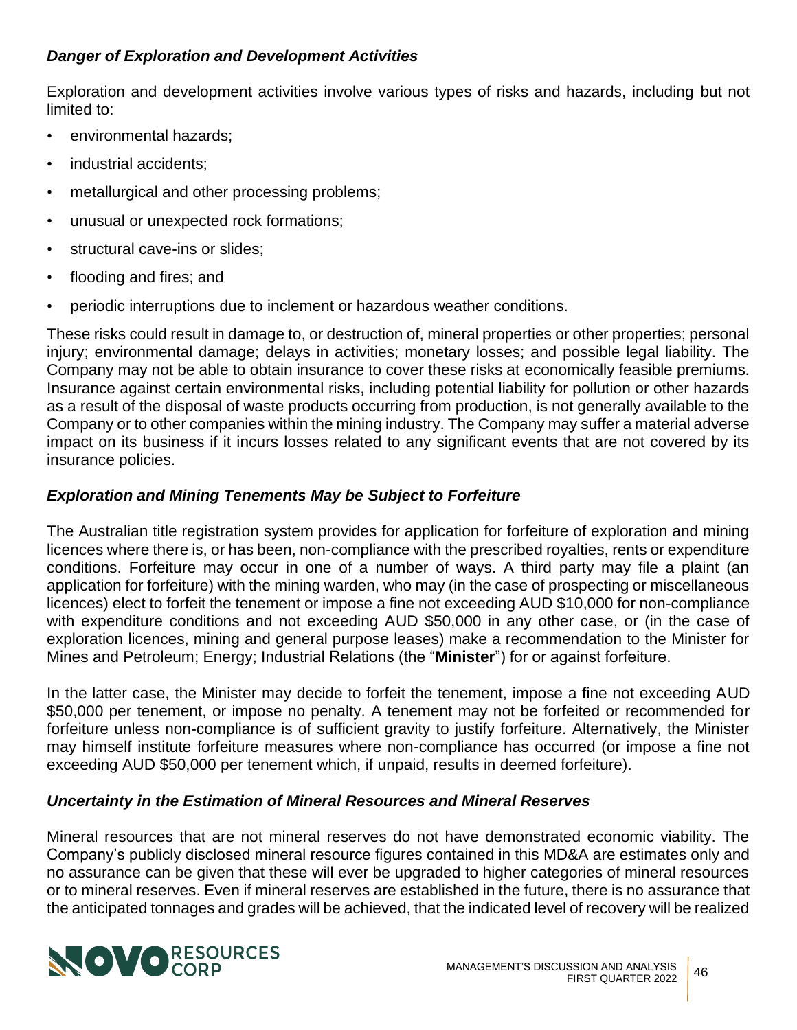### *Danger of Exploration and Development Activities*

Exploration and development activities involve various types of risks and hazards, including but not limited to:

- environmental hazards;
- industrial accidents;
- metallurgical and other processing problems;
- unusual or unexpected rock formations;
- structural cave-ins or slides;
- flooding and fires; and
- periodic interruptions due to inclement or hazardous weather conditions.

These risks could result in damage to, or destruction of, mineral properties or other properties; personal injury; environmental damage; delays in activities; monetary losses; and possible legal liability. The Company may not be able to obtain insurance to cover these risks at economically feasible premiums. Insurance against certain environmental risks, including potential liability for pollution or other hazards as a result of the disposal of waste products occurring from production, is not generally available to the Company or to other companies within the mining industry. The Company may suffer a material adverse impact on its business if it incurs losses related to any significant events that are not covered by its insurance policies.

### *Exploration and Mining Tenements May be Subject to Forfeiture*

The Australian title registration system provides for application for forfeiture of exploration and mining licences where there is, or has been, non-compliance with the prescribed royalties, rents or expenditure conditions. Forfeiture may occur in one of a number of ways. A third party may file a plaint (an application for forfeiture) with the mining warden, who may (in the case of prospecting or miscellaneous licences) elect to forfeit the tenement or impose a fine not exceeding AUD $10,000 for non-compliance with expenditure conditions and not exceeding AUD $50,000 in any other case, or (in the case of exploration licences, mining and general purpose leases) make a recommendation to the Minister for Mines and Petroleum; Energy; Industrial Relations (the "**Minister**") for or against forfeiture.

In the latter case, the Minister may decide to forfeit the tenement, impose a fine not exceeding AUD $50,000 per tenement, or impose no penalty. A tenement may not be forfeited or recommended for forfeiture unless non-compliance is of sufficient gravity to justify forfeiture. Alternatively, the Minister may himself institute forfeiture measures where non-compliance has occurred (or impose a fine not exceeding AUD $50,000 per tenement which, if unpaid, results in deemed forfeiture).

### *Uncertainty in the Estimation of Mineral Resources and Mineral Reserves*

Mineral resources that are not mineral reserves do not have demonstrated economic viability. The Company's publicly disclosed mineral resource figures contained in this MD&A are estimates only and no assurance can be given that these will ever be upgraded to higher categories of mineral resources or to mineral reserves. Even if mineral reserves are established in the future, there is no assurance that the anticipated tonnages and grades will be achieved, that the indicated level of recovery will be realized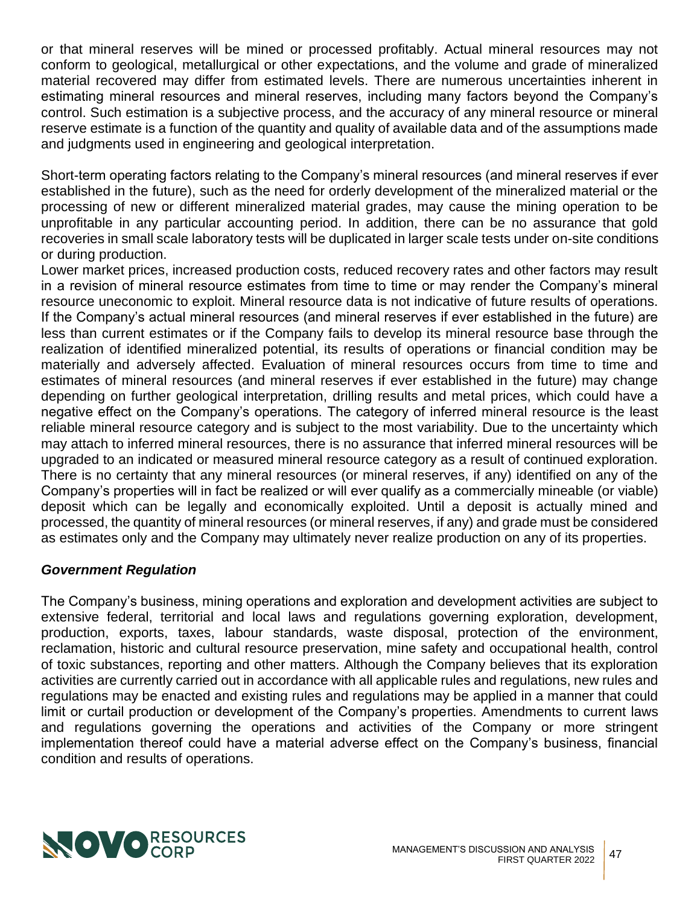or that mineral reserves will be mined or processed profitably. Actual mineral resources may not conform to geological, metallurgical or other expectations, and the volume and grade of mineralized material recovered may differ from estimated levels. There are numerous uncertainties inherent in estimating mineral resources and mineral reserves, including many factors beyond the Company's control. Such estimation is a subjective process, and the accuracy of any mineral resource or mineral reserve estimate is a function of the quantity and quality of available data and of the assumptions made and judgments used in engineering and geological interpretation.

Short-term operating factors relating to the Company's mineral resources (and mineral reserves if ever established in the future), such as the need for orderly development of the mineralized material or the processing of new or different mineralized material grades, may cause the mining operation to be unprofitable in any particular accounting period. In addition, there can be no assurance that gold recoveries in small scale laboratory tests will be duplicated in larger scale tests under on-site conditions or during production.

Lower market prices, increased production costs, reduced recovery rates and other factors may result in a revision of mineral resource estimates from time to time or may render the Company's mineral resource uneconomic to exploit. Mineral resource data is not indicative of future results of operations. If the Company's actual mineral resources (and mineral reserves if ever established in the future) are less than current estimates or if the Company fails to develop its mineral resource base through the realization of identified mineralized potential, its results of operations or financial condition may be materially and adversely affected. Evaluation of mineral resources occurs from time to time and estimates of mineral resources (and mineral reserves if ever established in the future) may change depending on further geological interpretation, drilling results and metal prices, which could have a negative effect on the Company's operations. The category of inferred mineral resource is the least reliable mineral resource category and is subject to the most variability. Due to the uncertainty which may attach to inferred mineral resources, there is no assurance that inferred mineral resources will be upgraded to an indicated or measured mineral resource category as a result of continued exploration. There is no certainty that any mineral resources (or mineral reserves, if any) identified on any of the Company's properties will in fact be realized or will ever qualify as a commercially mineable (or viable) deposit which can be legally and economically exploited. Until a deposit is actually mined and processed, the quantity of mineral resources (or mineral reserves, if any) and grade must be considered as estimates only and the Company may ultimately never realize production on any of its properties.

***Government Regulation***

The Company's business, mining operations and exploration and development activities are subject to extensive federal, territorial and local laws and regulations governing exploration, development, production, exports, taxes, labour standards, waste disposal, protection of the environment, reclamation, historic and cultural resource preservation, mine safety and occupational health, control of toxic substances, reporting and other matters. Although the Company believes that its exploration activities are currently carried out in accordance with all applicable rules and regulations, new rules and regulations may be enacted and existing rules and regulations may be applied in a manner that could limit or curtail production or development of the Company's properties. Amendments to current laws and regulations governing the operations and activities of the Company or more stringent implementation thereof could have a material adverse effect on the Company's business, financial condition and results of operations.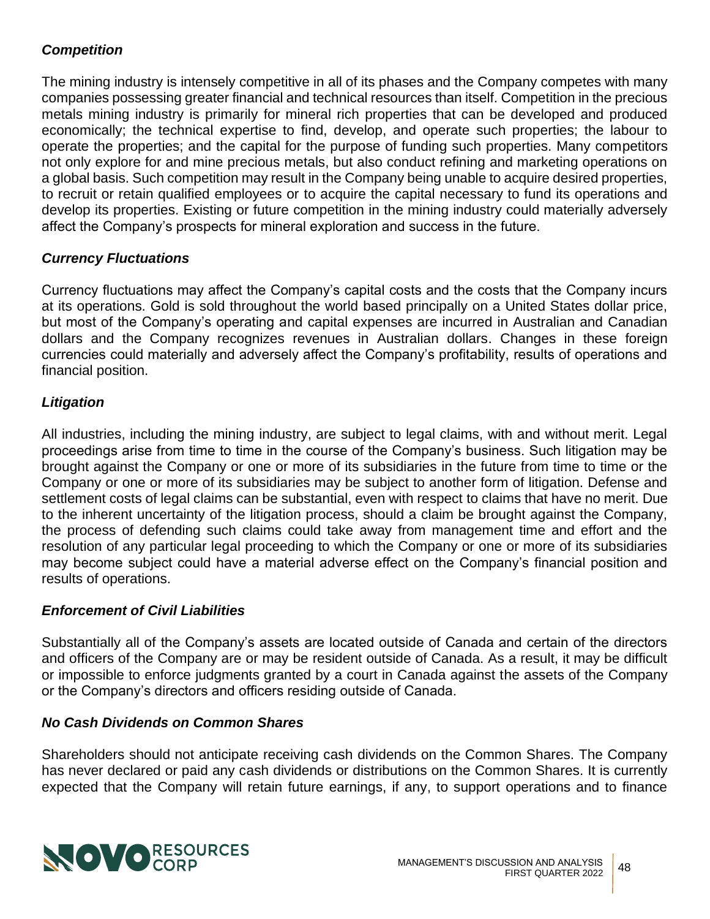### *Competition*

The mining industry is intensely competitive in all of its phases and the Company competes with many companies possessing greater financial and technical resources than itself. Competition in the precious metals mining industry is primarily for mineral rich properties that can be developed and produced economically; the technical expertise to find, develop, and operate such properties; the labour to operate the properties; and the capital for the purpose of funding such properties. Many competitors not only explore for and mine precious metals, but also conduct refining and marketing operations on a global basis. Such competition may result in the Company being unable to acquire desired properties, to recruit or retain qualified employees or to acquire the capital necessary to fund its operations and develop its properties. Existing or future competition in the mining industry could materially adversely affect the Company's prospects for mineral exploration and success in the future.

### *Currency Fluctuations*

Currency fluctuations may affect the Company's capital costs and the costs that the Company incurs at its operations. Gold is sold throughout the world based principally on a United States dollar price, but most of the Company's operating and capital expenses are incurred in Australian and Canadian dollars and the Company recognizes revenues in Australian dollars. Changes in these foreign currencies could materially and adversely affect the Company's profitability, results of operations and financial position.

### *Litigation*

All industries, including the mining industry, are subject to legal claims, with and without merit. Legal proceedings arise from time to time in the course of the Company's business. Such litigation may be brought against the Company or one or more of its subsidiaries in the future from time to time or the Company or one or more of its subsidiaries may be subject to another form of litigation. Defense and settlement costs of legal claims can be substantial, even with respect to claims that have no merit. Due to the inherent uncertainty of the litigation process, should a claim be brought against the Company, the process of defending such claims could take away from management time and effort and the resolution of any particular legal proceeding to which the Company or one or more of its subsidiaries may become subject could have a material adverse effect on the Company's financial position and results of operations.

### *Enforcement of Civil Liabilities*

Substantially all of the Company's assets are located outside of Canada and certain of the directors and officers of the Company are or may be resident outside of Canada. As a result, it may be difficult or impossible to enforce judgments granted by a court in Canada against the assets of the Company or the Company's directors and officers residing outside of Canada.

### *No Cash Dividends on Common Shares*

Shareholders should not anticipate receiving cash dividends on the Common Shares. The Company has never declared or paid any cash dividends or distributions on the Common Shares. It is currently expected that the Company will retain future earnings, if any, to support operations and to finance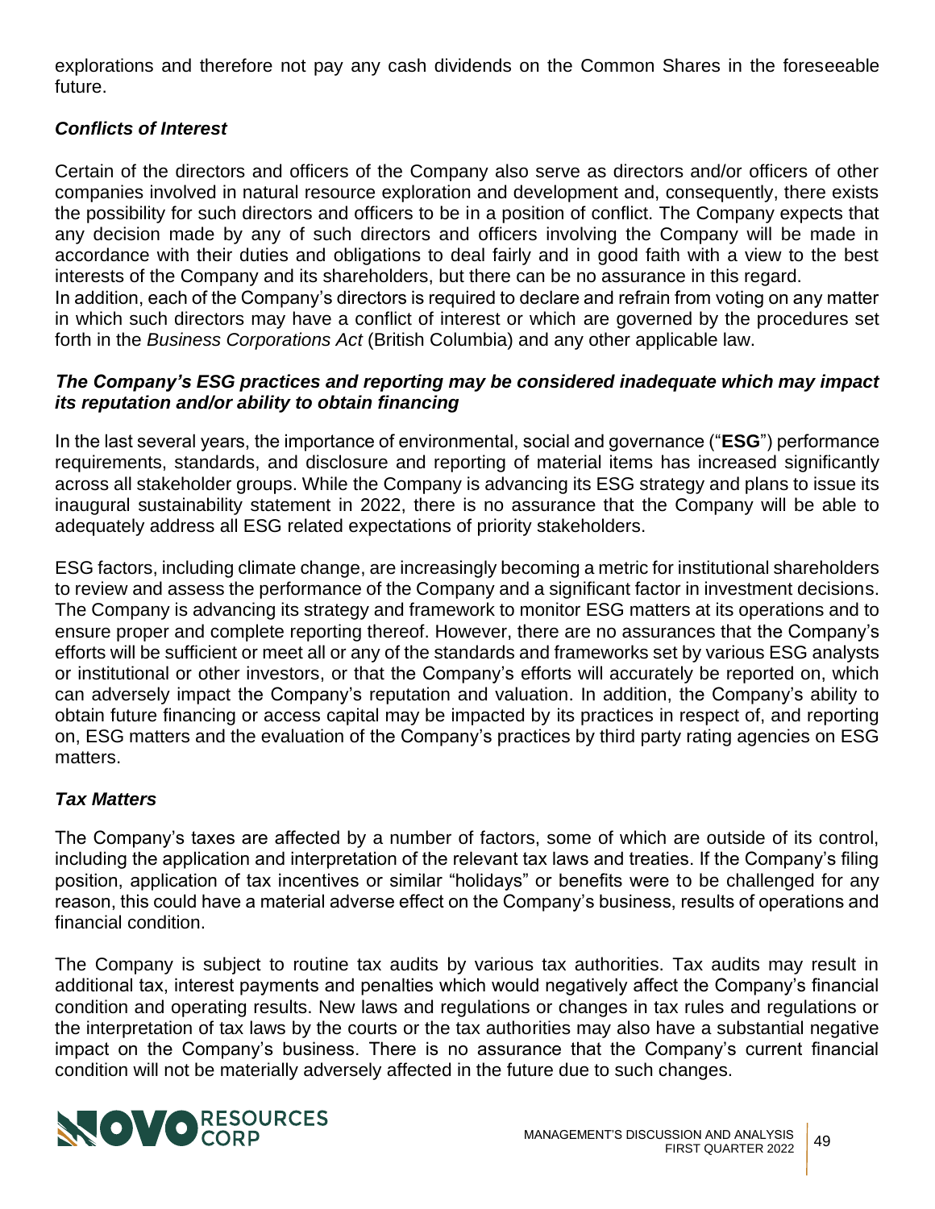explorations and therefore not pay any cash dividends on the Common Shares in the foreseeable future.

### *Conflicts of Interest*

Certain of the directors and officers of the Company also serve as directors and/or officers of other companies involved in natural resource exploration and development and, consequently, there exists the possibility for such directors and officers to be in a position of conflict. The Company expects that any decision made by any of such directors and officers involving the Company will be made in accordance with their duties and obligations to deal fairly and in good faith with a view to the best interests of the Company and its shareholders, but there can be no assurance in this regard.
In addition, each of the Company's directors is required to declare and refrain from voting on any matter in which such directors may have a conflict of interest or which are governed by the procedures set forth in the *Business Corporations Act* (British Columbia) and any other applicable law.

### *The Company's ESG practices and reporting may be considered inadequate which may impact its reputation and/or ability to obtain financing*

In the last several years, the importance of environmental, social and governance ("**ESG**") performance requirements, standards, and disclosure and reporting of material items has increased significantly across all stakeholder groups. While the Company is advancing its ESG strategy and plans to issue its inaugural sustainability statement in 2022, there is no assurance that the Company will be able to adequately address all ESG related expectations of priority stakeholders.

ESG factors, including climate change, are increasingly becoming a metric for institutional shareholders to review and assess the performance of the Company and a significant factor in investment decisions. The Company is advancing its strategy and framework to monitor ESG matters at its operations and to ensure proper and complete reporting thereof. However, there are no assurances that the Company's efforts will be sufficient or meet all or any of the standards and frameworks set by various ESG analysts or institutional or other investors, or that the Company's efforts will accurately be reported on, which can adversely impact the Company's reputation and valuation. In addition, the Company's ability to obtain future financing or access capital may be impacted by its practices in respect of, and reporting on, ESG matters and the evaluation of the Company's practices by third party rating agencies on ESG matters.

### *Tax Matters*

The Company's taxes are affected by a number of factors, some of which are outside of its control, including the application and interpretation of the relevant tax laws and treaties. If the Company's filing position, application of tax incentives or similar "holidays" or benefits were to be challenged for any reason, this could have a material adverse effect on the Company's business, results of operations and financial condition.

The Company is subject to routine tax audits by various tax authorities. Tax audits may result in additional tax, interest payments and penalties which would negatively affect the Company's financial condition and operating results. New laws and regulations or changes in tax rules and regulations or the interpretation of tax laws by the courts or the tax authorities may also have a substantial negative impact on the Company's business. There is no assurance that the Company's current financial condition will not be materially adversely affected in the future due to such changes.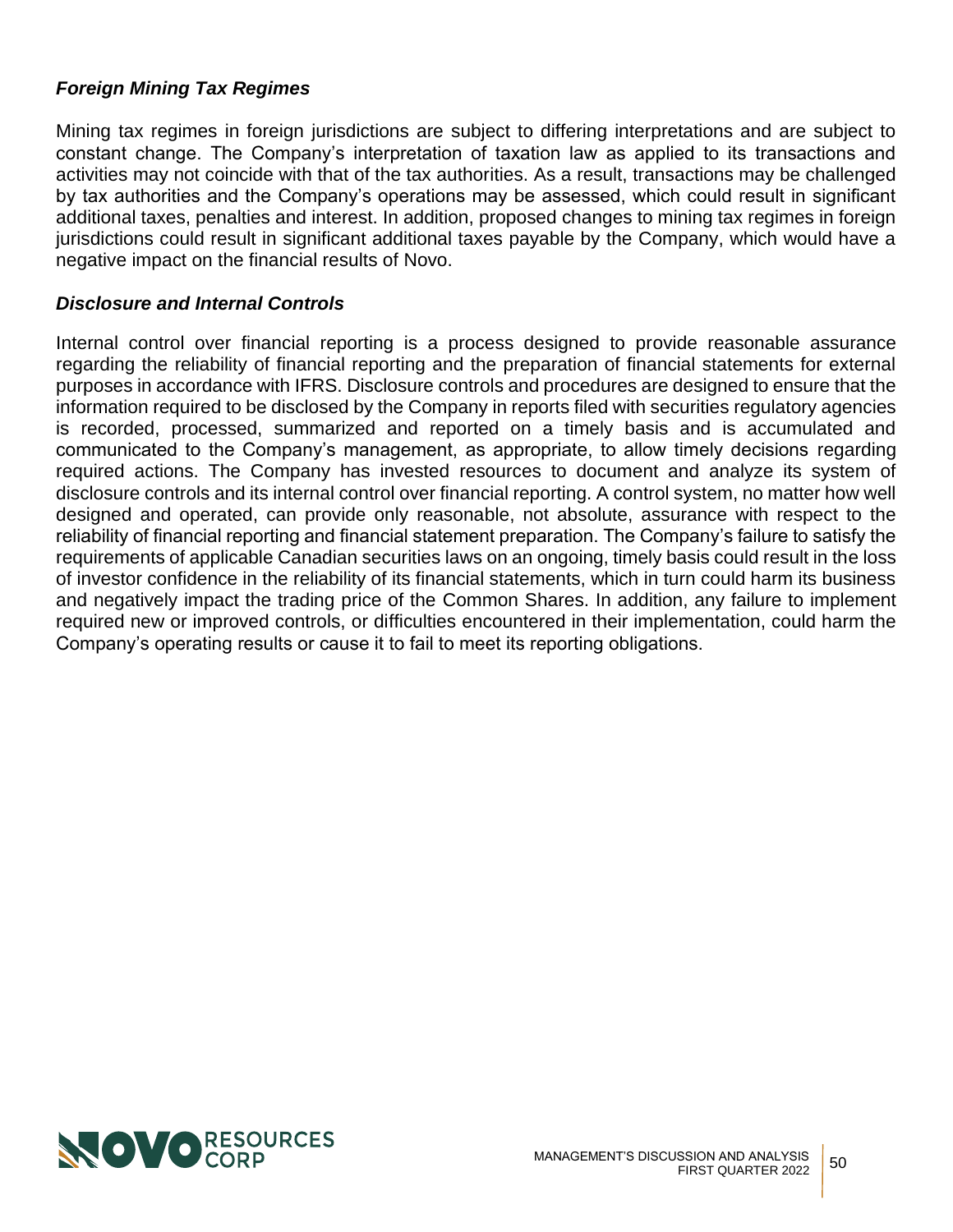***Foreign Mining Tax Regimes***

Mining tax regimes in foreign jurisdictions are subject to differing interpretations and are subject to constant change. The Company's interpretation of taxation law as applied to its transactions and activities may not coincide with that of the tax authorities. As a result, transactions may be challenged by tax authorities and the Company's operations may be assessed, which could result in significant additional taxes, penalties and interest. In addition, proposed changes to mining tax regimes in foreign jurisdictions could result in significant additional taxes payable by the Company, which would have a negative impact on the financial results of Novo.

***Disclosure and Internal Controls***

Internal control over financial reporting is a process designed to provide reasonable assurance regarding the reliability of financial reporting and the preparation of financial statements for external purposes in accordance with IFRS. Disclosure controls and procedures are designed to ensure that the information required to be disclosed by the Company in reports filed with securities regulatory agencies is recorded, processed, summarized and reported on a timely basis and is accumulated and communicated to the Company's management, as appropriate, to allow timely decisions regarding required actions. The Company has invested resources to document and analyze its system of disclosure controls and its internal control over financial reporting. A control system, no matter how well designed and operated, can provide only reasonable, not absolute, assurance with respect to the reliability of financial reporting and financial statement preparation. The Company's failure to satisfy the requirements of applicable Canadian securities laws on an ongoing, timely basis could result in the loss of investor confidence in the reliability of its financial statements, which in turn could harm its business and negatively impact the trading price of the Common Shares. In addition, any failure to implement required new or improved controls, or difficulties encountered in their implementation, could harm the Company's operating results or cause it to fail to meet its reporting obligations.